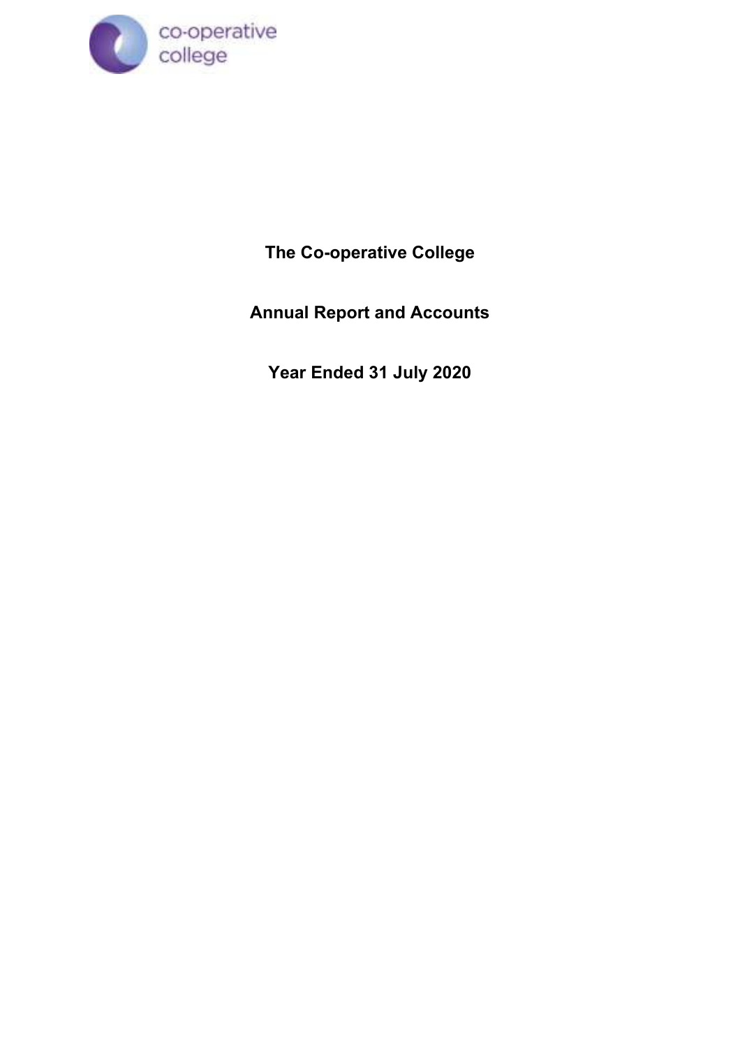co-operative college

# The Co-operative College

## Annual Report and Accounts

## Year Ended 31 July 2020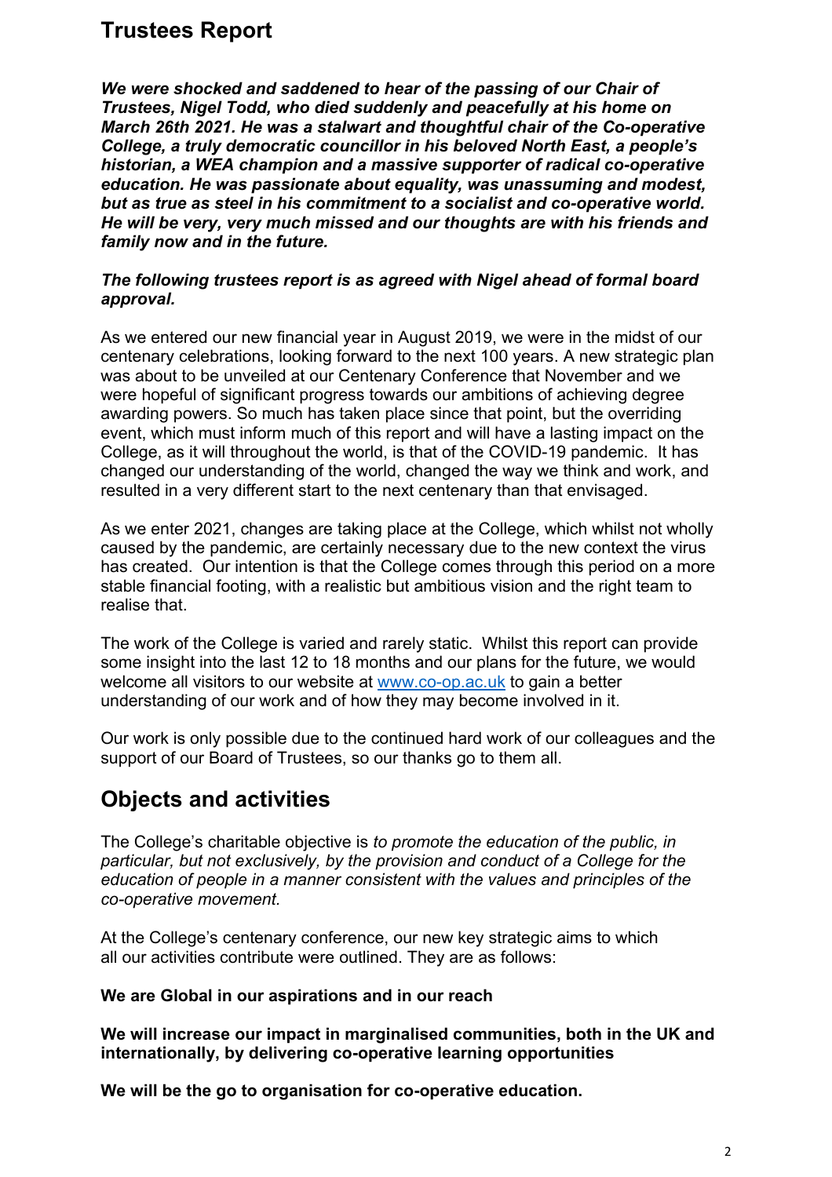# Trustees Report

***We were shocked and saddened to hear of the passing of our Chair of Trustees, Nigel Todd, who died suddenly and peacefully at his home on March 26th 2021. He was a stalwart and thoughtful chair of the Co-operative College, a truly democratic councillor in his beloved North East, a people's historian, a WEA champion and a massive supporter of radical co-operative education. He was passionate about equality, was unassuming and modest, but as true as steel in his commitment to a socialist and co-operative world. He will be very, very much missed and our thoughts are with his friends and family now and in the future.***

***The following trustees report is as agreed with Nigel ahead of formal board approval.***

As we entered our new financial year in August 2019, we were in the midst of our centenary celebrations, looking forward to the next 100 years. A new strategic plan was about to be unveiled at our Centenary Conference that November and we were hopeful of significant progress towards our ambitions of achieving degree awarding powers. So much has taken place since that point, but the overriding event, which must inform much of this report and will have a lasting impact on the College, as it will throughout the world, is that of the COVID-19 pandemic. It has changed our understanding of the world, changed the way we think and work, and resulted in a very different start to the next centenary than that envisaged.

As we enter 2021, changes are taking place at the College, which whilst not wholly caused by the pandemic, are certainly necessary due to the new context the virus has created. Our intention is that the College comes through this period on a more stable financial footing, with a realistic but ambitious vision and the right team to realise that.

The work of the College is varied and rarely static. Whilst this report can provide some insight into the last 12 to 18 months and our plans for the future, we would welcome all visitors to our website at [www.co-op.ac.uk](http://www.co-op.ac.uk) to gain a better understanding of our work and of how they may become involved in it.

Our work is only possible due to the continued hard work of our colleagues and the support of our Board of Trustees, so our thanks go to them all.

## Objects and activities

The College's charitable objective is *to promote the education of the public, in particular, but not exclusively, by the provision and conduct of a College for the education of people in a manner consistent with the values and principles of the co-operative movement.*

At the College's centenary conference, our new key strategic aims to which all our activities contribute were outlined. They are as follows:

**We are Global in our aspirations and in our reach**

**We will increase our impact in marginalised communities, both in the UK and internationally, by delivering co-operative learning opportunities**

**We will be the go to organisation for co-operative education.**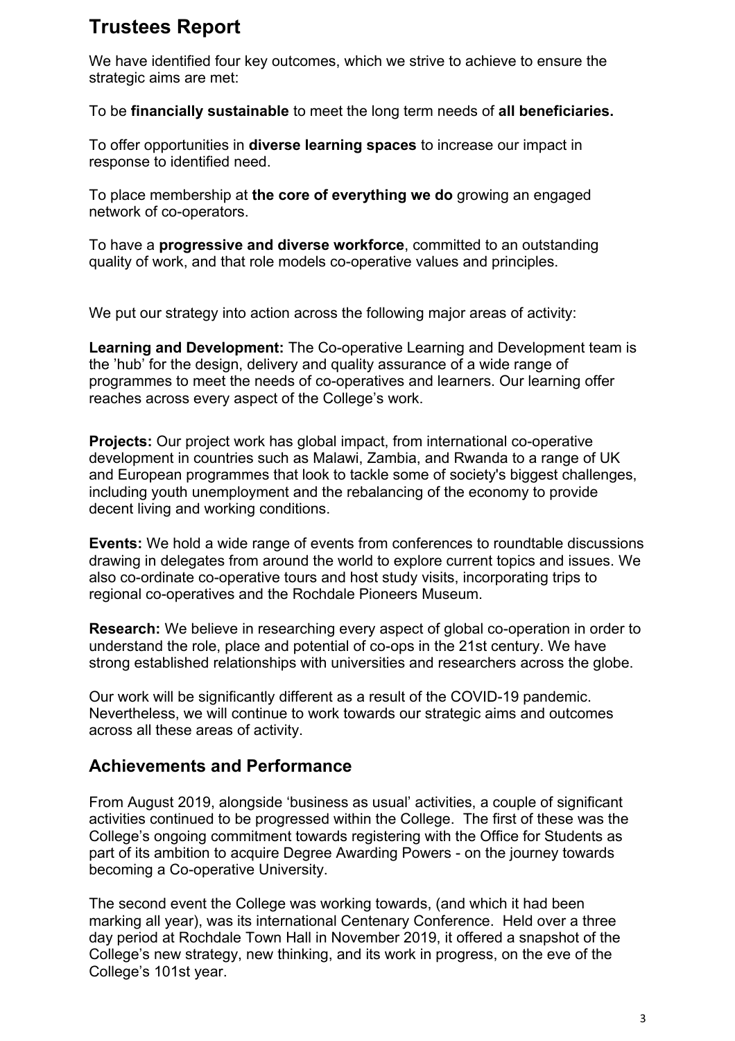# Trustees Report

We have identified four key outcomes, which we strive to achieve to ensure the strategic aims are met:

To be **financially sustainable** to meet the long term needs of **all beneficiaries.**

To offer opportunities in **diverse learning spaces** to increase our impact in response to identified need.

To place membership at **the core of everything we do** growing an engaged network of co-operators.

To have a **progressive and diverse workforce**, committed to an outstanding quality of work, and that role models co-operative values and principles.

We put our strategy into action across the following major areas of activity:

**Learning and Development:** The Co-operative Learning and Development team is the 'hub' for the design, delivery and quality assurance of a wide range of programmes to meet the needs of co-operatives and learners. Our learning offer reaches across every aspect of the College's work.

**Projects:** Our project work has global impact, from international co-operative development in countries such as Malawi, Zambia, and Rwanda to a range of UK and European programmes that look to tackle some of society's biggest challenges, including youth unemployment and the rebalancing of the economy to provide decent living and working conditions.

**Events:** We hold a wide range of events from conferences to roundtable discussions drawing in delegates from around the world to explore current topics and issues. We also co-ordinate co-operative tours and host study visits, incorporating trips to regional co-operatives and the Rochdale Pioneers Museum.

**Research:** We believe in researching every aspect of global co-operation in order to understand the role, place and potential of co-ops in the 21st century. We have strong established relationships with universities and researchers across the globe.

Our work will be significantly different as a result of the COVID-19 pandemic. Nevertheless, we will continue to work towards our strategic aims and outcomes across all these areas of activity.

## Achievements and Performance

From August 2019, alongside 'business as usual' activities, a couple of significant activities continued to be progressed within the College. The first of these was the College's ongoing commitment towards registering with the Office for Students as part of its ambition to acquire Degree Awarding Powers - on the journey towards becoming a Co-operative University.

The second event the College was working towards, (and which it had been marking all year), was its international Centenary Conference. Held over a three day period at Rochdale Town Hall in November 2019, it offered a snapshot of the College's new strategy, new thinking, and its work in progress, on the eve of the College's 101st year.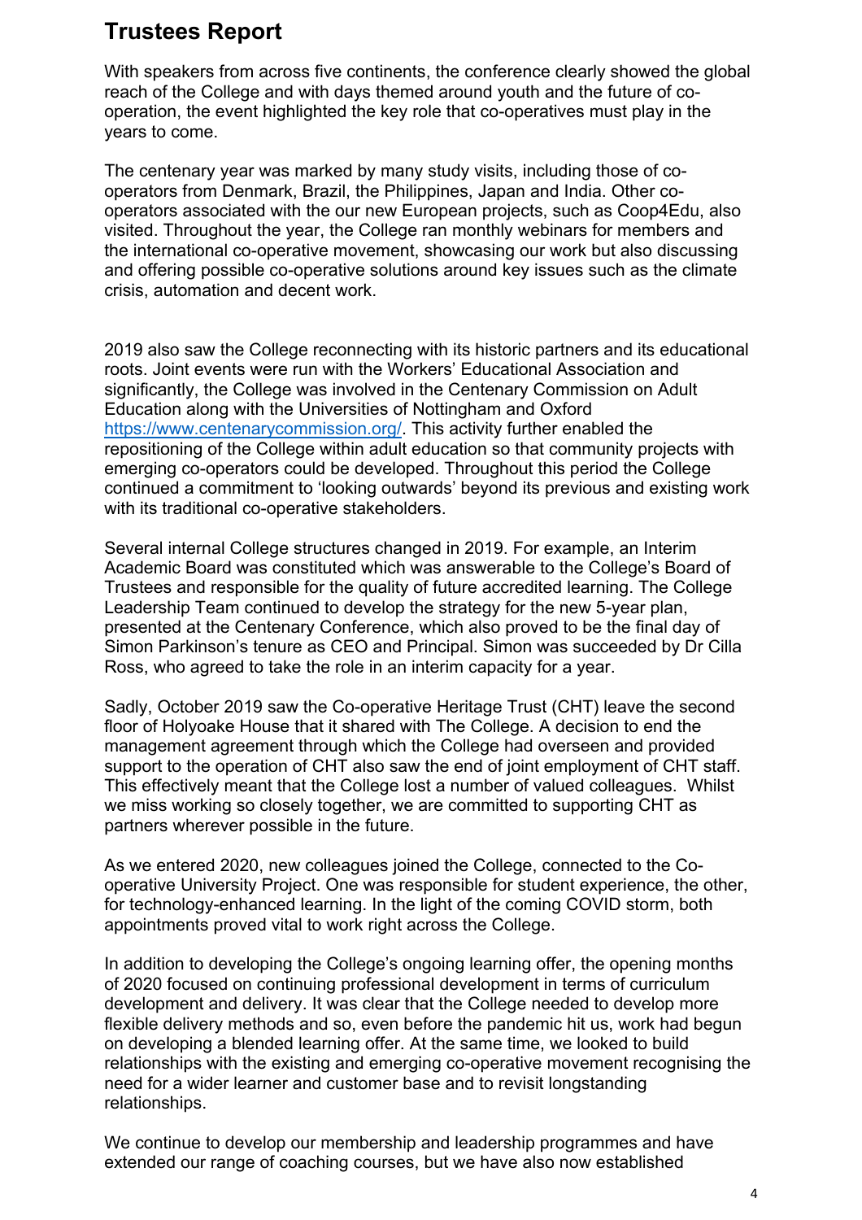# Trustees Report

With speakers from across five continents, the conference clearly showed the global reach of the College and with days themed around youth and the future of co-operation, the event highlighted the key role that co-operatives must play in the years to come.

The centenary year was marked by many study visits, including those of co-operators from Denmark, Brazil, the Philippines, Japan and India. Other co-operators associated with the our new European projects, such as Coop4Edu, also visited. Throughout the year, the College ran monthly webinars for members and the international co-operative movement, showcasing our work but also discussing and offering possible co-operative solutions around key issues such as the climate crisis, automation and decent work.

2019 also saw the College reconnecting with its historic partners and its educational roots. Joint events were run with the Workers' Educational Association and significantly, the College was involved in the Centenary Commission on Adult Education along with the Universities of Nottingham and Oxford https://www.centenarycommission.org/. This activity further enabled the repositioning of the College within adult education so that community projects with emerging co-operators could be developed. Throughout this period the College continued a commitment to 'looking outwards' beyond its previous and existing work with its traditional co-operative stakeholders.

Several internal College structures changed in 2019. For example, an Interim Academic Board was constituted which was answerable to the College's Board of Trustees and responsible for the quality of future accredited learning. The College Leadership Team continued to develop the strategy for the new 5-year plan, presented at the Centenary Conference, which also proved to be the final day of Simon Parkinson's tenure as CEO and Principal. Simon was succeeded by Dr Cilla Ross, who agreed to take the role in an interim capacity for a year.

Sadly, October 2019 saw the Co-operative Heritage Trust (CHT) leave the second floor of Holyoake House that it shared with The College. A decision to end the management agreement through which the College had overseen and provided support to the operation of CHT also saw the end of joint employment of CHT staff. This effectively meant that the College lost a number of valued colleagues. Whilst we miss working so closely together, we are committed to supporting CHT as partners wherever possible in the future.

As we entered 2020, new colleagues joined the College, connected to the Co-operative University Project. One was responsible for student experience, the other, for technology-enhanced learning. In the light of the coming COVID storm, both appointments proved vital to work right across the College.

In addition to developing the College's ongoing learning offer, the opening months of 2020 focused on continuing professional development in terms of curriculum development and delivery. It was clear that the College needed to develop more flexible delivery methods and so, even before the pandemic hit us, work had begun on developing a blended learning offer. At the same time, we looked to build relationships with the existing and emerging co-operative movement recognising the need for a wider learner and customer base and to revisit longstanding relationships.

We continue to develop our membership and leadership programmes and have extended our range of coaching courses, but we have also now established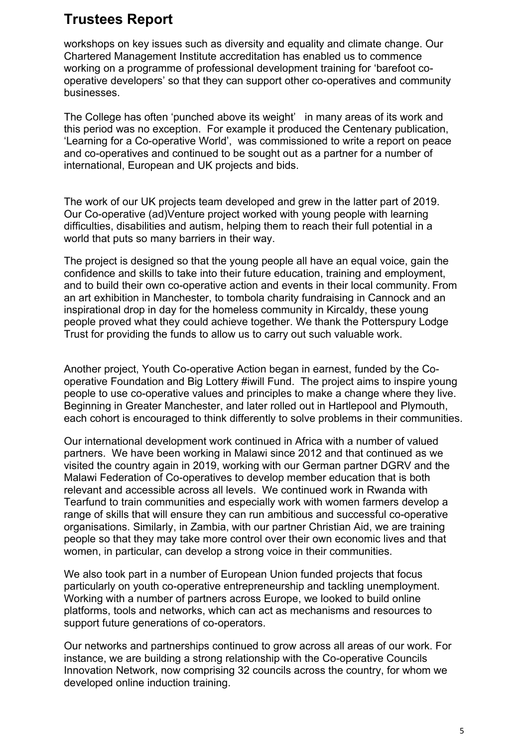# Trustees Report

workshops on key issues such as diversity and equality and climate change. Our Chartered Management Institute accreditation has enabled us to commence working on a programme of professional development training for 'barefoot co-operative developers' so that they can support other co-operatives and community businesses.

The College has often 'punched above its weight' in many areas of its work and this period was no exception. For example it produced the Centenary publication, 'Learning for a Co-operative World', was commissioned to write a report on peace and co-operatives and continued to be sought out as a partner for a number of international, European and UK projects and bids.

The work of our UK projects team developed and grew in the latter part of 2019. Our Co-operative (ad)Venture project worked with young people with learning difficulties, disabilities and autism, helping them to reach their full potential in a world that puts so many barriers in their way.

The project is designed so that the young people all have an equal voice, gain the confidence and skills to take into their future education, training and employment, and to build their own co-operative action and events in their local community. From an art exhibition in Manchester, to tombola charity fundraising in Cannock and an inspirational drop in day for the homeless community in Kircaldy, these young people proved what they could achieve together. We thank the Potterspury Lodge Trust for providing the funds to allow us to carry out such valuable work.

Another project, Youth Co-operative Action began in earnest, funded by the Co-operative Foundation and Big Lottery #iwill Fund. The project aims to inspire young people to use co-operative values and principles to make a change where they live. Beginning in Greater Manchester, and later rolled out in Hartlepool and Plymouth, each cohort is encouraged to think differently to solve problems in their communities.

Our international development work continued in Africa with a number of valued partners. We have been working in Malawi since 2012 and that continued as we visited the country again in 2019, working with our German partner DGRV and the Malawi Federation of Co-operatives to develop member education that is both relevant and accessible across all levels. We continued work in Rwanda with Tearfund to train communities and especially work with women farmers develop a range of skills that will ensure they can run ambitious and successful co-operative organisations. Similarly, in Zambia, with our partner Christian Aid, we are training people so that they may take more control over their own economic lives and that women, in particular, can develop a strong voice in their communities.

We also took part in a number of European Union funded projects that focus particularly on youth co-operative entrepreneurship and tackling unemployment. Working with a number of partners across Europe, we looked to build online platforms, tools and networks, which can act as mechanisms and resources to support future generations of co-operators.

Our networks and partnerships continued to grow across all areas of our work. For instance, we are building a strong relationship with the Co-operative Councils Innovation Network, now comprising 32 councils across the country, for whom we developed online induction training.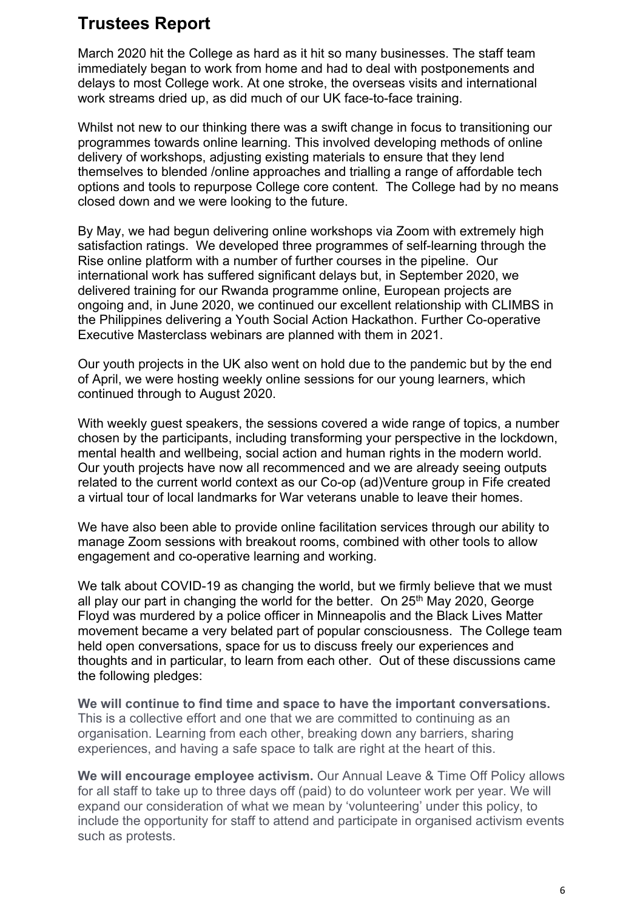# Trustees Report

March 2020 hit the College as hard as it hit so many businesses. The staff team immediately began to work from home and had to deal with postponements and delays to most College work. At one stroke, the overseas visits and international work streams dried up, as did much of our UK face-to-face training.

Whilst not new to our thinking there was a swift change in focus to transitioning our programmes towards online learning. This involved developing methods of online delivery of workshops, adjusting existing materials to ensure that they lend themselves to blended /online approaches and trialling a range of affordable tech options and tools to repurpose College core content. The College had by no means closed down and we were looking to the future.

By May, we had begun delivering online workshops via Zoom with extremely high satisfaction ratings. We developed three programmes of self-learning through the Rise online platform with a number of further courses in the pipeline. Our international work has suffered significant delays but, in September 2020, we delivered training for our Rwanda programme online, European projects are ongoing and, in June 2020, we continued our excellent relationship with CLIMBS in the Philippines delivering a Youth Social Action Hackathon. Further Co-operative Executive Masterclass webinars are planned with them in 2021.

Our youth projects in the UK also went on hold due to the pandemic but by the end of April, we were hosting weekly online sessions for our young learners, which continued through to August 2020.

With weekly guest speakers, the sessions covered a wide range of topics, a number chosen by the participants, including transforming your perspective in the lockdown, mental health and wellbeing, social action and human rights in the modern world. Our youth projects have now all recommenced and we are already seeing outputs related to the current world context as our Co-op (ad)Venture group in Fife created a virtual tour of local landmarks for War veterans unable to leave their homes.

We have also been able to provide online facilitation services through our ability to manage Zoom sessions with breakout rooms, combined with other tools to allow engagement and co-operative learning and working.

We talk about COVID-19 as changing the world, but we firmly believe that we must all play our part in changing the world for the better. On 25th May 2020, George Floyd was murdered by a police officer in Minneapolis and the Black Lives Matter movement became a very belated part of popular consciousness. The College team held open conversations, space for us to discuss freely our experiences and thoughts and in particular, to learn from each other. Out of these discussions came the following pledges:

**We will continue to find time and space to have the important conversations.** This is a collective effort and one that we are committed to continuing as an organisation. Learning from each other, breaking down any barriers, sharing experiences, and having a safe space to talk are right at the heart of this.

**We will encourage employee activism.** Our Annual Leave & Time Off Policy allows for all staff to take up to three days off (paid) to do volunteer work per year. We will expand our consideration of what we mean by 'volunteering' under this policy, to include the opportunity for staff to attend and participate in organised activism events such as protests.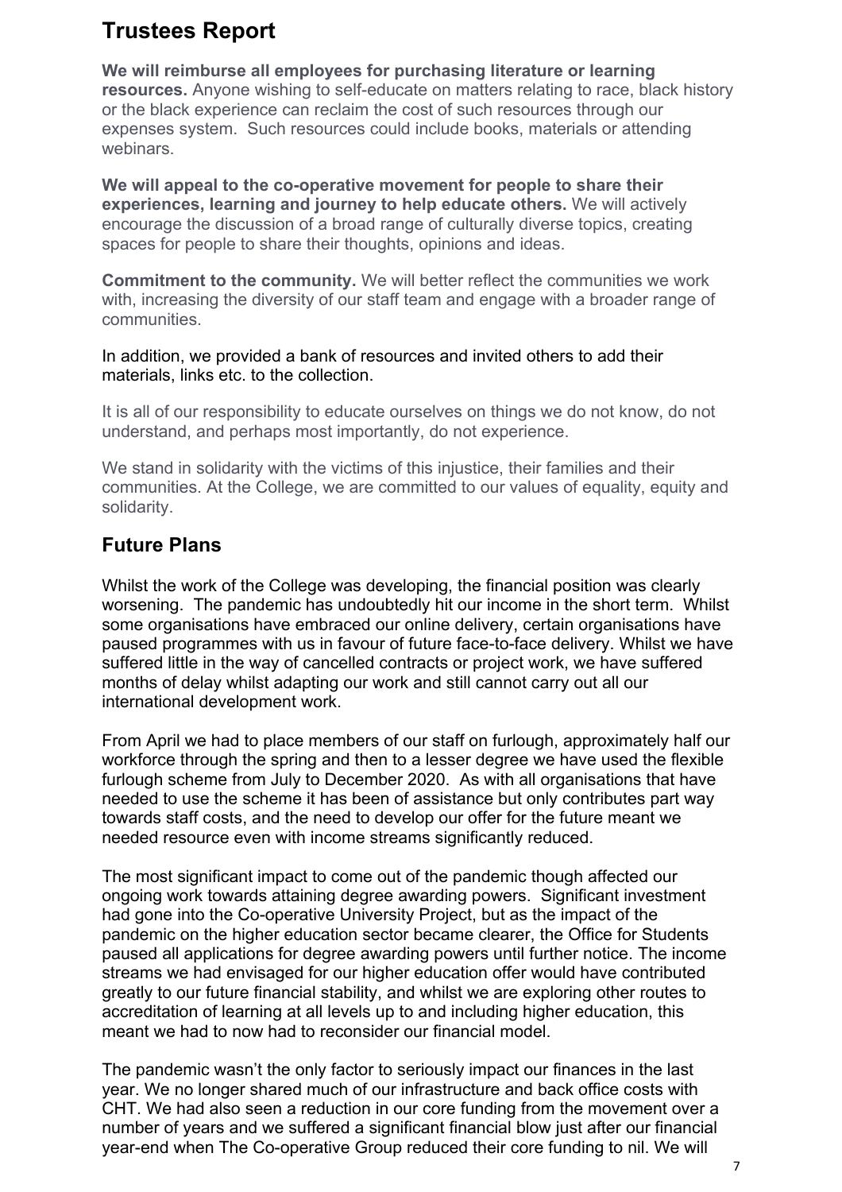## Trustees Report

**We will reimburse all employees for purchasing literature or learning resources.** Anyone wishing to self-educate on matters relating to race, black history or the black experience can reclaim the cost of such resources through our expenses system. Such resources could include books, materials or attending webinars.

**We will appeal to the co-operative movement for people to share their experiences, learning and journey to help educate others.** We will actively encourage the discussion of a broad range of culturally diverse topics, creating spaces for people to share their thoughts, opinions and ideas.

**Commitment to the community.** We will better reflect the communities we work with, increasing the diversity of our staff team and engage with a broader range of communities.

In addition, we provided a bank of resources and invited others to add their materials, links etc. to the collection.

It is all of our responsibility to educate ourselves on things we do not know, do not understand, and perhaps most importantly, do not experience.

We stand in solidarity with the victims of this injustice, their families and their communities. At the College, we are committed to our values of equality, equity and solidarity.

## Future Plans

Whilst the work of the College was developing, the financial position was clearly worsening. The pandemic has undoubtedly hit our income in the short term. Whilst some organisations have embraced our online delivery, certain organisations have paused programmes with us in favour of future face-to-face delivery. Whilst we have suffered little in the way of cancelled contracts or project work, we have suffered months of delay whilst adapting our work and still cannot carry out all our international development work.

From April we had to place members of our staff on furlough, approximately half our workforce through the spring and then to a lesser degree we have used the flexible furlough scheme from July to December 2020. As with all organisations that have needed to use the scheme it has been of assistance but only contributes part way towards staff costs, and the need to develop our offer for the future meant we needed resource even with income streams significantly reduced.

The most significant impact to come out of the pandemic though affected our ongoing work towards attaining degree awarding powers. Significant investment had gone into the Co-operative University Project, but as the impact of the pandemic on the higher education sector became clearer, the Office for Students paused all applications for degree awarding powers until further notice. The income streams we had envisaged for our higher education offer would have contributed greatly to our future financial stability, and whilst we are exploring other routes to accreditation of learning at all levels up to and including higher education, this meant we had to now had to reconsider our financial model.

The pandemic wasn't the only factor to seriously impact our finances in the last year. We no longer shared much of our infrastructure and back office costs with CHT. We had also seen a reduction in our core funding from the movement over a number of years and we suffered a significant financial blow just after our financial year-end when The Co-operative Group reduced their core funding to nil. We will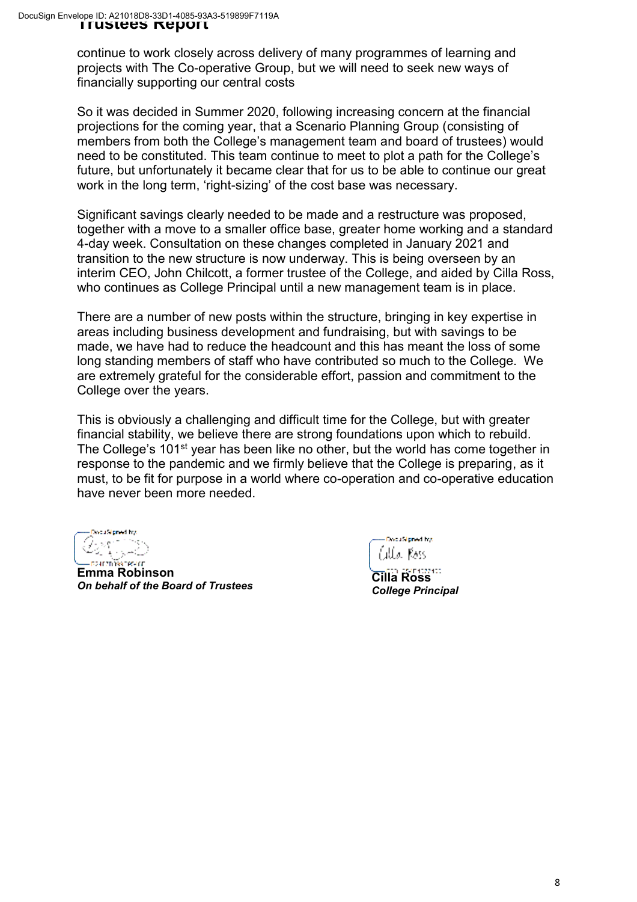continue to work closely across delivery of many programmes of learning and projects with The Co-operative Group, but we will need to seek new ways of financially supporting our central costs

So it was decided in Summer 2020, following increasing concern at the financial projections for the coming year, that a Scenario Planning Group (consisting of members from both the College's management team and board of trustees) would need to be constituted. This team continue to meet to plot a path for the College's future, but unfortunately it became clear that for us to be able to continue our great work in the long term, 'right-sizing' of the cost base was necessary.

Significant savings clearly needed to be made and a restructure was proposed, together with a move to a smaller office base, greater home working and a standard 4-day week. Consultation on these changes completed in January 2021 and transition to the new structure is now underway. This is being overseen by an interim CEO, John Chilcott, a former trustee of the College, and aided by Cilla Ross, who continues as College Principal until a new management team is in place.

There are a number of new posts within the structure, bringing in key expertise in areas including business development and fundraising, but with savings to be made, we have had to reduce the headcount and this has meant the loss of some long standing members of staff who have contributed so much to the College. We are extremely grateful for the considerable effort, passion and commitment to the College over the years.

This is obviously a challenging and difficult time for the College, but with greater financial stability, we believe there are strong foundations upon which to rebuild. The College's 101st year has been like no other, but the world has come together in response to the pandemic and we firmly believe that the College is preparing, as it must, to be fit for purpose in a world where co-operation and co-operative education have never been more needed.

**Emma Robinson**
***On behalf of the Board of Trustees***

**Cilla Ross**
***College Principal***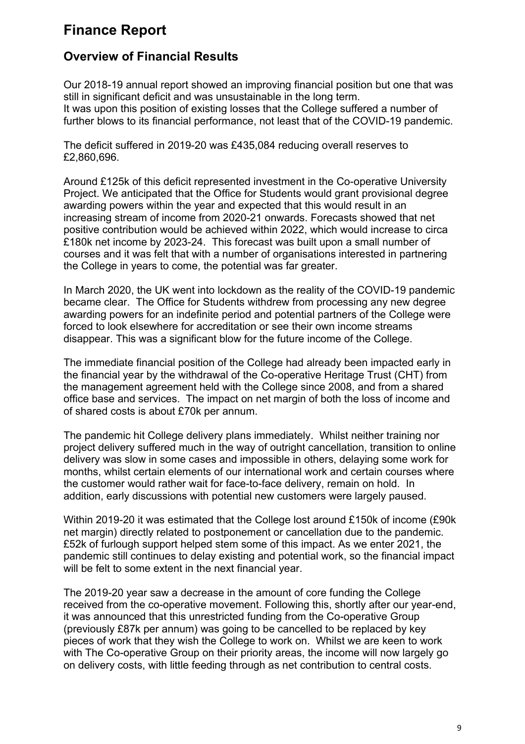# Finance Report

## Overview of Financial Results

Our 2018-19 annual report showed an improving financial position but one that was still in significant deficit and was unsustainable in the long term.
It was upon this position of existing losses that the College suffered a number of further blows to its financial performance, not least that of the COVID-19 pandemic.

The deficit suffered in 2019-20 was £435,084 reducing overall reserves to £2,860,696.

Around £125k of this deficit represented investment in the Co-operative University Project. We anticipated that the Office for Students would grant provisional degree awarding powers within the year and expected that this would result in an increasing stream of income from 2020-21 onwards. Forecasts showed that net positive contribution would be achieved within 2022, which would increase to circa £180k net income by 2023-24. This forecast was built upon a small number of courses and it was felt that with a number of organisations interested in partnering the College in years to come, the potential was far greater.

In March 2020, the UK went into lockdown as the reality of the COVID-19 pandemic became clear. The Office for Students withdrew from processing any new degree awarding powers for an indefinite period and potential partners of the College were forced to look elsewhere for accreditation or see their own income streams disappear. This was a significant blow for the future income of the College.

The immediate financial position of the College had already been impacted early in the financial year by the withdrawal of the Co-operative Heritage Trust (CHT) from the management agreement held with the College since 2008, and from a shared office base and services. The impact on net margin of both the loss of income and of shared costs is about £70k per annum.

The pandemic hit College delivery plans immediately. Whilst neither training nor project delivery suffered much in the way of outright cancellation, transition to online delivery was slow in some cases and impossible in others, delaying some work for months, whilst certain elements of our international work and certain courses where the customer would rather wait for face-to-face delivery, remain on hold. In addition, early discussions with potential new customers were largely paused.

Within 2019-20 it was estimated that the College lost around £150k of income (£90k net margin) directly related to postponement or cancellation due to the pandemic. £52k of furlough support helped stem some of this impact. As we enter 2021, the pandemic still continues to delay existing and potential work, so the financial impact will be felt to some extent in the next financial year.

The 2019-20 year saw a decrease in the amount of core funding the College received from the co-operative movement. Following this, shortly after our year-end, it was announced that this unrestricted funding from the Co-operative Group (previously £87k per annum) was going to be cancelled to be replaced by key pieces of work that they wish the College to work on. Whilst we are keen to work with The Co-operative Group on their priority areas, the income will now largely go on delivery costs, with little feeding through as net contribution to central costs.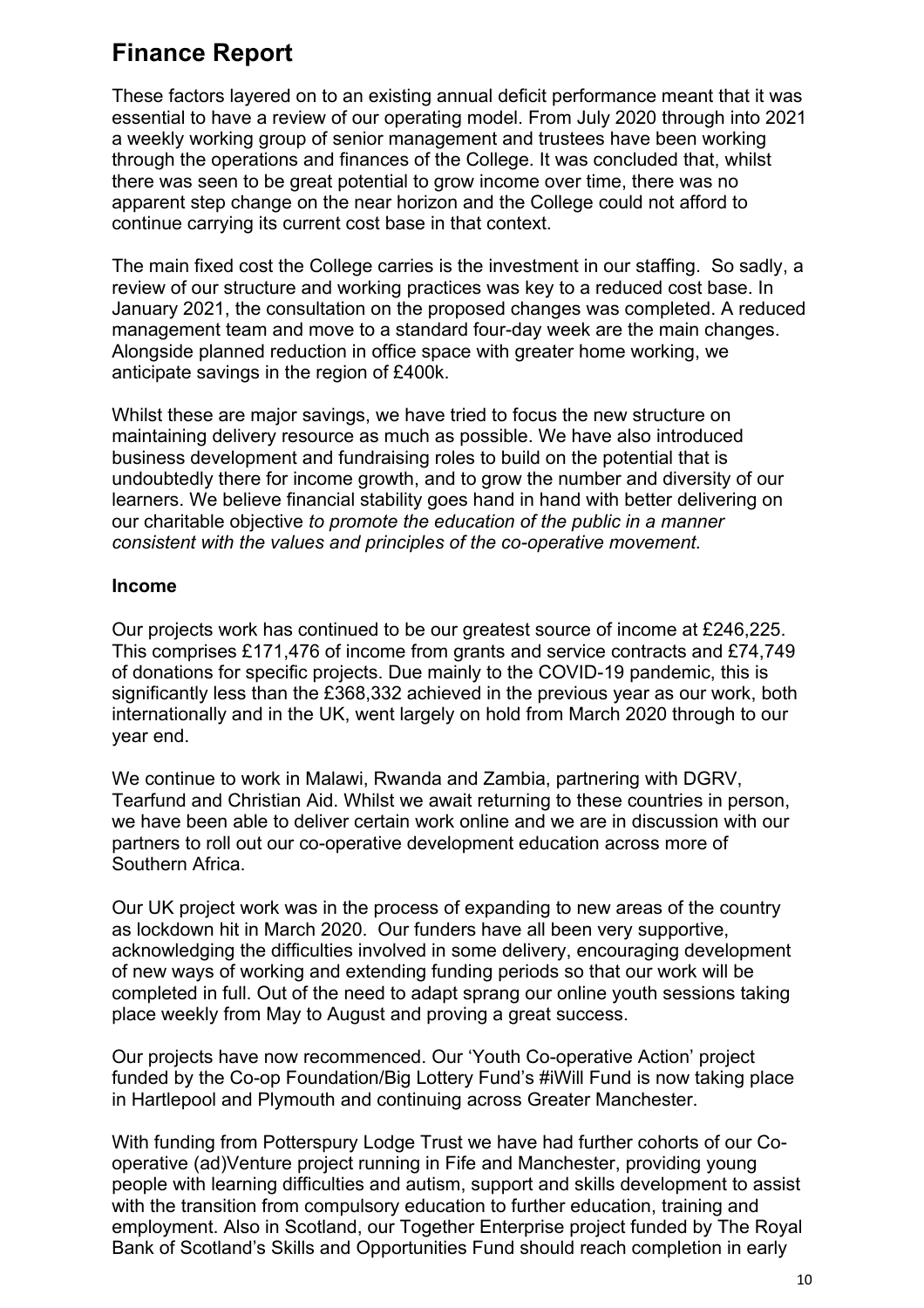# Finance Report

These factors layered on to an existing annual deficit performance meant that it was essential to have a review of our operating model. From July 2020 through into 2021 a weekly working group of senior management and trustees have been working through the operations and finances of the College. It was concluded that, whilst there was seen to be great potential to grow income over time, there was no apparent step change on the near horizon and the College could not afford to continue carrying its current cost base in that context.

The main fixed cost the College carries is the investment in our staffing. So sadly, a review of our structure and working practices was key to a reduced cost base. In January 2021, the consultation on the proposed changes was completed. A reduced management team and move to a standard four-day week are the main changes. Alongside planned reduction in office space with greater home working, we anticipate savings in the region of £400k.

Whilst these are major savings, we have tried to focus the new structure on maintaining delivery resource as much as possible. We have also introduced business development and fundraising roles to build on the potential that is undoubtedly there for income growth, and to grow the number and diversity of our learners. We believe financial stability goes hand in hand with better delivering on our charitable objective *to promote the education of the public in a manner consistent with the values and principles of the co-operative movement.*

**Income**

Our projects work has continued to be our greatest source of income at £246,225. This comprises £171,476 of income from grants and service contracts and £74,749 of donations for specific projects. Due mainly to the COVID-19 pandemic, this is significantly less than the £368,332 achieved in the previous year as our work, both internationally and in the UK, went largely on hold from March 2020 through to our year end.

We continue to work in Malawi, Rwanda and Zambia, partnering with DGRV, Tearfund and Christian Aid. Whilst we await returning to these countries in person, we have been able to deliver certain work online and we are in discussion with our partners to roll out our co-operative development education across more of Southern Africa.

Our UK project work was in the process of expanding to new areas of the country as lockdown hit in March 2020. Our funders have all been very supportive, acknowledging the difficulties involved in some delivery, encouraging development of new ways of working and extending funding periods so that our work will be completed in full. Out of the need to adapt sprang our online youth sessions taking place weekly from May to August and proving a great success.

Our projects have now recommenced. Our 'Youth Co-operative Action' project funded by the Co-op Foundation/Big Lottery Fund's #iWill Fund is now taking place in Hartlepool and Plymouth and continuing across Greater Manchester.

With funding from Potterspury Lodge Trust we have had further cohorts of our Co-operative (ad)Venture project running in Fife and Manchester, providing young people with learning difficulties and autism, support and skills development to assist with the transition from compulsory education to further education, training and employment. Also in Scotland, our Together Enterprise project funded by The Royal Bank of Scotland's Skills and Opportunities Fund should reach completion in early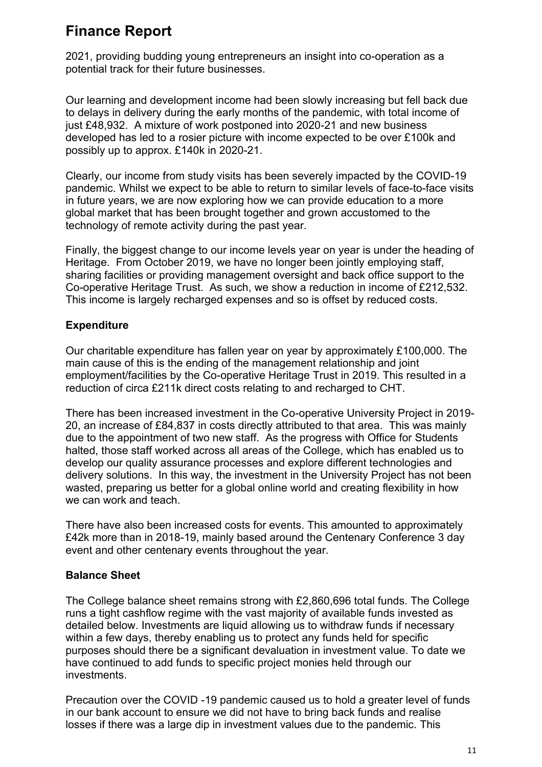# Finance Report

2021, providing budding young entrepreneurs an insight into co-operation as a potential track for their future businesses.

Our learning and development income had been slowly increasing but fell back due to delays in delivery during the early months of the pandemic, with total income of just £48,932. A mixture of work postponed into 2020-21 and new business developed has led to a rosier picture with income expected to be over £100k and possibly up to approx. £140k in 2020-21.

Clearly, our income from study visits has been severely impacted by the COVID-19 pandemic. Whilst we expect to be able to return to similar levels of face-to-face visits in future years, we are now exploring how we can provide education to a more global market that has been brought together and grown accustomed to the technology of remote activity during the past year.

Finally, the biggest change to our income levels year on year is under the heading of Heritage. From October 2019, we have no longer been jointly employing staff, sharing facilities or providing management oversight and back office support to the Co-operative Heritage Trust. As such, we show a reduction in income of £212,532. This income is largely recharged expenses and so is offset by reduced costs.

### Expenditure

Our charitable expenditure has fallen year on year by approximately £100,000. The main cause of this is the ending of the management relationship and joint employment/facilities by the Co-operative Heritage Trust in 2019. This resulted in a reduction of circa £211k direct costs relating to and recharged to CHT.

There has been increased investment in the Co-operative University Project in 2019-20, an increase of £84,837 in costs directly attributed to that area. This was mainly due to the appointment of two new staff. As the progress with Office for Students halted, those staff worked across all areas of the College, which has enabled us to develop our quality assurance processes and explore different technologies and delivery solutions. In this way, the investment in the University Project has not been wasted, preparing us better for a global online world and creating flexibility in how we can work and teach.

There have also been increased costs for events. This amounted to approximately £42k more than in 2018-19, mainly based around the Centenary Conference 3 day event and other centenary events throughout the year.

### Balance Sheet

The College balance sheet remains strong with £2,860,696 total funds. The College runs a tight cashflow regime with the vast majority of available funds invested as detailed below. Investments are liquid allowing us to withdraw funds if necessary within a few days, thereby enabling us to protect any funds held for specific purposes should there be a significant devaluation in investment value. To date we have continued to add funds to specific project monies held through our investments.

Precaution over the COVID -19 pandemic caused us to hold a greater level of funds in our bank account to ensure we did not have to bring back funds and realise losses if there was a large dip in investment values due to the pandemic. This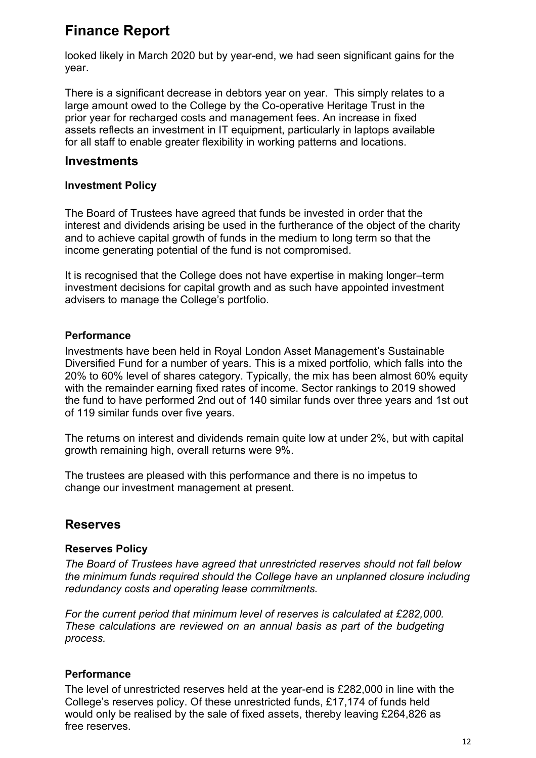# Finance Report

looked likely in March 2020 but by year-end, we had seen significant gains for the year.

There is a significant decrease in debtors year on year. This simply relates to a large amount owed to the College by the Co-operative Heritage Trust in the prior year for recharged costs and management fees. An increase in fixed assets reflects an investment in IT equipment, particularly in laptops available for all staff to enable greater flexibility in working patterns and locations.

## Investments

### Investment Policy

The Board of Trustees have agreed that funds be invested in order that the interest and dividends arising be used in the furtherance of the object of the charity and to achieve capital growth of funds in the medium to long term so that the income generating potential of the fund is not compromised.

It is recognised that the College does not have expertise in making longer–term investment decisions for capital growth and as such have appointed investment advisers to manage the College's portfolio.

### Performance

Investments have been held in Royal London Asset Management's Sustainable Diversified Fund for a number of years. This is a mixed portfolio, which falls into the 20% to 60% level of shares category. Typically, the mix has been almost 60% equity with the remainder earning fixed rates of income. Sector rankings to 2019 showed the fund to have performed 2nd out of 140 similar funds over three years and 1st out of 119 similar funds over five years.

The returns on interest and dividends remain quite low at under 2%, but with capital growth remaining high, overall returns were 9%.

The trustees are pleased with this performance and there is no impetus to change our investment management at present.

## Reserves

### Reserves Policy

*The Board of Trustees have agreed that unrestricted reserves should not fall below the minimum funds required should the College have an unplanned closure including redundancy costs and operating lease commitments.*

*For the current period that minimum level of reserves is calculated at £282,000. These calculations are reviewed on an annual basis as part of the budgeting process.*

### Performance

The level of unrestricted reserves held at the year-end is £282,000 in line with the College's reserves policy. Of these unrestricted funds, £17,174 of funds held would only be realised by the sale of fixed assets, thereby leaving £264,826 as free reserves.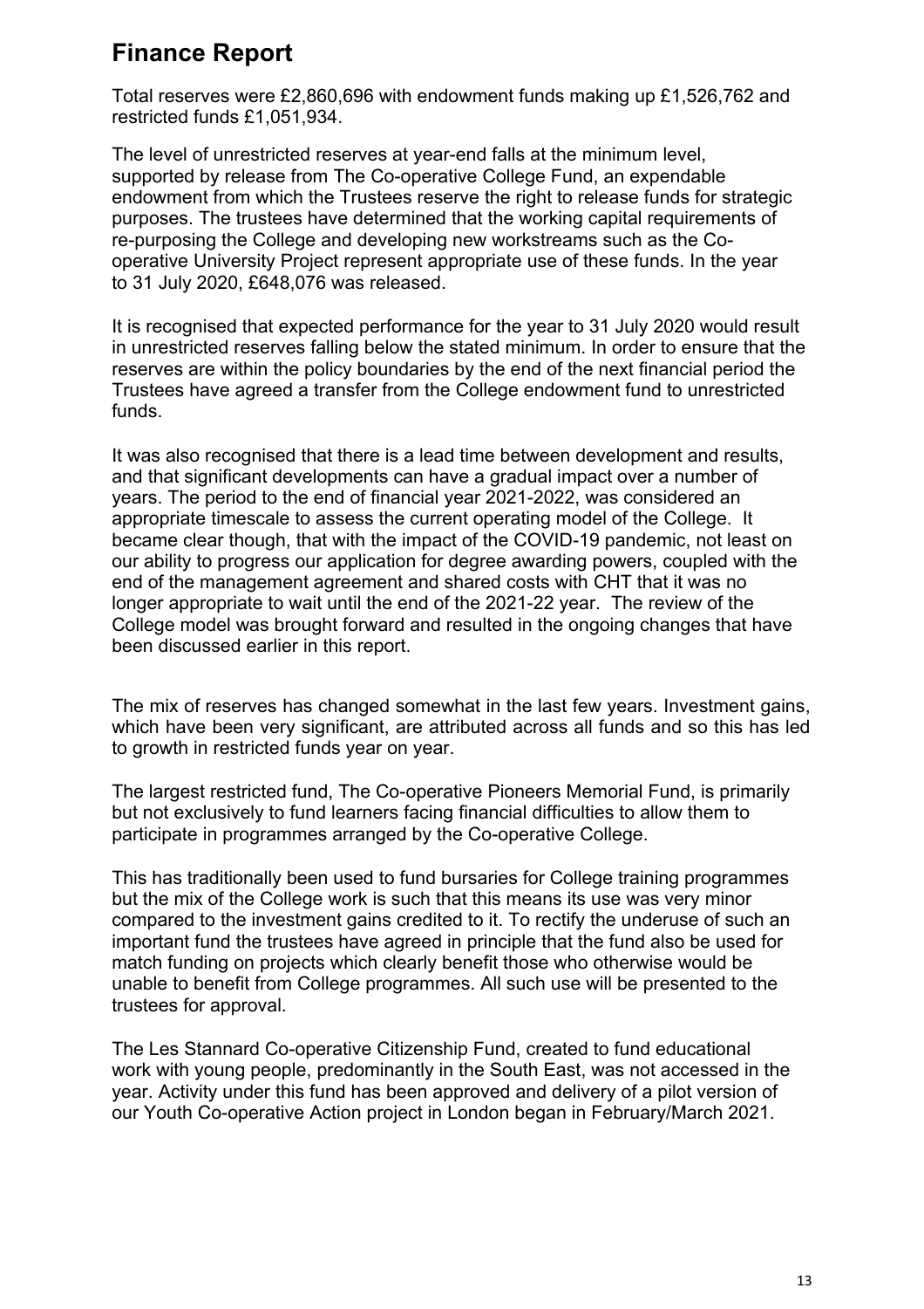# Finance Report

Total reserves were £2,860,696 with endowment funds making up £1,526,762 and restricted funds £1,051,934.

The level of unrestricted reserves at year-end falls at the minimum level, supported by release from The Co-operative College Fund, an expendable endowment from which the Trustees reserve the right to release funds for strategic purposes. The trustees have determined that the working capital requirements of re-purposing the College and developing new workstreams such as the Co-operative University Project represent appropriate use of these funds. In the year to 31 July 2020, £648,076 was released.

It is recognised that expected performance for the year to 31 July 2020 would result in unrestricted reserves falling below the stated minimum. In order to ensure that the reserves are within the policy boundaries by the end of the next financial period the Trustees have agreed a transfer from the College endowment fund to unrestricted funds.

It was also recognised that there is a lead time between development and results, and that significant developments can have a gradual impact over a number of years. The period to the end of financial year 2021-2022, was considered an appropriate timescale to assess the current operating model of the College. It became clear though, that with the impact of the COVID-19 pandemic, not least on our ability to progress our application for degree awarding powers, coupled with the end of the management agreement and shared costs with CHT that it was no longer appropriate to wait until the end of the 2021-22 year. The review of the College model was brought forward and resulted in the ongoing changes that have been discussed earlier in this report.

The mix of reserves has changed somewhat in the last few years. Investment gains, which have been very significant, are attributed across all funds and so this has led to growth in restricted funds year on year.

The largest restricted fund, The Co-operative Pioneers Memorial Fund, is primarily but not exclusively to fund learners facing financial difficulties to allow them to participate in programmes arranged by the Co-operative College.

This has traditionally been used to fund bursaries for College training programmes but the mix of the College work is such that this means its use was very minor compared to the investment gains credited to it. To rectify the underuse of such an important fund the trustees have agreed in principle that the fund also be used for match funding on projects which clearly benefit those who otherwise would be unable to benefit from College programmes. All such use will be presented to the trustees for approval.

The Les Stannard Co-operative Citizenship Fund, created to fund educational work with young people, predominantly in the South East, was not accessed in the year. Activity under this fund has been approved and delivery of a pilot version of our Youth Co-operative Action project in London began in February/March 2021.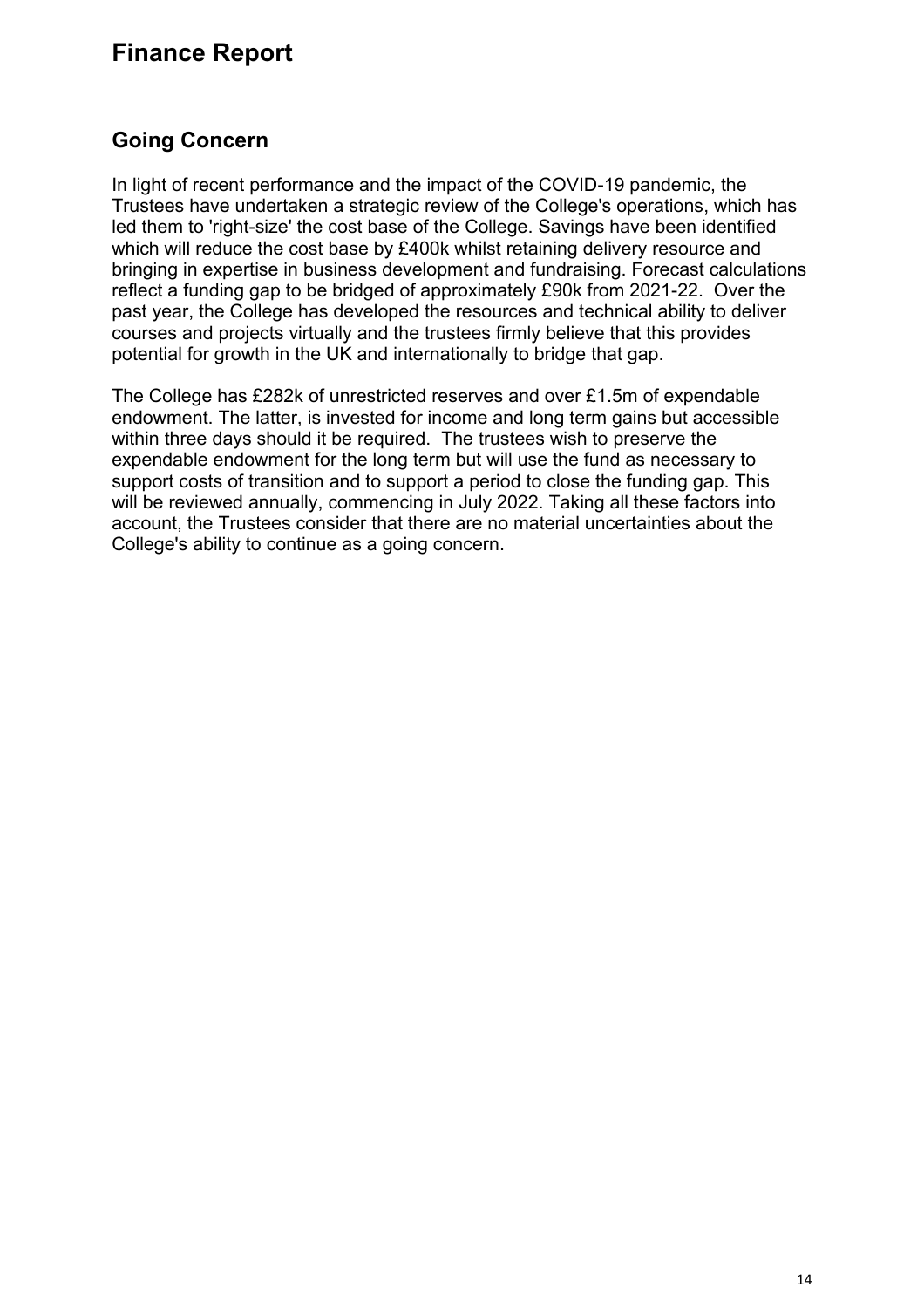# Finance Report

## Going Concern

In light of recent performance and the impact of the COVID-19 pandemic, the Trustees have undertaken a strategic review of the College's operations, which has led them to 'right-size' the cost base of the College. Savings have been identified which will reduce the cost base by £400k whilst retaining delivery resource and bringing in expertise in business development and fundraising. Forecast calculations reflect a funding gap to be bridged of approximately £90k from 2021-22. Over the past year, the College has developed the resources and technical ability to deliver courses and projects virtually and the trustees firmly believe that this provides potential for growth in the UK and internationally to bridge that gap.

The College has £282k of unrestricted reserves and over £1.5m of expendable endowment. The latter, is invested for income and long term gains but accessible within three days should it be required. The trustees wish to preserve the expendable endowment for the long term but will use the fund as necessary to support costs of transition and to support a period to close the funding gap. This will be reviewed annually, commencing in July 2022. Taking all these factors into account, the Trustees consider that there are no material uncertainties about the College's ability to continue as a going concern.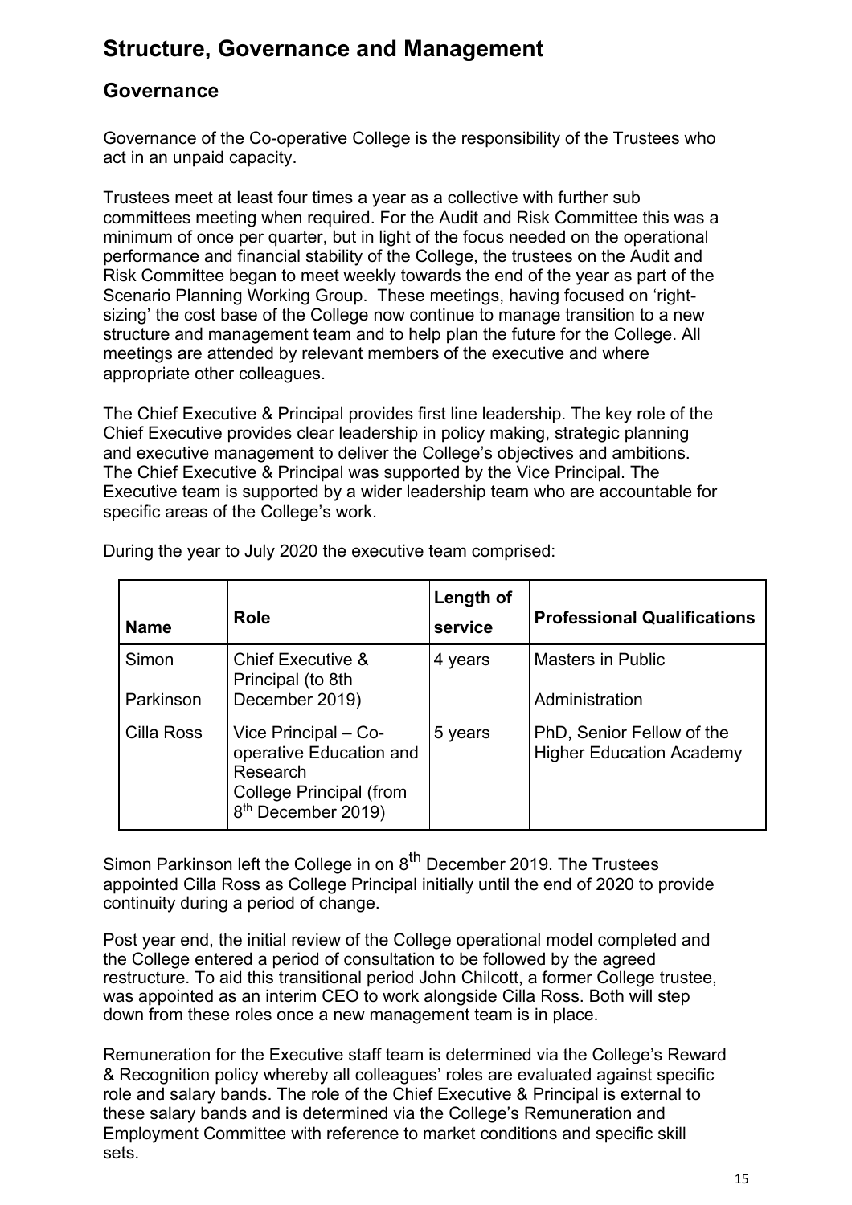# Structure, Governance and Management

## Governance

Governance of the Co-operative College is the responsibility of the Trustees who act in an unpaid capacity.

Trustees meet at least four times a year as a collective with further sub committees meeting when required. For the Audit and Risk Committee this was a minimum of once per quarter, but in light of the focus needed on the operational performance and financial stability of the College, the trustees on the Audit and Risk Committee began to meet weekly towards the end of the year as part of the Scenario Planning Working Group. These meetings, having focused on 'right-sizing' the cost base of the College now continue to manage transition to a new structure and management team and to help plan the future for the College. All meetings are attended by relevant members of the executive and where appropriate other colleagues.

The Chief Executive & Principal provides first line leadership. The key role of the Chief Executive provides clear leadership in policy making, strategic planning and executive management to deliver the College's objectives and ambitions. The Chief Executive & Principal was supported by the Vice Principal. The Executive team is supported by a wider leadership team who are accountable for specific areas of the College's work.

During the year to July 2020 the executive team comprised:

| Name | Role | Length of service | Professional Qualifications |
|---|---|---|---|
| Simon Parkinson | Chief Executive & Principal (to 8th December 2019) | 4 years | Masters in Public Administration |
| Cilla Ross | Vice Principal – Co-operative Education and Research<br>College Principal (from 8th December 2019) | 5 years | PhD, Senior Fellow of the Higher Education Academy |

Simon Parkinson left the College in on 8th December 2019. The Trustees appointed Cilla Ross as College Principal initially until the end of 2020 to provide continuity during a period of change.

Post year end, the initial review of the College operational model completed and the College entered a period of consultation to be followed by the agreed restructure. To aid this transitional period John Chilcott, a former College trustee, was appointed as an interim CEO to work alongside Cilla Ross. Both will step down from these roles once a new management team is in place.

Remuneration for the Executive staff team is determined via the College's Reward & Recognition policy whereby all colleagues' roles are evaluated against specific role and salary bands. The role of the Chief Executive & Principal is external to these salary bands and is determined via the College's Remuneration and Employment Committee with reference to market conditions and specific skill sets.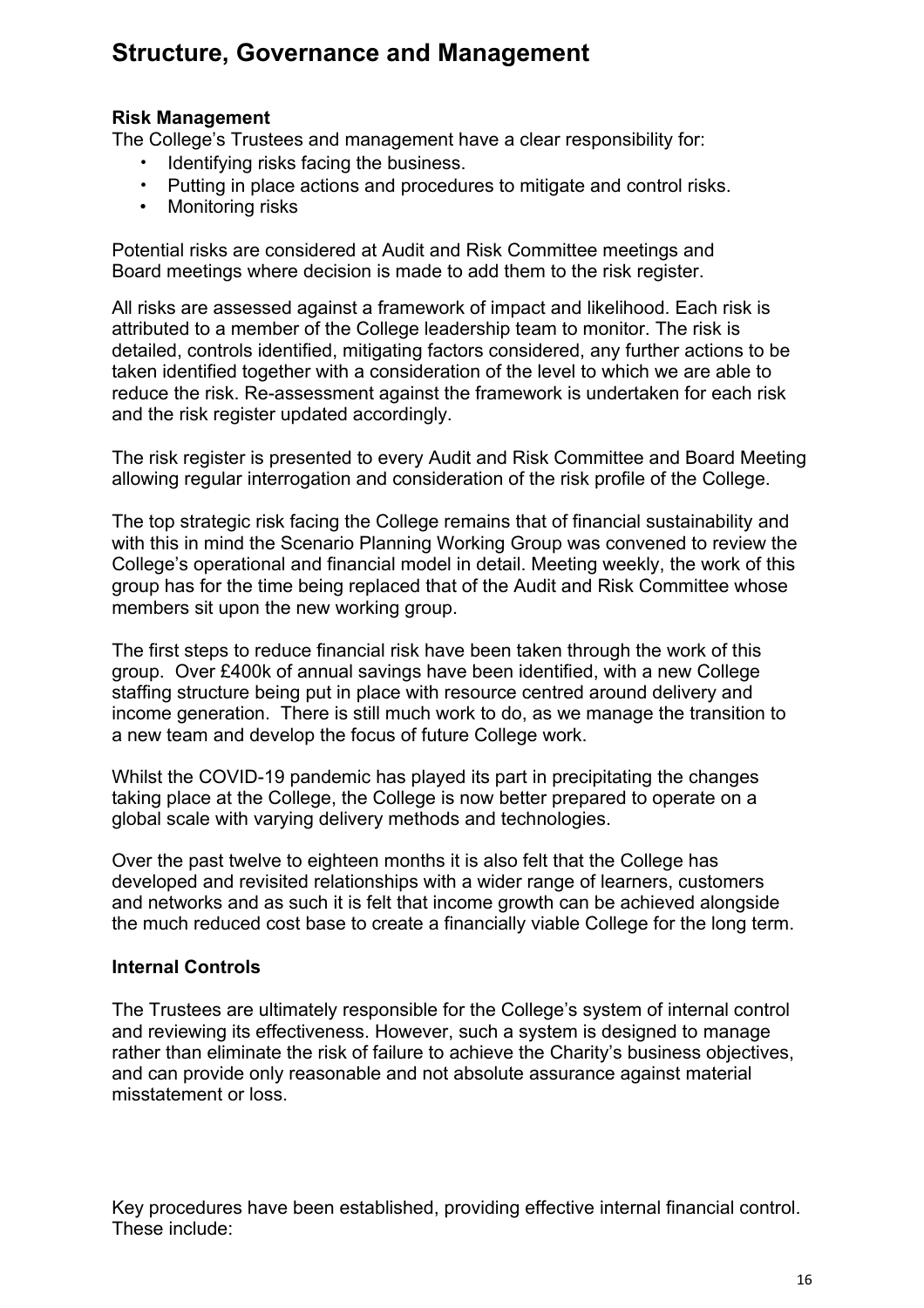# Structure, Governance and Management

**Risk Management**

The College's Trustees and management have a clear responsibility for:

- Identifying risks facing the business.
- Putting in place actions and procedures to mitigate and control risks.
- Monitoring risks

Potential risks are considered at Audit and Risk Committee meetings and Board meetings where decision is made to add them to the risk register.

All risks are assessed against a framework of impact and likelihood. Each risk is attributed to a member of the College leadership team to monitor. The risk is detailed, controls identified, mitigating factors considered, any further actions to be taken identified together with a consideration of the level to which we are able to reduce the risk. Re-assessment against the framework is undertaken for each risk and the risk register updated accordingly.

The risk register is presented to every Audit and Risk Committee and Board Meeting allowing regular interrogation and consideration of the risk profile of the College.

The top strategic risk facing the College remains that of financial sustainability and with this in mind the Scenario Planning Working Group was convened to review the College's operational and financial model in detail. Meeting weekly, the work of this group has for the time being replaced that of the Audit and Risk Committee whose members sit upon the new working group.

The first steps to reduce financial risk have been taken through the work of this group. Over £400k of annual savings have been identified, with a new College staffing structure being put in place with resource centred around delivery and income generation. There is still much work to do, as we manage the transition to a new team and develop the focus of future College work.

Whilst the COVID-19 pandemic has played its part in precipitating the changes taking place at the College, the College is now better prepared to operate on a global scale with varying delivery methods and technologies.

Over the past twelve to eighteen months it is also felt that the College has developed and revisited relationships with a wider range of learners, customers and networks and as such it is felt that income growth can be achieved alongside the much reduced cost base to create a financially viable College for the long term.

**Internal Controls**

The Trustees are ultimately responsible for the College's system of internal control and reviewing its effectiveness. However, such a system is designed to manage rather than eliminate the risk of failure to achieve the Charity's business objectives, and can provide only reasonable and not absolute assurance against material misstatement or loss.

Key procedures have been established, providing effective internal financial control. These include: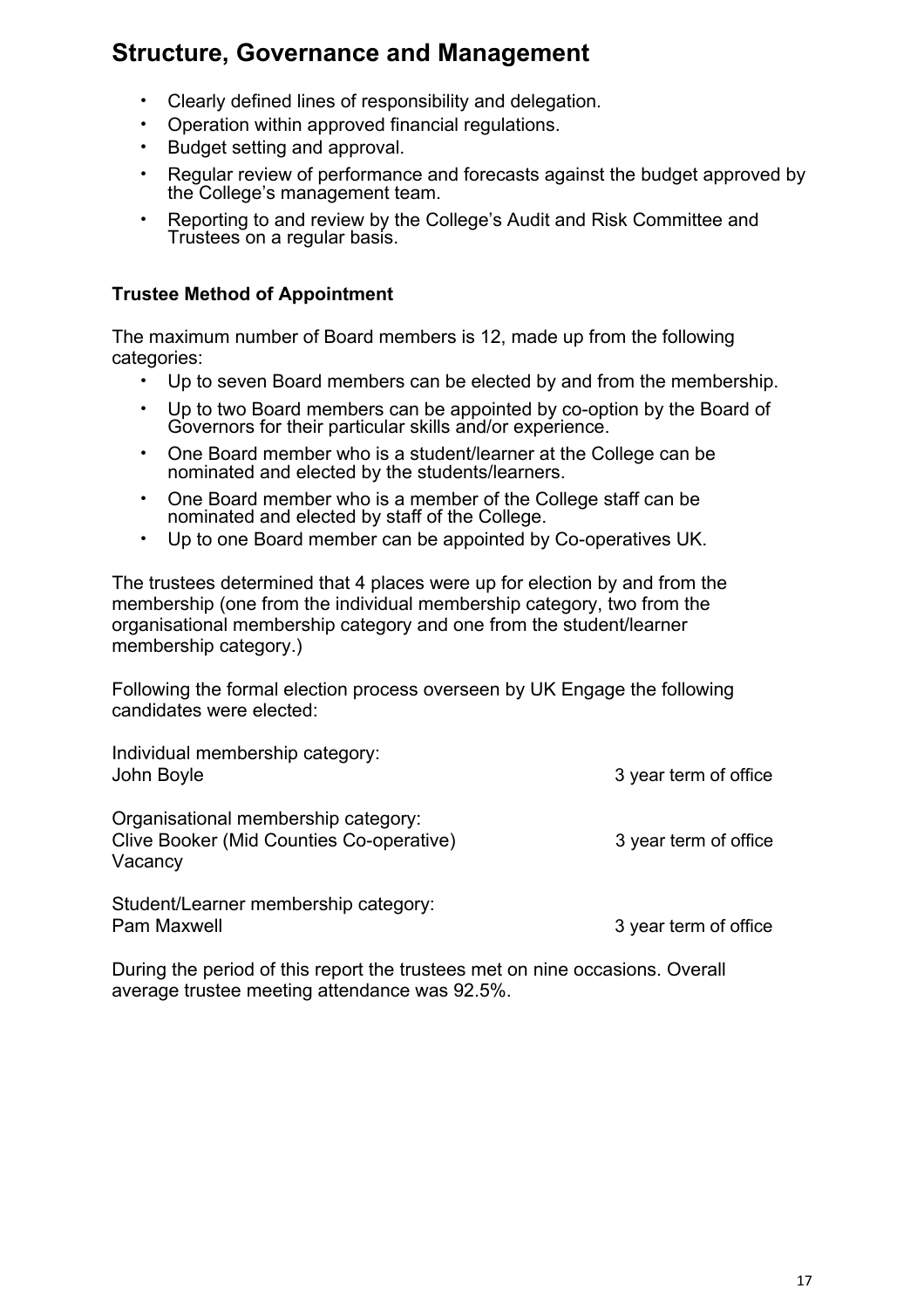## Structure, Governance and Management

- Clearly defined lines of responsibility and delegation.
- Operation within approved financial regulations.
- Budget setting and approval.
- Regular review of performance and forecasts against the budget approved by the College's management team.
- Reporting to and review by the College's Audit and Risk Committee and Trustees on a regular basis.

**Trustee Method of Appointment**

The maximum number of Board members is 12, made up from the following categories:

- Up to seven Board members can be elected by and from the membership.
- Up to two Board members can be appointed by co-option by the Board of Governors for their particular skills and/or experience.
- One Board member who is a student/learner at the College can be nominated and elected by the students/learners.
- One Board member who is a member of the College staff can be nominated and elected by staff of the College.
- Up to one Board member can be appointed by Co-operatives UK.

The trustees determined that 4 places were up for election by and from the membership (one from the individual membership category, two from the organisational membership category and one from the student/learner membership category.)

Following the formal election process overseen by UK Engage the following candidates were elected:

Individual membership category:
John Boyle — 3 year term of office

Organisational membership category:
Clive Booker (Mid Counties Co-operative) — 3 year term of office
Vacancy

Student/Learner membership category:
Pam Maxwell — 3 year term of office

During the period of this report the trustees met on nine occasions. Overall average trustee meeting attendance was 92.5%.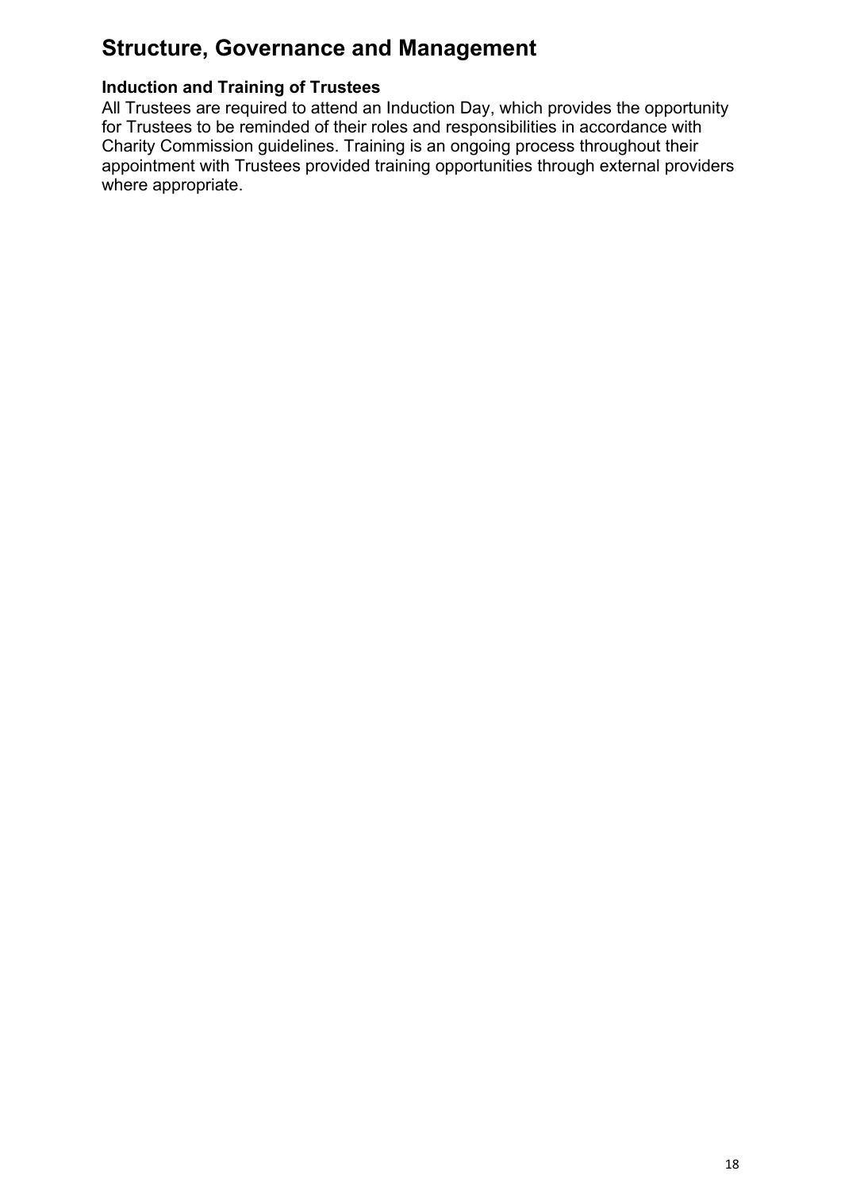# Structure, Governance and Management

### Induction and Training of Trustees

All Trustees are required to attend an Induction Day, which provides the opportunity for Trustees to be reminded of their roles and responsibilities in accordance with Charity Commission guidelines. Training is an ongoing process throughout their appointment with Trustees provided training opportunities through external providers where appropriate.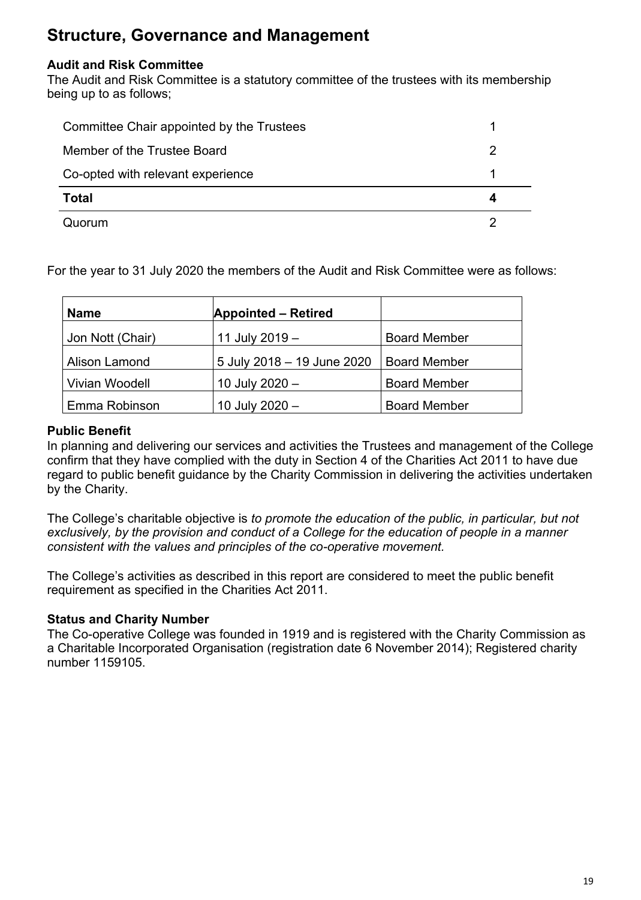# Structure, Governance and Management

**Audit and Risk Committee**
The Audit and Risk Committee is a statutory committee of the trustees with its membership being up to as follows;

| | |
|---|---|
| Committee Chair appointed by the Trustees | 1 |
| Member of the Trustee Board | 2 |
| Co-opted with relevant experience | 1 |
| **Total** | **4** |
| Quorum | 2 |

For the year to 31 July 2020 the members of the Audit and Risk Committee were as follows:

| Name | Appointed – Retired | |
|---|---|---|
| Jon Nott (Chair) | 11 July 2019 – | Board Member |
| Alison Lamond | 5 July 2018 – 19 June 2020 | Board Member |
| Vivian Woodell | 10 July 2020 – | Board Member |
| Emma Robinson | 10 July 2020 – | Board Member |

**Public Benefit**
In planning and delivering our services and activities the Trustees and management of the College confirm that they have complied with the duty in Section 4 of the Charities Act 2011 to have due regard to public benefit guidance by the Charity Commission in delivering the activities undertaken by the Charity.

The College's charitable objective is *to promote the education of the public, in particular, but not exclusively, by the provision and conduct of a College for the education of people in a manner consistent with the values and principles of the co-operative movement.*

The College's activities as described in this report are considered to meet the public benefit requirement as specified in the Charities Act 2011.

**Status and Charity Number**
The Co-operative College was founded in 1919 and is registered with the Charity Commission as a Charitable Incorporated Organisation (registration date 6 November 2014); Registered charity number 1159105.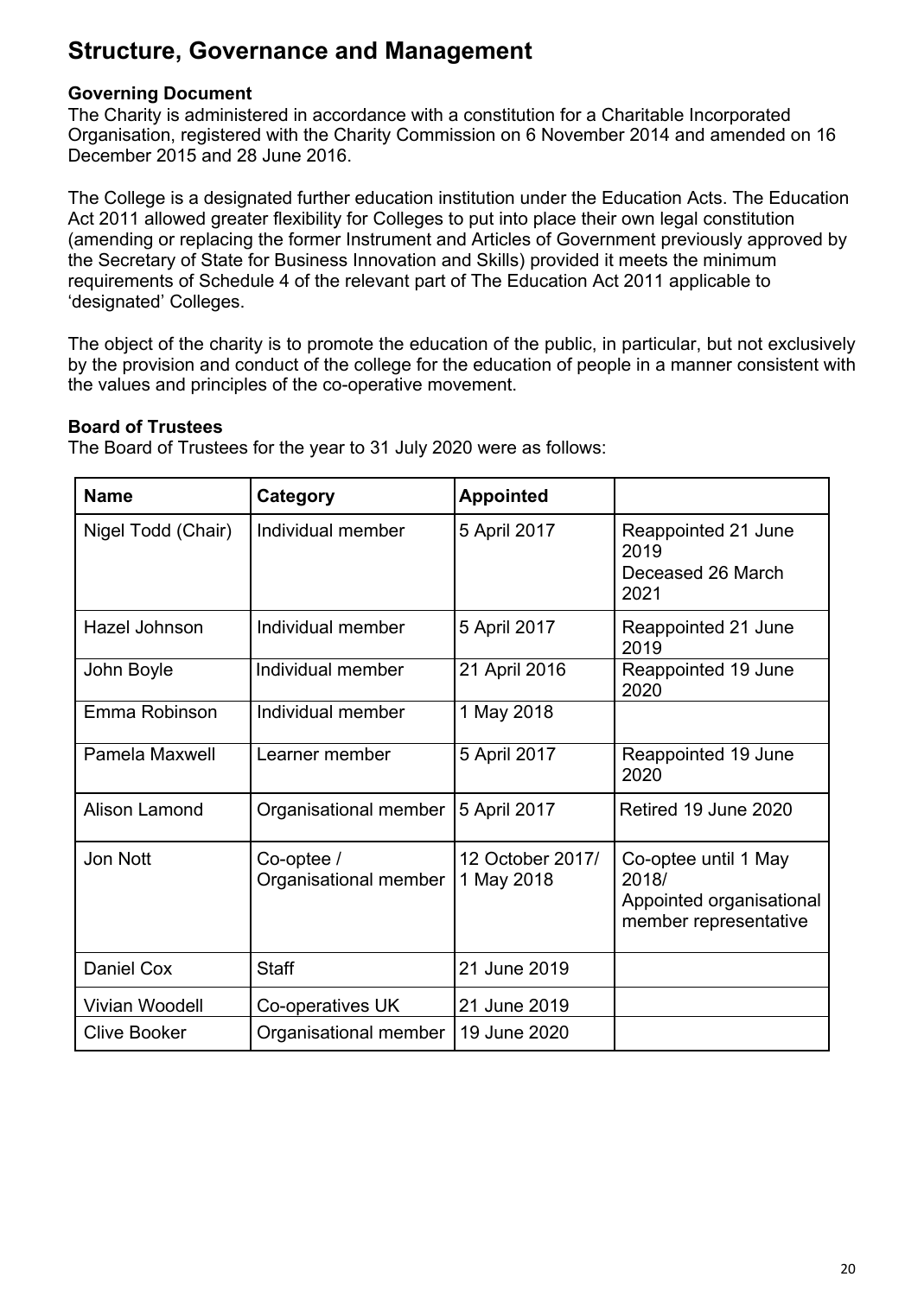# Structure, Governance and Management

**Governing Document**

The Charity is administered in accordance with a constitution for a Charitable Incorporated Organisation, registered with the Charity Commission on 6 November 2014 and amended on 16 December 2015 and 28 June 2016.

The College is a designated further education institution under the Education Acts. The Education Act 2011 allowed greater flexibility for Colleges to put into place their own legal constitution (amending or replacing the former Instrument and Articles of Government previously approved by the Secretary of State for Business Innovation and Skills) provided it meets the minimum requirements of Schedule 4 of the relevant part of The Education Act 2011 applicable to 'designated' Colleges.

The object of the charity is to promote the education of the public, in particular, but not exclusively by the provision and conduct of the college for the education of people in a manner consistent with the values and principles of the co-operative movement.

**Board of Trustees**

The Board of Trustees for the year to 31 July 2020 were as follows:

| Name | Category | Appointed | |
|---|---|---|---|
| Nigel Todd (Chair) | Individual member | 5 April 2017 | Reappointed 21 June 2019<br>Deceased 26 March 2021 |
| Hazel Johnson | Individual member | 5 April 2017 | Reappointed 21 June 2019 |
| John Boyle | Individual member | 21 April 2016 | Reappointed 19 June 2020 |
| Emma Robinson | Individual member | 1 May 2018 | |
| Pamela Maxwell | Learner member | 5 April 2017 | Reappointed 19 June 2020 |
| Alison Lamond | Organisational member | 5 April 2017 | Retired 19 June 2020 |
| Jon Nott | Co-optee / Organisational member | 12 October 2017/ 1 May 2018 | Co-optee until 1 May 2018/ Appointed organisational member representative |
| Daniel Cox | Staff | 21 June 2019 | |
| Vivian Woodell | Co-operatives UK | 21 June 2019 | |
| Clive Booker | Organisational member | 19 June 2020 | |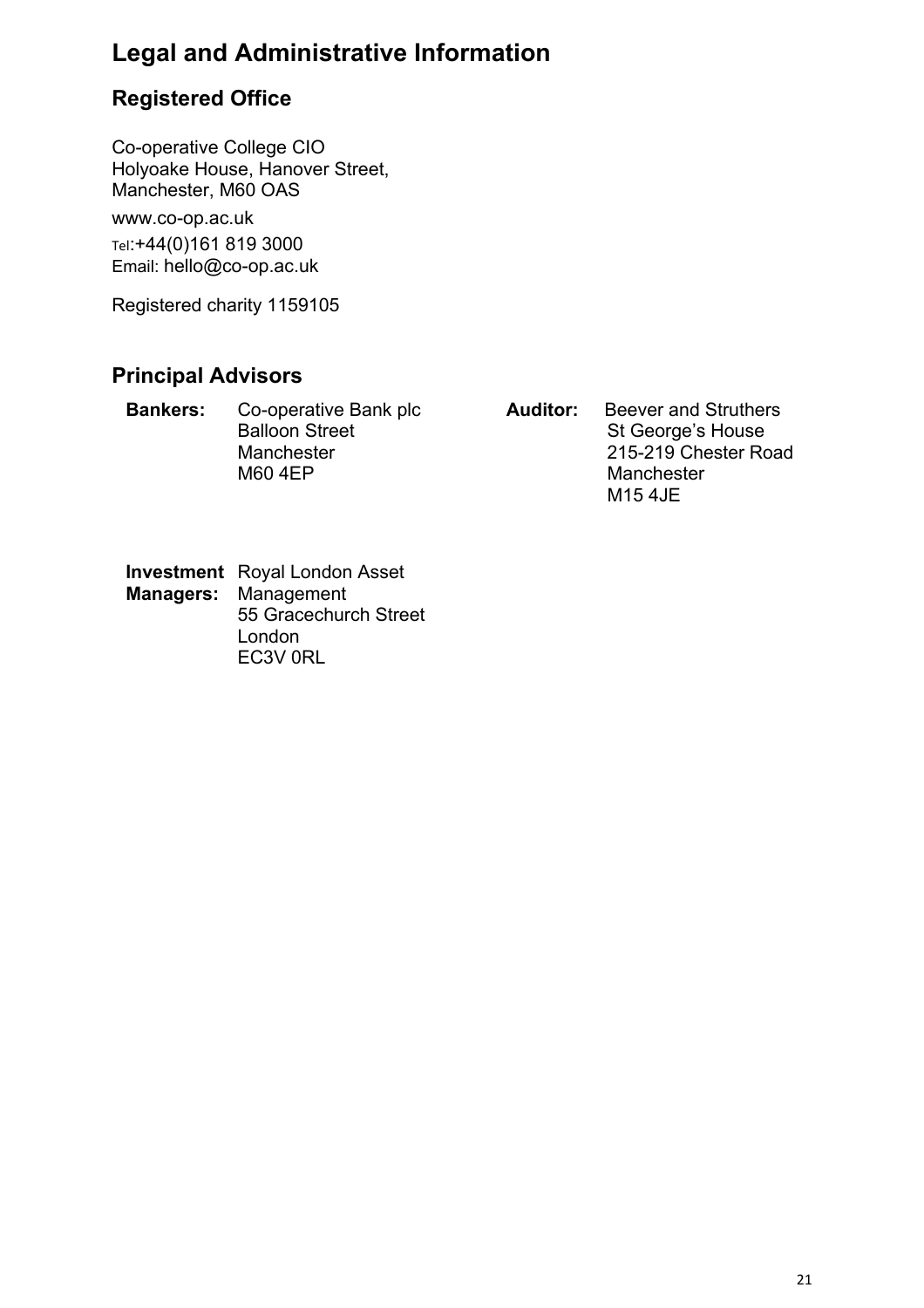# Legal and Administrative Information

## Registered Office

Co-operative College CIO
Holyoake House, Hanover Street,
Manchester, M60 OAS

www.co-op.ac.uk

Tel:+44(0)161 819 3000
Email: hello@co-op.ac.uk

Registered charity 1159105

## Principal Advisors

**Bankers:** Co-operative Bank plc
Balloon Street
Manchester
M60 4EP

**Auditor:** Beever and Struthers
St George's House
215-219 Chester Road
Manchester
M15 4JE

**Investment Managers:** Royal London Asset Management
55 Gracechurch Street
London
EC3V 0RL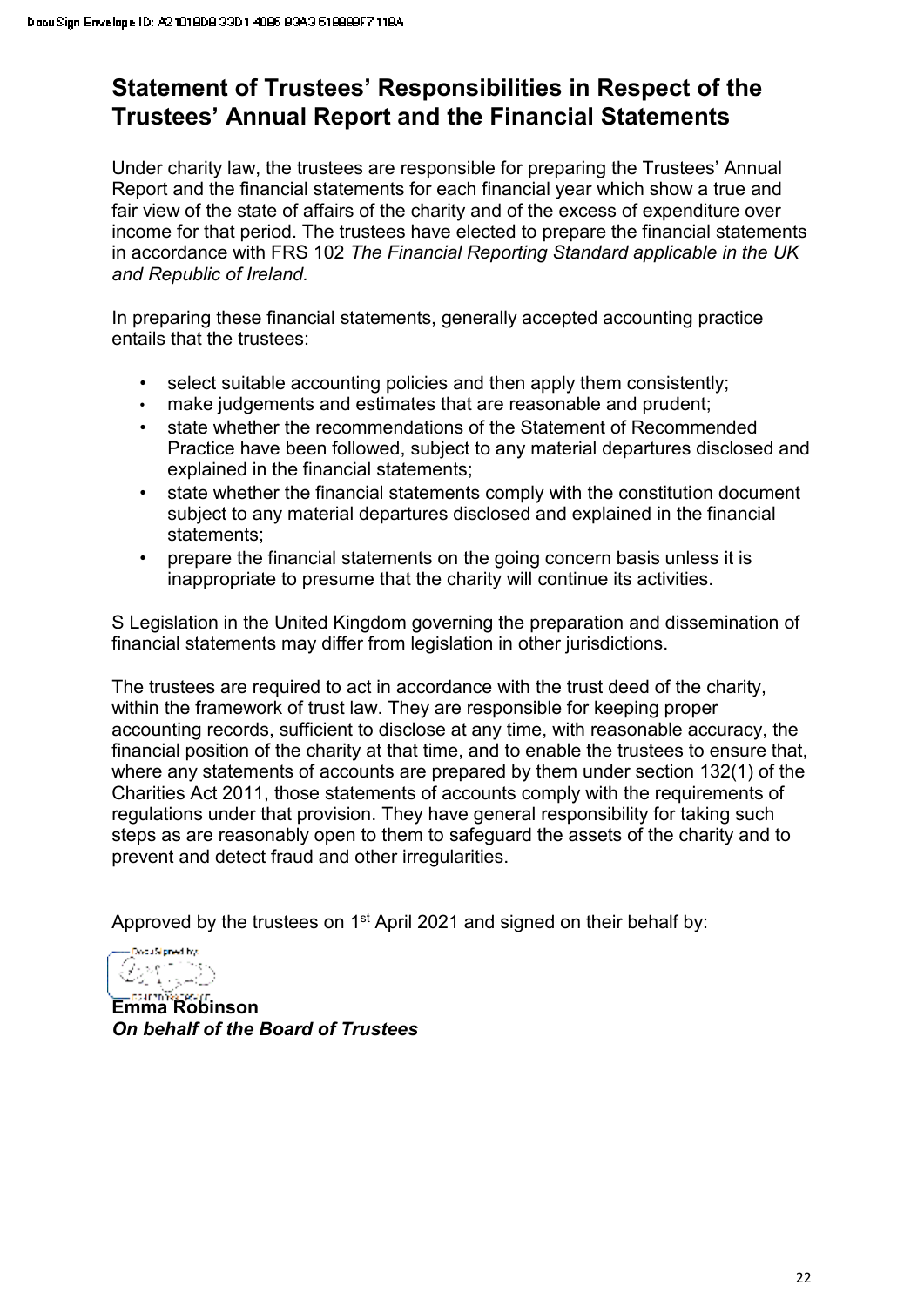# Statement of Trustees' Responsibilities in Respect of the Trustees' Annual Report and the Financial Statements

Under charity law, the trustees are responsible for preparing the Trustees' Annual Report and the financial statements for each financial year which show a true and fair view of the state of affairs of the charity and of the excess of expenditure over income for that period. The trustees have elected to prepare the financial statements in accordance with FRS 102 *The Financial Reporting Standard applicable in the UK and Republic of Ireland.*

In preparing these financial statements, generally accepted accounting practice entails that the trustees:

- select suitable accounting policies and then apply them consistently;
- make judgements and estimates that are reasonable and prudent;
- state whether the recommendations of the Statement of Recommended Practice have been followed, subject to any material departures disclosed and explained in the financial statements;
- state whether the financial statements comply with the constitution document subject to any material departures disclosed and explained in the financial statements;
- prepare the financial statements on the going concern basis unless it is inappropriate to presume that the charity will continue its activities.

S Legislation in the United Kingdom governing the preparation and dissemination of financial statements may differ from legislation in other jurisdictions.

The trustees are required to act in accordance with the trust deed of the charity, within the framework of trust law. They are responsible for keeping proper accounting records, sufficient to disclose at any time, with reasonable accuracy, the financial position of the charity at that time, and to enable the trustees to ensure that, where any statements of accounts are prepared by them under section 132(1) of the Charities Act 2011, those statements of accounts comply with the requirements of regulations under that provision. They have general responsibility for taking such steps as are reasonably open to them to safeguard the assets of the charity and to prevent and detect fraud and other irregularities.

Approved by the trustees on 1st April 2021 and signed on their behalf by:

**Emma Robinson**
***On behalf of the Board of Trustees***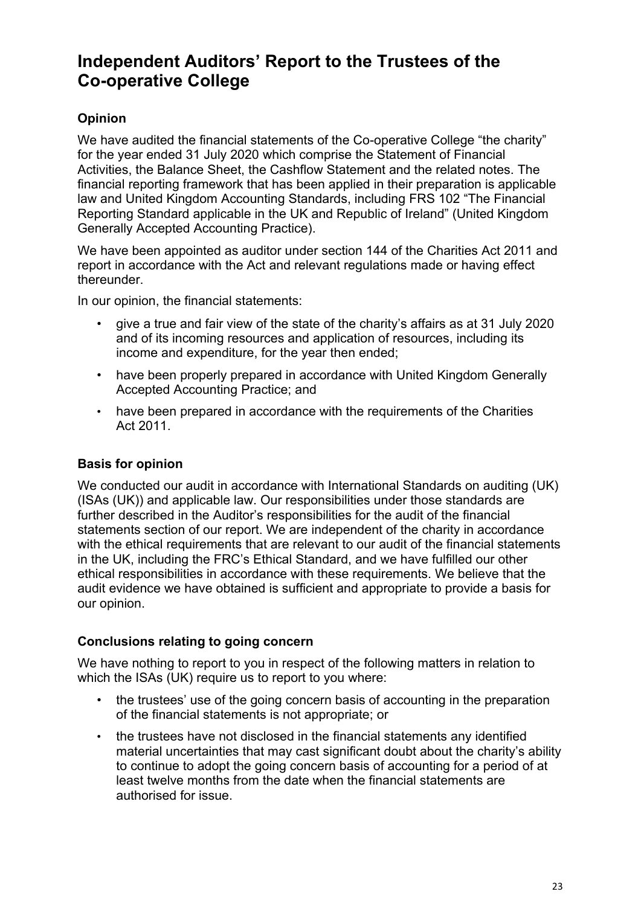# Independent Auditors' Report to the Trustees of the Co-operative College

### Opinion

We have audited the financial statements of the Co-operative College "the charity" for the year ended 31 July 2020 which comprise the Statement of Financial Activities, the Balance Sheet, the Cashflow Statement and the related notes. The financial reporting framework that has been applied in their preparation is applicable law and United Kingdom Accounting Standards, including FRS 102 "The Financial Reporting Standard applicable in the UK and Republic of Ireland" (United Kingdom Generally Accepted Accounting Practice).

We have been appointed as auditor under section 144 of the Charities Act 2011 and report in accordance with the Act and relevant regulations made or having effect thereunder.

In our opinion, the financial statements:

- give a true and fair view of the state of the charity's affairs as at 31 July 2020 and of its incoming resources and application of resources, including its income and expenditure, for the year then ended;
- have been properly prepared in accordance with United Kingdom Generally Accepted Accounting Practice; and
- have been prepared in accordance with the requirements of the Charities Act 2011.

### Basis for opinion

We conducted our audit in accordance with International Standards on auditing (UK) (ISAs (UK)) and applicable law. Our responsibilities under those standards are further described in the Auditor's responsibilities for the audit of the financial statements section of our report. We are independent of the charity in accordance with the ethical requirements that are relevant to our audit of the financial statements in the UK, including the FRC's Ethical Standard, and we have fulfilled our other ethical responsibilities in accordance with these requirements. We believe that the audit evidence we have obtained is sufficient and appropriate to provide a basis for our opinion.

### Conclusions relating to going concern

We have nothing to report to you in respect of the following matters in relation to which the ISAs (UK) require us to report to you where:

- the trustees' use of the going concern basis of accounting in the preparation of the financial statements is not appropriate; or
- the trustees have not disclosed in the financial statements any identified material uncertainties that may cast significant doubt about the charity's ability to continue to adopt the going concern basis of accounting for a period of at least twelve months from the date when the financial statements are authorised for issue.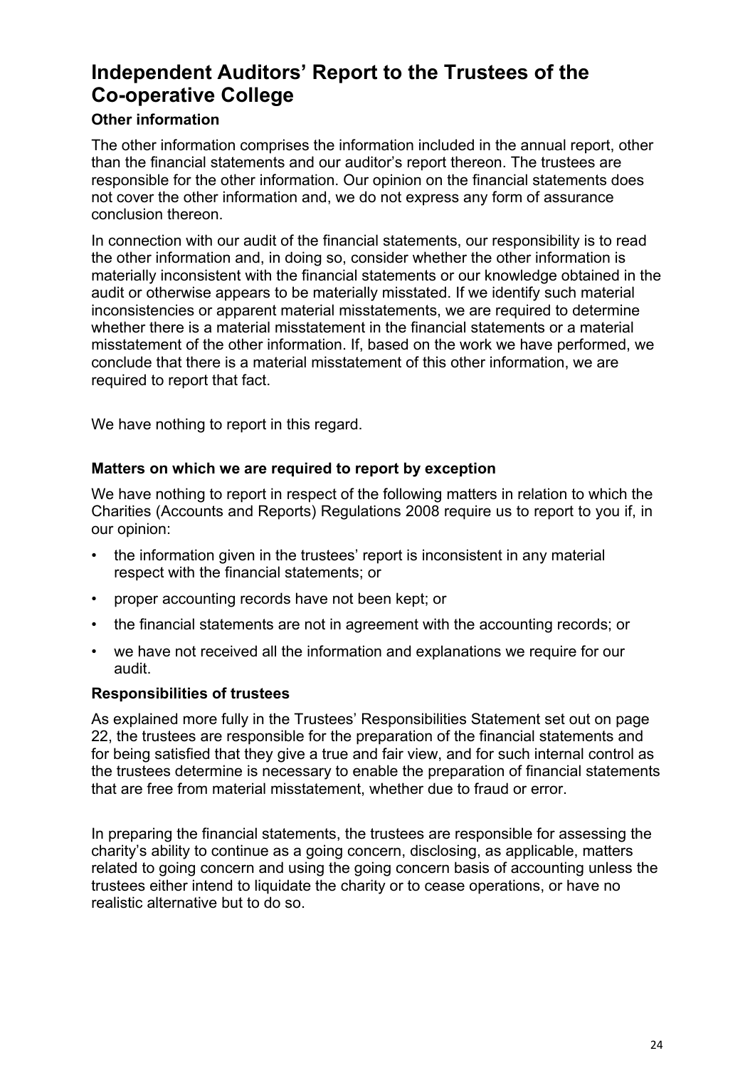# Independent Auditors' Report to the Trustees of the Co-operative College

### Other information

The other information comprises the information included in the annual report, other than the financial statements and our auditor's report thereon. The trustees are responsible for the other information. Our opinion on the financial statements does not cover the other information and, we do not express any form of assurance conclusion thereon.

In connection with our audit of the financial statements, our responsibility is to read the other information and, in doing so, consider whether the other information is materially inconsistent with the financial statements or our knowledge obtained in the audit or otherwise appears to be materially misstated. If we identify such material inconsistencies or apparent material misstatements, we are required to determine whether there is a material misstatement in the financial statements or a material misstatement of the other information. If, based on the work we have performed, we conclude that there is a material misstatement of this other information, we are required to report that fact.

We have nothing to report in this regard.

### Matters on which we are required to report by exception

We have nothing to report in respect of the following matters in relation to which the Charities (Accounts and Reports) Regulations 2008 require us to report to you if, in our opinion:

- the information given in the trustees' report is inconsistent in any material respect with the financial statements; or
- proper accounting records have not been kept; or
- the financial statements are not in agreement with the accounting records; or
- we have not received all the information and explanations we require for our audit.

### Responsibilities of trustees

As explained more fully in the Trustees' Responsibilities Statement set out on page 22, the trustees are responsible for the preparation of the financial statements and for being satisfied that they give a true and fair view, and for such internal control as the trustees determine is necessary to enable the preparation of financial statements that are free from material misstatement, whether due to fraud or error.

In preparing the financial statements, the trustees are responsible for assessing the charity's ability to continue as a going concern, disclosing, as applicable, matters related to going concern and using the going concern basis of accounting unless the trustees either intend to liquidate the charity or to cease operations, or have no realistic alternative but to do so.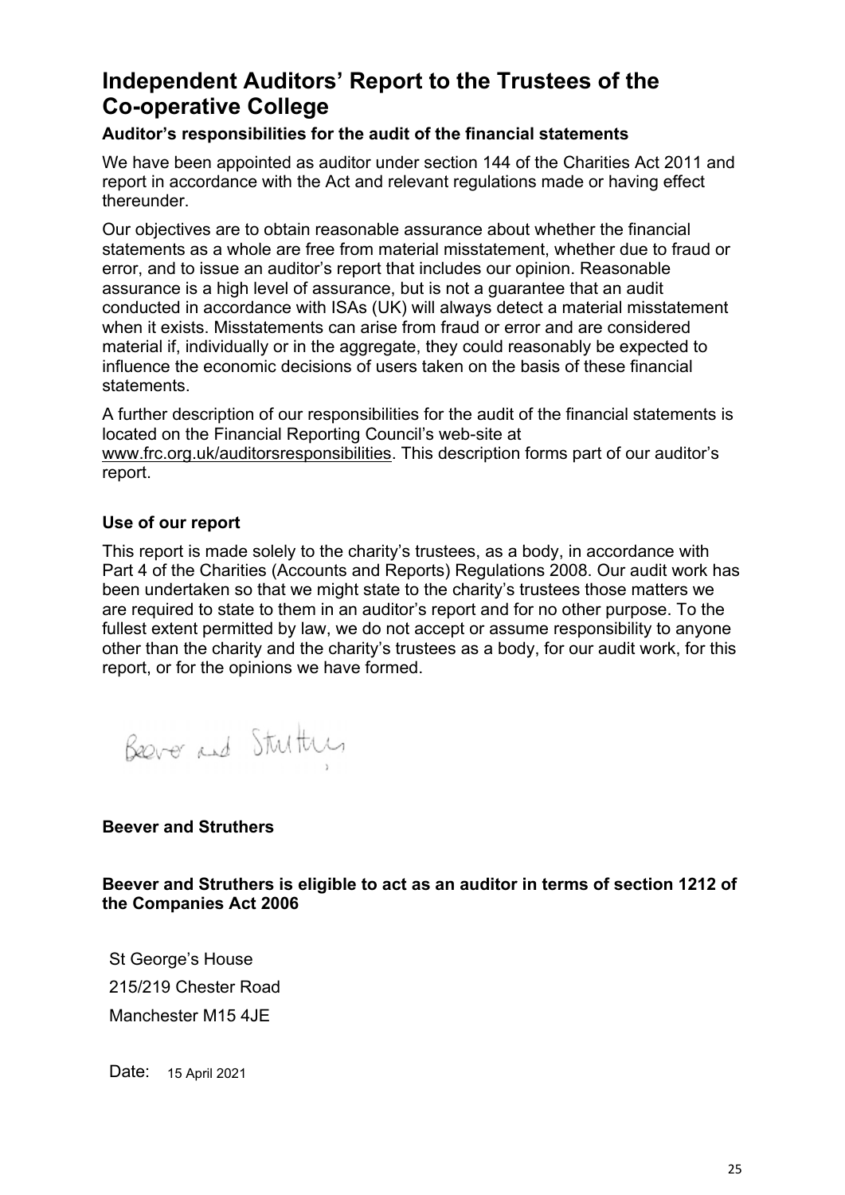# Independent Auditors' Report to the Trustees of the Co-operative College

### Auditor's responsibilities for the audit of the financial statements

We have been appointed as auditor under section 144 of the Charities Act 2011 and report in accordance with the Act and relevant regulations made or having effect thereunder.

Our objectives are to obtain reasonable assurance about whether the financial statements as a whole are free from material misstatement, whether due to fraud or error, and to issue an auditor's report that includes our opinion. Reasonable assurance is a high level of assurance, but is not a guarantee that an audit conducted in accordance with ISAs (UK) will always detect a material misstatement when it exists. Misstatements can arise from fraud or error and are considered material if, individually or in the aggregate, they could reasonably be expected to influence the economic decisions of users taken on the basis of these financial statements.

A further description of our responsibilities for the audit of the financial statements is located on the Financial Reporting Council's web-site at www.frc.org.uk/auditorsresponsibilities. This description forms part of our auditor's report.

### Use of our report

This report is made solely to the charity's trustees, as a body, in accordance with Part 4 of the Charities (Accounts and Reports) Regulations 2008. Our audit work has been undertaken so that we might state to the charity's trustees those matters we are required to state to them in an auditor's report and for no other purpose. To the fullest extent permitted by law, we do not accept or assume responsibility to anyone other than the charity and the charity's trustees as a body, for our audit work, for this report, or for the opinions we have formed.

Beever and Struthers

**Beever and Struthers**

**Beever and Struthers is eligible to act as an auditor in terms of section 1212 of the Companies Act 2006**

St George's House
215/219 Chester Road
Manchester M15 4JE

Date: 15 April 2021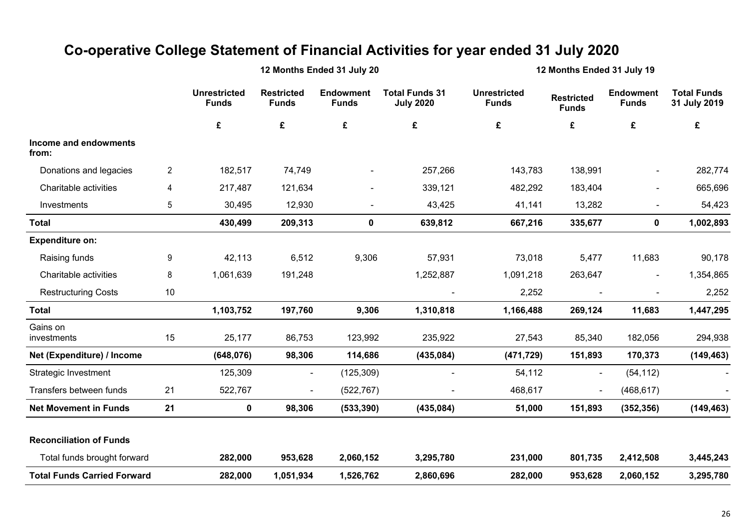# Co-operative College Statement of Financial Activities for year ended 31 July 2020

| | | 12 Months Ended 31 July 20 | | | | 12 Months Ended 31 July 19 | | | |
|---|---|---|---|---|---|---|---|---|---|
| | | **Unrestricted Funds** | **Restricted Funds** | **Endowment Funds** | **Total Funds 31 July 2020** | **Unrestricted Funds** | **Restricted Funds** | **Endowment Funds** | **Total Funds 31 July 2019** |
| | | **£** | **£** | **£** | **£** | **£** | **£** | **£** | **£** |
| **Income and endowments from:** | | | | | | | | | |
| Donations and legacies | 2 | 182,517 | 74,749 | - | 257,266 | 143,783 | 138,991 | - | 282,774 |
| Charitable activities | 4 | 217,487 | 121,634 | - | 339,121 | 482,292 | 183,404 | - | 665,696 |
| Investments | 5 | 30,495 | 12,930 | - | 43,425 | 41,141 | 13,282 | - | 54,423 |
| **Total** | | **430,499** | **209,313** | **0** | **639,812** | **667,216** | **335,677** | **0** | **1,002,893** |
| **Expenditure on:** | | | | | | | | | |
| Raising funds | 9 | 42,113 | 6,512 | 9,306 | 57,931 | 73,018 | 5,477 | 11,683 | 90,178 |
| Charitable activities | 8 | 1,061,639 | 191,248 | | 1,252,887 | 1,091,218 | 263,647 | - | 1,354,865 |
| Restructuring Costs | 10 | | | | - | 2,252 | - | - | 2,252 |
| **Total** | | **1,103,752** | **197,760** | **9,306** | **1,310,818** | **1,166,488** | **269,124** | **11,683** | **1,447,295** |
| Gains on investments | 15 | 25,177 | 86,753 | 123,992 | 235,922 | 27,543 | 85,340 | 182,056 | 294,938 |
| **Net (Expenditure) / Income** | | **(648,076)** | **98,306** | **114,686** | **(435,084)** | **(471,729)** | **151,893** | **170,373** | **(149,463)** |
| Strategic Investment | | 125,309 | - | (125,309) | - | 54,112 | - | (54,112) | - |
| Transfers between funds | 21 | 522,767 | - | (522,767) | - | 468,617 | - | (468,617) | - |
| **Net Movement in Funds** | **21** | **0** | **98,306** | **(533,390)** | **(435,084)** | **51,000** | **151,893** | **(352,356)** | **(149,463)** |
| | | | | | | | | | |
| **Reconciliation of Funds** | | | | | | | | | |
| Total funds brought forward | | **282,000** | **953,628** | **2,060,152** | **3,295,780** | **231,000** | **801,735** | **2,412,508** | **3,445,243** |
| **Total Funds Carried Forward** | | **282,000** | **1,051,934** | **1,526,762** | **2,860,696** | **282,000** | **953,628** | **2,060,152** | **3,295,780** |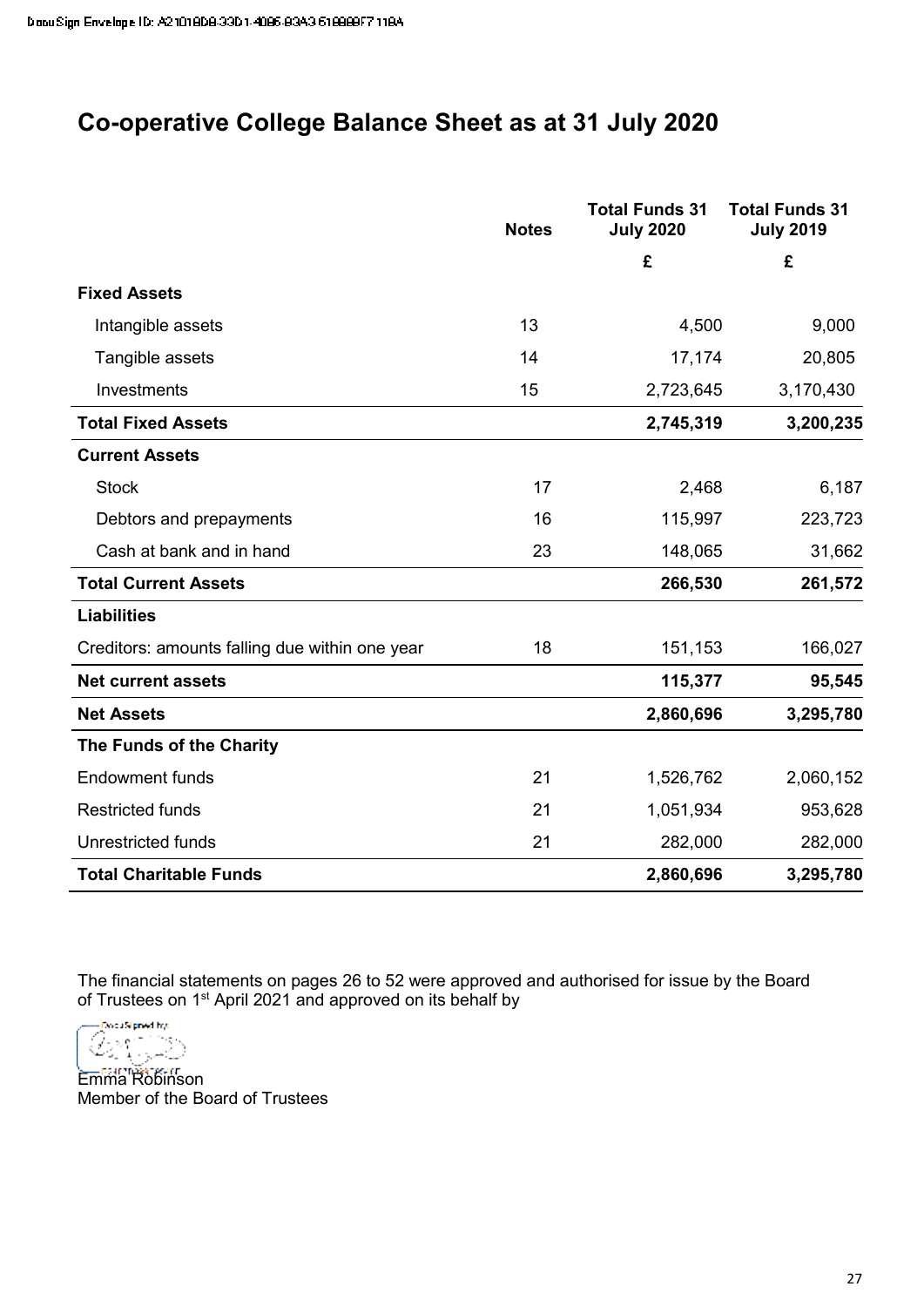# Co-operative College Balance Sheet as at 31 July 2020

| | Notes | Total Funds 31 July 2020 | Total Funds 31 July 2019 |
|---|---|---|---|
| | | £ | £ |
| **Fixed Assets** | | | |
| Intangible assets | 13 | 4,500 | 9,000 |
| Tangible assets | 14 | 17,174 | 20,805 |
| Investments | 15 | 2,723,645 | 3,170,430 |
| **Total Fixed Assets** | | **2,745,319** | **3,200,235** |
| **Current Assets** | | | |
| Stock | 17 | 2,468 | 6,187 |
| Debtors and prepayments | 16 | 115,997 | 223,723 |
| Cash at bank and in hand | 23 | 148,065 | 31,662 |
| **Total Current Assets** | | **266,530** | **261,572** |
| **Liabilities** | | | |
| Creditors: amounts falling due within one year | 18 | 151,153 | 166,027 |
| **Net current assets** | | **115,377** | **95,545** |
| **Net Assets** | | **2,860,696** | **3,295,780** |
| **The Funds of the Charity** | | | |
| Endowment funds | 21 | 1,526,762 | 2,060,152 |
| Restricted funds | 21 | 1,051,934 | 953,628 |
| Unrestricted funds | 21 | 282,000 | 282,000 |
| **Total Charitable Funds** | | **2,860,696** | **3,295,780** |

The financial statements on pages 26 to 52 were approved and authorised for issue by the Board of Trustees on 1st April 2021 and approved on its behalf by

Emma Robinson
Member of the Board of Trustees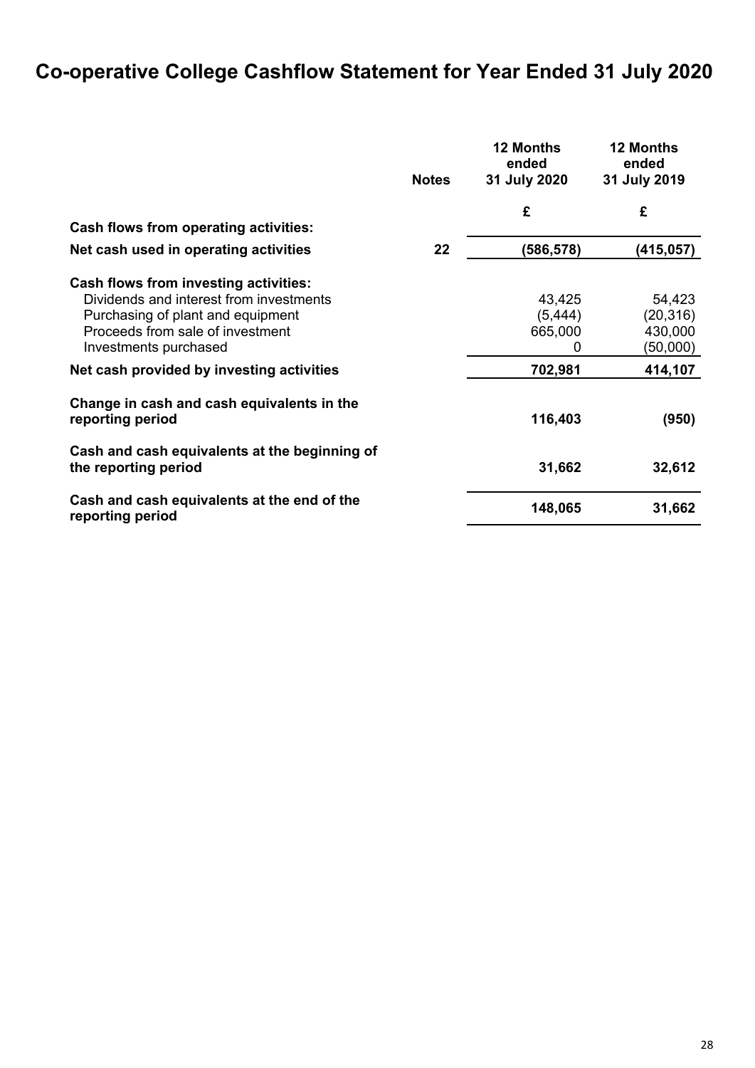# Co-operative College Cashflow Statement for Year Ended 31 July 2020

| | Notes | 12 Months ended 31 July 2020 | 12 Months ended 31 July 2019 |
|---|---|---|---|
| | | £ | £ |
| **Cash flows from operating activities:** | | | |
| **Net cash used in operating activities** | **22** | **(586,578)** | **(415,057)** |
| **Cash flows from investing activities:** | | | |
| Dividends and interest from investments | | 43,425 | 54,423 |
| Purchasing of plant and equipment | | (5,444) | (20,316) |
| Proceeds from sale of investment | | 665,000 | 430,000 |
| Investments purchased | | 0 | (50,000) |
| **Net cash provided by investing activities** | | **702,981** | **414,107** |
| **Change in cash and cash equivalents in the reporting period** | | **116,403** | **(950)** |
| **Cash and cash equivalents at the beginning of the reporting period** | | **31,662** | **32,612** |
| **Cash and cash equivalents at the end of the reporting period** | | **148,065** | **31,662** |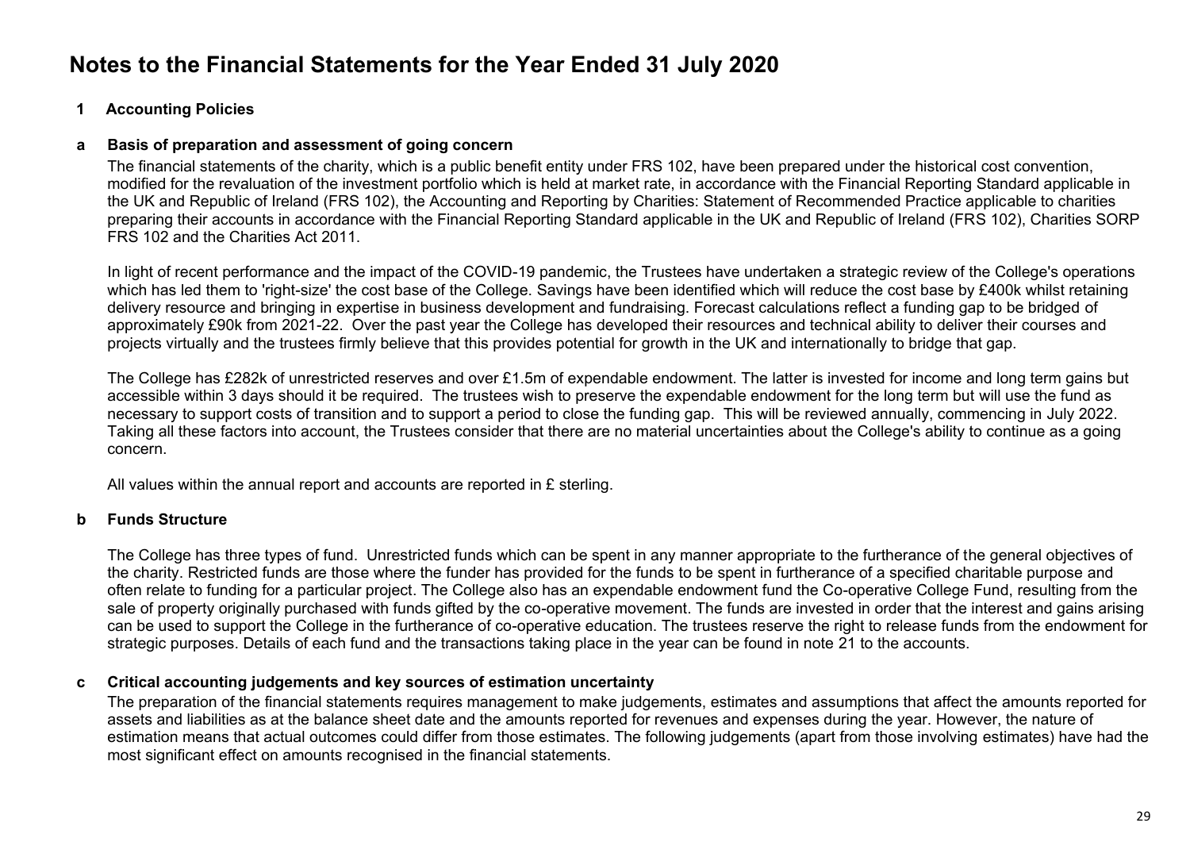# Notes to the Financial Statements for the Year Ended 31 July 2020

## 1 Accounting Policies

### a Basis of preparation and assessment of going concern

The financial statements of the charity, which is a public benefit entity under FRS 102, have been prepared under the historical cost convention, modified for the revaluation of the investment portfolio which is held at market rate, in accordance with the Financial Reporting Standard applicable in the UK and Republic of Ireland (FRS 102), the Accounting and Reporting by Charities: Statement of Recommended Practice applicable to charities preparing their accounts in accordance with the Financial Reporting Standard applicable in the UK and Republic of Ireland (FRS 102), Charities SORP FRS 102 and the Charities Act 2011.

In light of recent performance and the impact of the COVID-19 pandemic, the Trustees have undertaken a strategic review of the College's operations which has led them to 'right-size' the cost base of the College. Savings have been identified which will reduce the cost base by £400k whilst retaining delivery resource and bringing in expertise in business development and fundraising. Forecast calculations reflect a funding gap to be bridged of approximately £90k from 2021-22. Over the past year the College has developed their resources and technical ability to deliver their courses and projects virtually and the trustees firmly believe that this provides potential for growth in the UK and internationally to bridge that gap.

The College has £282k of unrestricted reserves and over £1.5m of expendable endowment. The latter is invested for income and long term gains but accessible within 3 days should it be required. The trustees wish to preserve the expendable endowment for the long term but will use the fund as necessary to support costs of transition and to support a period to close the funding gap. This will be reviewed annually, commencing in July 2022. Taking all these factors into account, the Trustees consider that there are no material uncertainties about the College's ability to continue as a going concern.

All values within the annual report and accounts are reported in £ sterling.

### b Funds Structure

The College has three types of fund. Unrestricted funds which can be spent in any manner appropriate to the furtherance of the general objectives of the charity. Restricted funds are those where the funder has provided for the funds to be spent in furtherance of a specified charitable purpose and often relate to funding for a particular project. The College also has an expendable endowment fund the Co-operative College Fund, resulting from the sale of property originally purchased with funds gifted by the co-operative movement. The funds are invested in order that the interest and gains arising can be used to support the College in the furtherance of co-operative education. The trustees reserve the right to release funds from the endowment for strategic purposes. Details of each fund and the transactions taking place in the year can be found in note 21 to the accounts.

### c Critical accounting judgements and key sources of estimation uncertainty

The preparation of the financial statements requires management to make judgements, estimates and assumptions that affect the amounts reported for assets and liabilities as at the balance sheet date and the amounts reported for revenues and expenses during the year. However, the nature of estimation means that actual outcomes could differ from those estimates. The following judgements (apart from those involving estimates) have had the most significant effect on amounts recognised in the financial statements.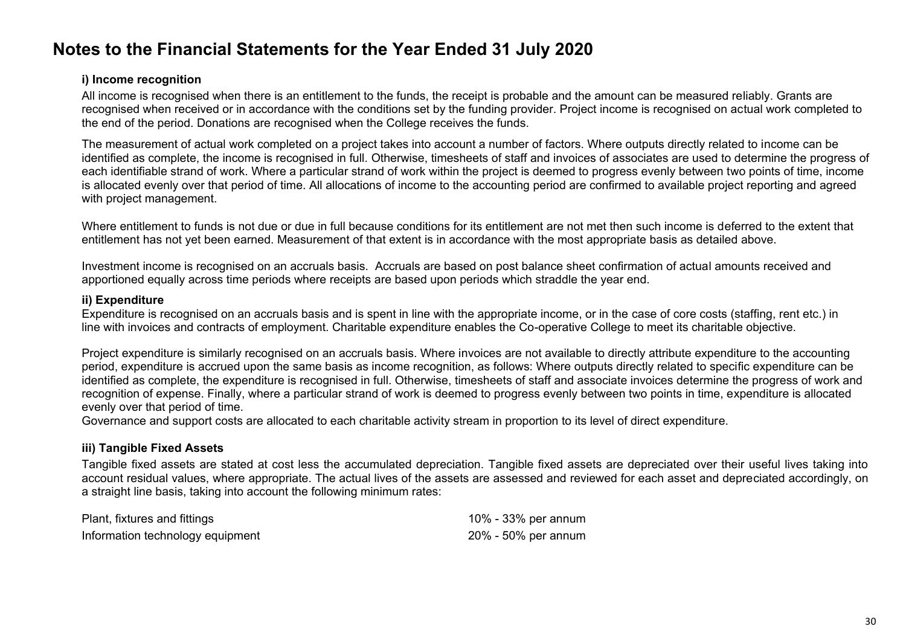# Notes to the Financial Statements for the Year Ended 31 July 2020

**i) Income recognition**

All income is recognised when there is an entitlement to the funds, the receipt is probable and the amount can be measured reliably. Grants are recognised when received or in accordance with the conditions set by the funding provider. Project income is recognised on actual work completed to the end of the period. Donations are recognised when the College receives the funds.

The measurement of actual work completed on a project takes into account a number of factors. Where outputs directly related to income can be identified as complete, the income is recognised in full. Otherwise, timesheets of staff and invoices of associates are used to determine the progress of each identifiable strand of work. Where a particular strand of work within the project is deemed to progress evenly between two points of time, income is allocated evenly over that period of time. All allocations of income to the accounting period are confirmed to available project reporting and agreed with project management.

Where entitlement to funds is not due or due in full because conditions for its entitlement are not met then such income is deferred to the extent that entitlement has not yet been earned. Measurement of that extent is in accordance with the most appropriate basis as detailed above.

Investment income is recognised on an accruals basis. Accruals are based on post balance sheet confirmation of actual amounts received and apportioned equally across time periods where receipts are based upon periods which straddle the year end.

**ii) Expenditure**

Expenditure is recognised on an accruals basis and is spent in line with the appropriate income, or in the case of core costs (staffing, rent etc.) in line with invoices and contracts of employment. Charitable expenditure enables the Co-operative College to meet its charitable objective.

Project expenditure is similarly recognised on an accruals basis. Where invoices are not available to directly attribute expenditure to the accounting period, expenditure is accrued upon the same basis as income recognition, as follows: Where outputs directly related to specific expenditure can be identified as complete, the expenditure is recognised in full. Otherwise, timesheets of staff and associate invoices determine the progress of work and recognition of expense. Finally, where a particular strand of work is deemed to progress evenly between two points in time, expenditure is allocated evenly over that period of time.

Governance and support costs are allocated to each charitable activity stream in proportion to its level of direct expenditure.

**iii) Tangible Fixed Assets**

Tangible fixed assets are stated at cost less the accumulated depreciation. Tangible fixed assets are depreciated over their useful lives taking into account residual values, where appropriate. The actual lives of the assets are assessed and reviewed for each asset and depreciated accordingly, on a straight line basis, taking into account the following minimum rates:

| | |
|---|---|
| Plant, fixtures and fittings | 10% - 33% per annum |
| Information technology equipment | 20% - 50% per annum |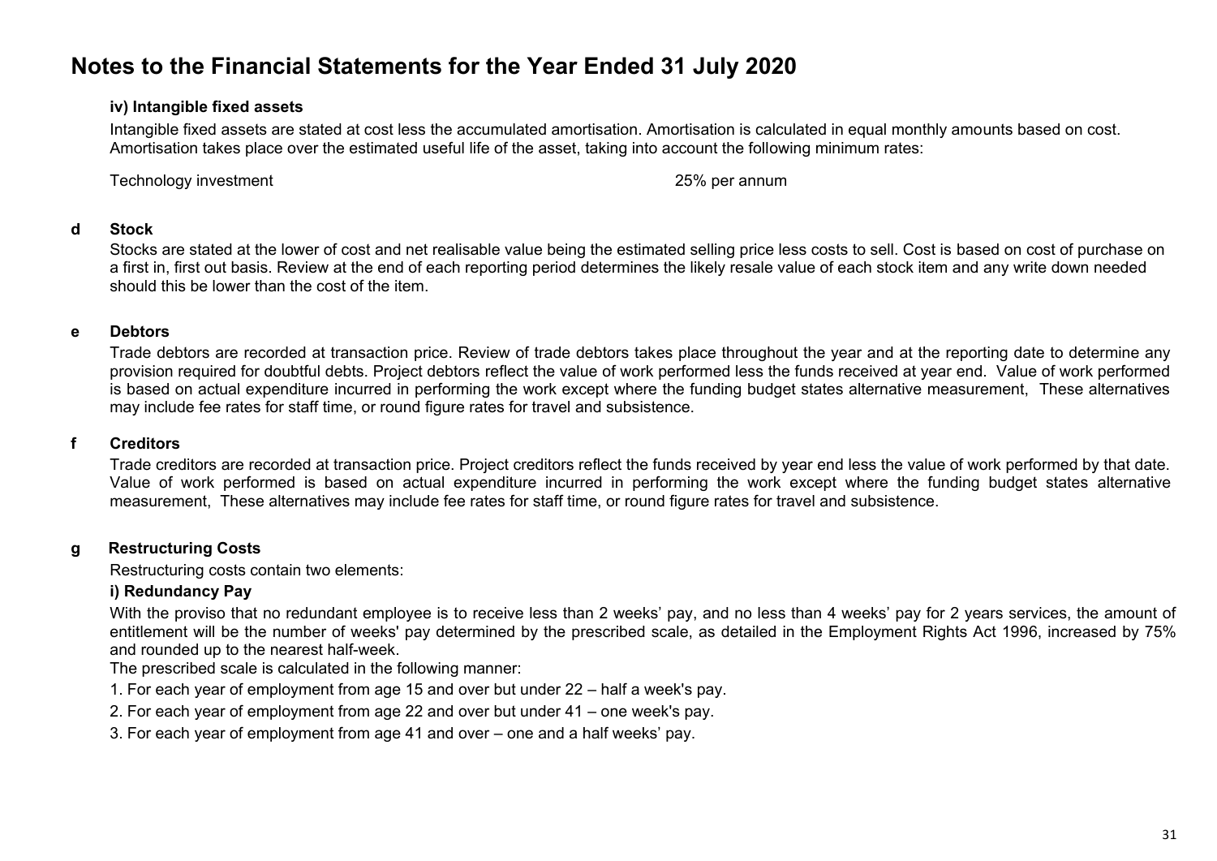# Notes to the Financial Statements for the Year Ended 31 July 2020

### iv) Intangible fixed assets

Intangible fixed assets are stated at cost less the accumulated amortisation. Amortisation is calculated in equal monthly amounts based on cost. Amortisation takes place over the estimated useful life of the asset, taking into account the following minimum rates:

| | |
|---|---|
| Technology investment | 25% per annum |

## d Stock

Stocks are stated at the lower of cost and net realisable value being the estimated selling price less costs to sell. Cost is based on cost of purchase on a first in, first out basis. Review at the end of each reporting period determines the likely resale value of each stock item and any write down needed should this be lower than the cost of the item.

## e Debtors

Trade debtors are recorded at transaction price. Review of trade debtors takes place throughout the year and at the reporting date to determine any provision required for doubtful debts. Project debtors reflect the value of work performed less the funds received at year end. Value of work performed is based on actual expenditure incurred in performing the work except where the funding budget states alternative measurement, These alternatives may include fee rates for staff time, or round figure rates for travel and subsistence.

## f Creditors

Trade creditors are recorded at transaction price. Project creditors reflect the funds received by year end less the value of work performed by that date. Value of work performed is based on actual expenditure incurred in performing the work except where the funding budget states alternative measurement, These alternatives may include fee rates for staff time, or round figure rates for travel and subsistence.

## g Restructuring Costs

Restructuring costs contain two elements:

### i) Redundancy Pay

With the proviso that no redundant employee is to receive less than 2 weeks' pay, and no less than 4 weeks' pay for 2 years services, the amount of entitlement will be the number of weeks' pay determined by the prescribed scale, as detailed in the Employment Rights Act 1996, increased by 75% and rounded up to the nearest half-week.

The prescribed scale is calculated in the following manner:

1. For each year of employment from age 15 and over but under 22 – half a week's pay.
2. For each year of employment from age 22 and over but under 41 – one week's pay.
3. For each year of employment from age 41 and over – one and a half weeks' pay.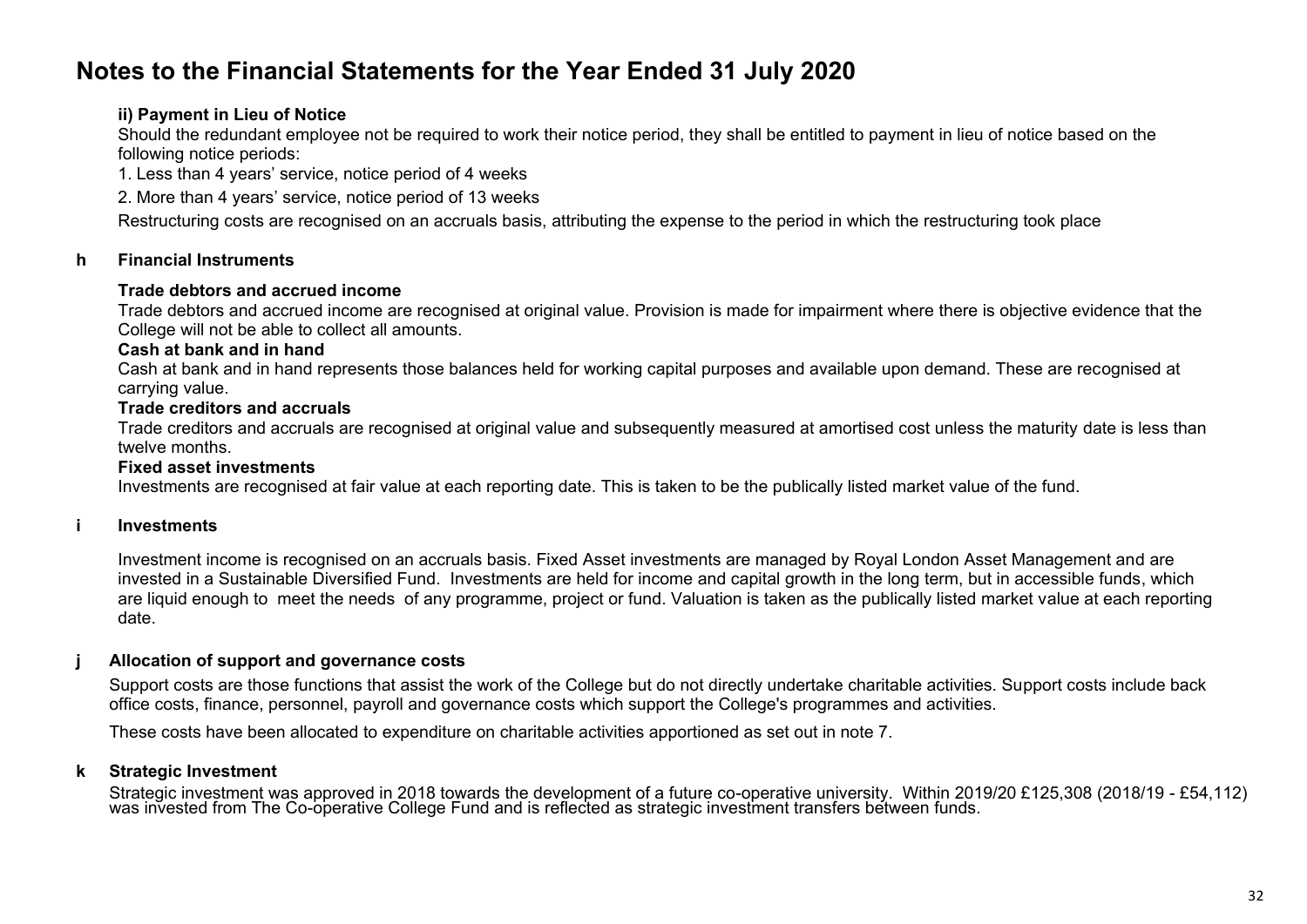# Notes to the Financial Statements for the Year Ended 31 July 2020

**ii) Payment in Lieu of Notice**

Should the redundant employee not be required to work their notice period, they shall be entitled to payment in lieu of notice based on the following notice periods:

1. Less than 4 years' service, notice period of 4 weeks
2. More than 4 years' service, notice period of 13 weeks

Restructuring costs are recognised on an accruals basis, attributing the expense to the period in which the restructuring took place

## h Financial Instruments

**Trade debtors and accrued income**

Trade debtors and accrued income are recognised at original value. Provision is made for impairment where there is objective evidence that the College will not be able to collect all amounts.

**Cash at bank and in hand**

Cash at bank and in hand represents those balances held for working capital purposes and available upon demand. These are recognised at carrying value.

**Trade creditors and accruals**

Trade creditors and accruals are recognised at original value and subsequently measured at amortised cost unless the maturity date is less than twelve months.

**Fixed asset investments**

Investments are recognised at fair value at each reporting date. This is taken to be the publically listed market value of the fund.

## i Investments

Investment income is recognised on an accruals basis. Fixed Asset investments are managed by Royal London Asset Management and are invested in a Sustainable Diversified Fund. Investments are held for income and capital growth in the long term, but in accessible funds, which are liquid enough to meet the needs of any programme, project or fund. Valuation is taken as the publically listed market value at each reporting date.

## j Allocation of support and governance costs

Support costs are those functions that assist the work of the College but do not directly undertake charitable activities. Support costs include back office costs, finance, personnel, payroll and governance costs which support the College's programmes and activities.

These costs have been allocated to expenditure on charitable activities apportioned as set out in note 7.

## k Strategic Investment

Strategic investment was approved in 2018 towards the development of a future co-operative university. Within 2019/20 £125,308 (2018/19 - £54,112) was invested from The Co-operative College Fund and is reflected as strategic investment transfers between funds.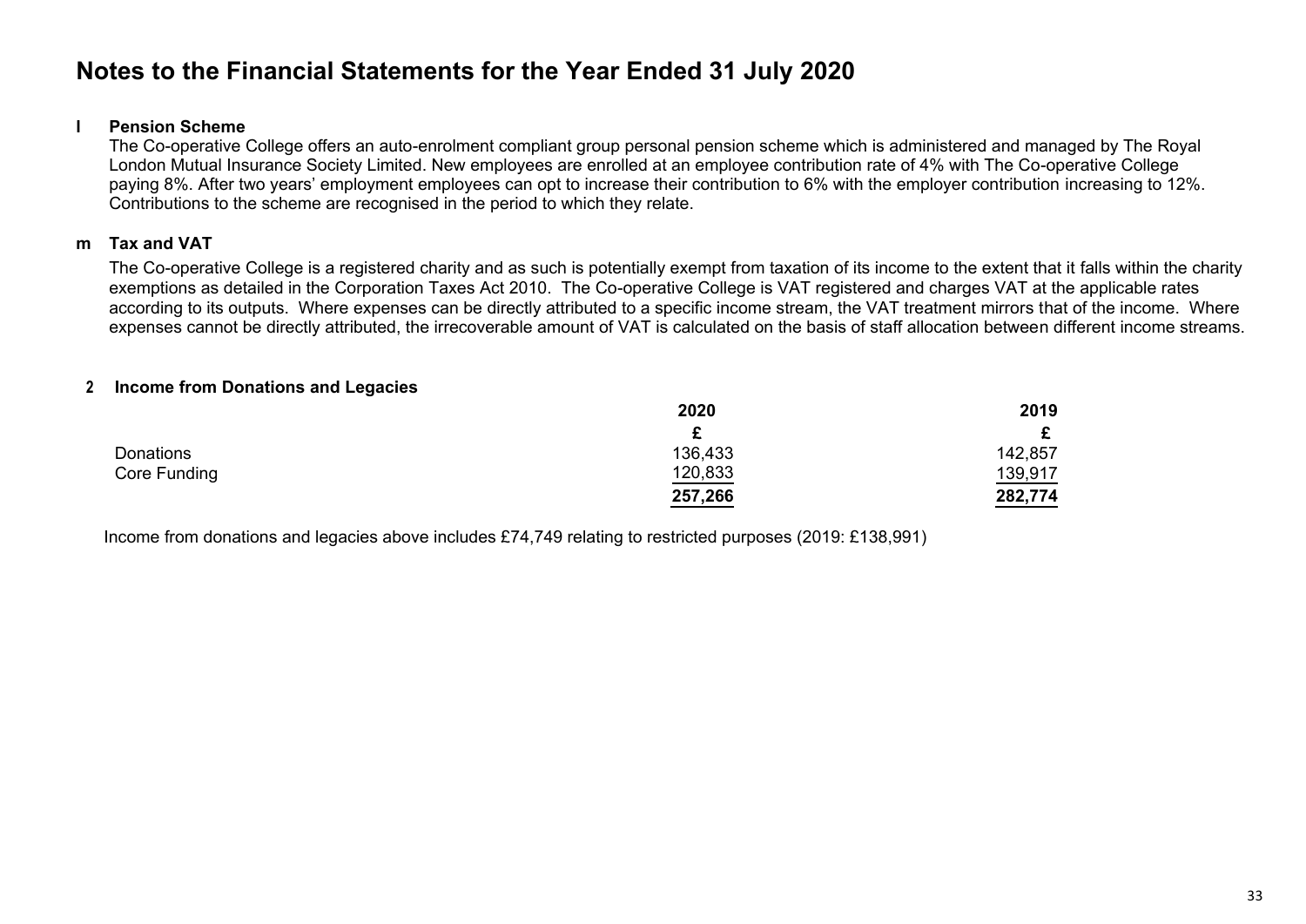# Notes to the Financial Statements for the Year Ended 31 July 2020

**l Pension Scheme**

The Co-operative College offers an auto-enrolment compliant group personal pension scheme which is administered and managed by The Royal London Mutual Insurance Society Limited. New employees are enrolled at an employee contribution rate of 4% with The Co-operative College paying 8%. After two years' employment employees can opt to increase their contribution to 6% with the employer contribution increasing to 12%. Contributions to the scheme are recognised in the period to which they relate.

**m Tax and VAT**

The Co-operative College is a registered charity and as such is potentially exempt from taxation of its income to the extent that it falls within the charity exemptions as detailed in the Corporation Taxes Act 2010. The Co-operative College is VAT registered and charges VAT at the applicable rates according to its outputs. Where expenses can be directly attributed to a specific income stream, the VAT treatment mirrors that of the income. Where expenses cannot be directly attributed, the irrecoverable amount of VAT is calculated on the basis of staff allocation between different income streams.

**2 Income from Donations and Legacies**

| | 2020 | 2019 |
|---|---|---|
| | £ | £ |
| Donations | 136,433 | 142,857 |
| Core Funding | 120,833 | 139,917 |
| | **257,266** | **282,774** |

Income from donations and legacies above includes £74,749 relating to restricted purposes (2019: £138,991)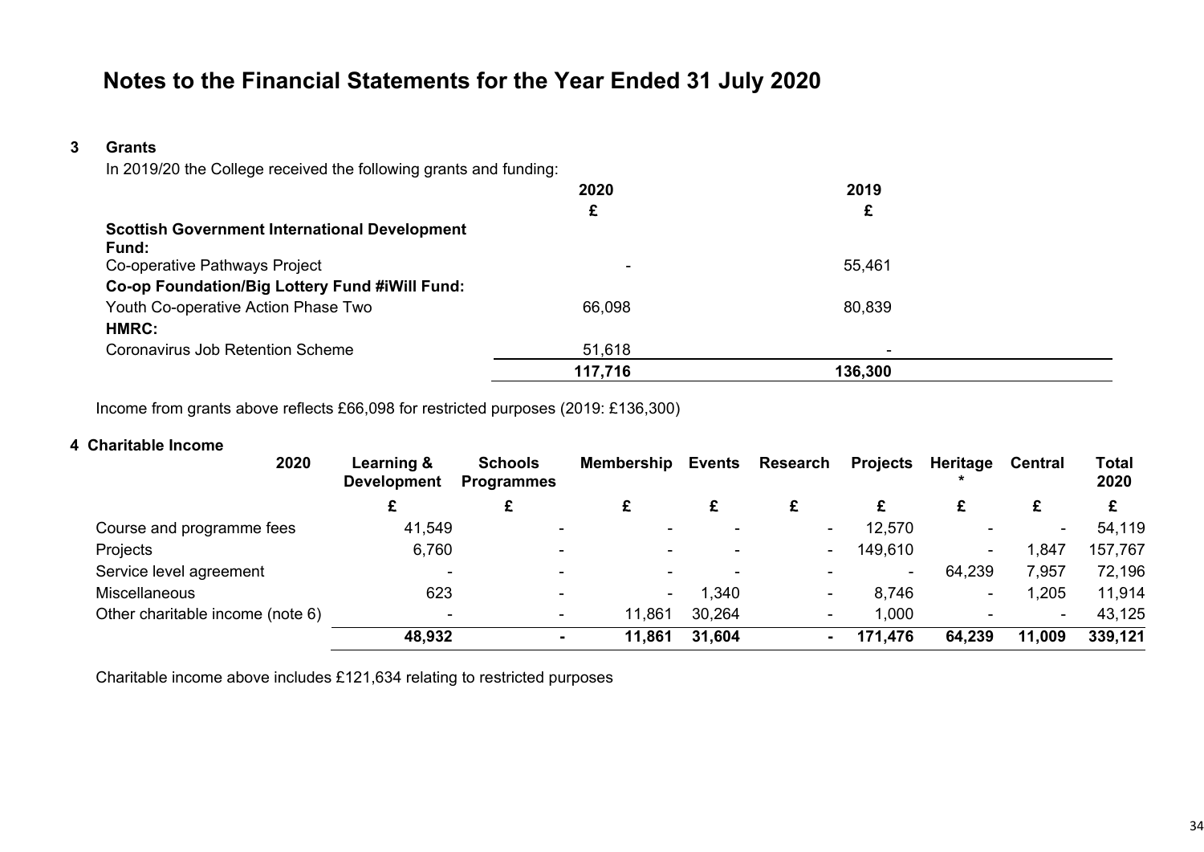# Notes to the Financial Statements for the Year Ended 31 July 2020

## 3 Grants

In 2019/20 the College received the following grants and funding:

| | 2020 | 2019 |
|---|---|---|
| | £ | £ |
| **Scottish Government International Development Fund:** | | |
| Co-operative Pathways Project | - | 55,461 |
| **Co-op Foundation/Big Lottery Fund #iWill Fund:** | | |
| Youth Co-operative Action Phase Two | 66,098 | 80,839 |
| **HMRC:** | | |
| Coronavirus Job Retention Scheme | 51,618 | - |
| | **117,716** | **136,300** |

Income from grants above reflects £66,098 for restricted purposes (2019: £136,300)

## 4 Charitable Income

| 2020 | Learning & Development | Schools Programmes | Membership | Events | Research | Projects | Heritage * | Central | Total 2020 |
|---|---|---|---|---|---|---|---|---|---|
| | £ | £ | £ | £ | £ | £ | £ | £ | £ |
| Course and programme fees | 41,549 | - | - | - | - | 12,570 | - | - | 54,119 |
| Projects | 6,760 | - | - | - | - | 149,610 | - | 1,847 | 157,767 |
| Service level agreement | - | - | - | - | - | - | 64,239 | 7,957 | 72,196 |
| Miscellaneous | 623 | - | - | 1,340 | - | 8,746 | - | 1,205 | 11,914 |
| Other charitable income (note 6) | - | - | 11,861 | 30,264 | - | 1,000 | - | - | 43,125 |
| | **48,932** | **-** | **11,861** | **31,604** | **-** | **171,476** | **64,239** | **11,009** | **339,121** |

Charitable income above includes £121,634 relating to restricted purposes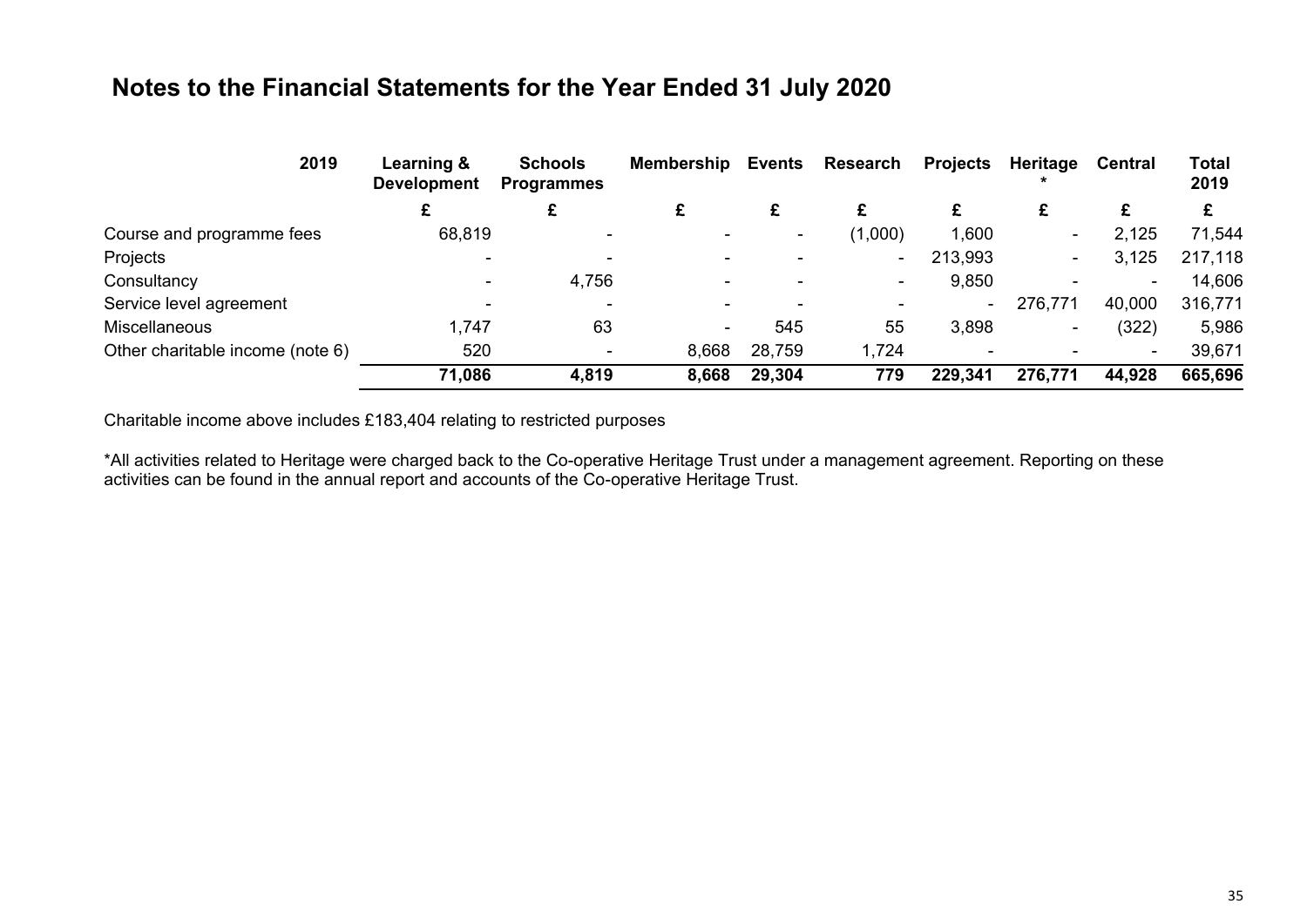# Notes to the Financial Statements for the Year Ended 31 July 2020

| 2019 | Learning & Development | Schools Programmes | Membership | Events | Research | Projects | Heritage * | Central | Total 2019 |
|---|---|---|---|---|---|---|---|---|---|
| | £ | £ | £ | £ | £ | £ | £ | £ | £ |
| Course and programme fees | 68,819 | - | - | - | (1,000) | 1,600 | - | 2,125 | 71,544 |
| Projects | - | - | - | - | - | 213,993 | - | 3,125 | 217,118 |
| Consultancy | - | 4,756 | - | - | - | 9,850 | - | - | 14,606 |
| Service level agreement | - | - | - | - | - | - | 276,771 | 40,000 | 316,771 |
| Miscellaneous | 1,747 | 63 | - | 545 | 55 | 3,898 | - | (322) | 5,986 |
| Other charitable income (note 6) | 520 | - | 8,668 | 28,759 | 1,724 | - | - | - | 39,671 |
| | **71,086** | **4,819** | **8,668** | **29,304** | **779** | **229,341** | **276,771** | **44,928** | **665,696** |

Charitable income above includes £183,404 relating to restricted purposes

*All activities related to Heritage were charged back to the Co-operative Heritage Trust under a management agreement. Reporting on these activities can be found in the annual report and accounts of the Co-operative Heritage Trust.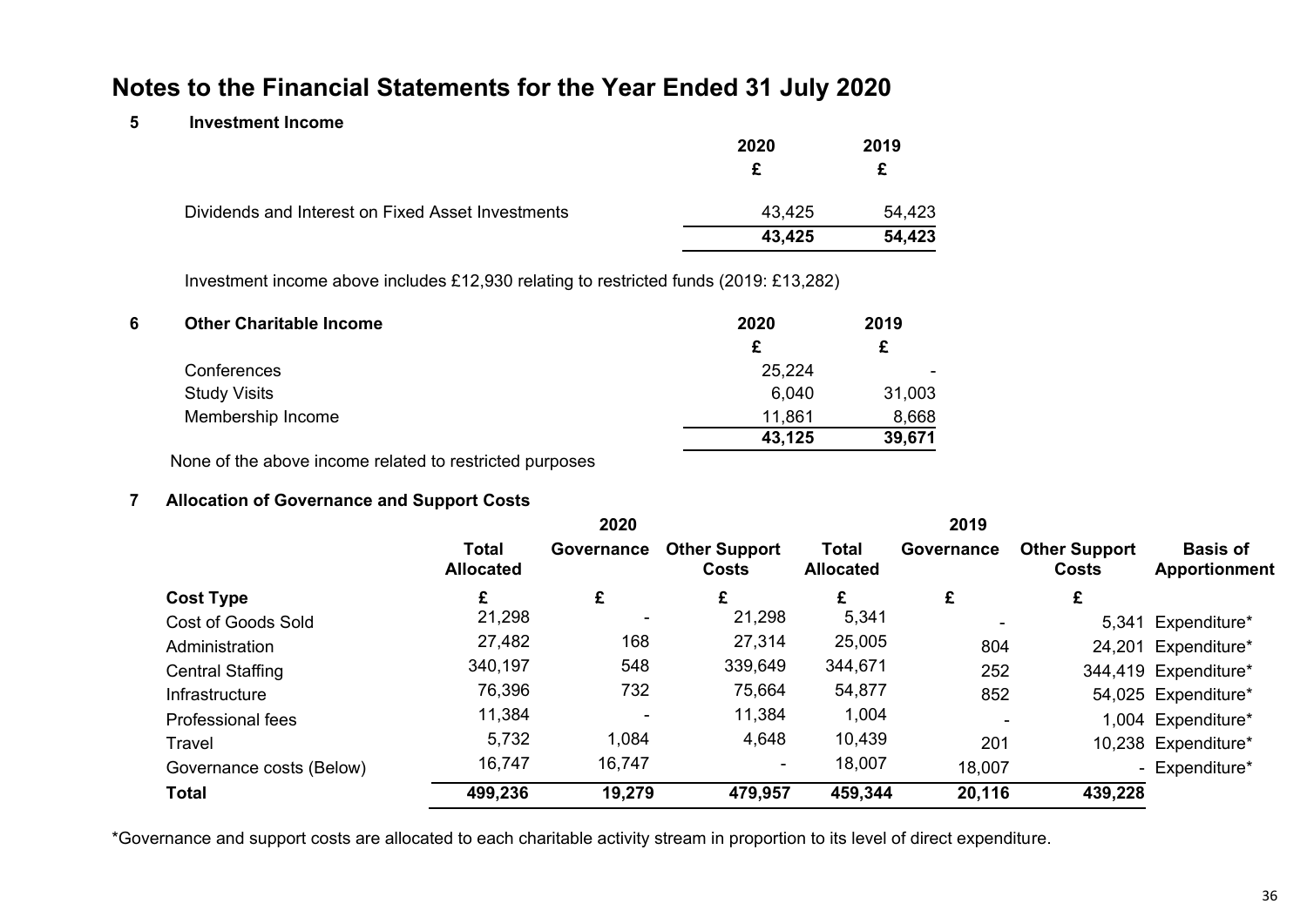# Notes to the Financial Statements for the Year Ended 31 July 2020

## 5 Investment Income

| | 2020 | 2019 |
|---|---|---|
| | £ | £ |
| Dividends and Interest on Fixed Asset Investments | 43,425 | 54,423 |
| | **43,425** | **54,423** |

Investment income above includes £12,930 relating to restricted funds (2019: £13,282)

## 6 Other Charitable Income

| | 2020 | 2019 |
|---|---|---|
| | £ | £ |
| Conferences | 25,224 | - |
| Study Visits | 6,040 | 31,003 |
| Membership Income | 11,861 | 8,668 |
| | **43,125** | **39,671** |

None of the above income related to restricted purposes

## 7 Allocation of Governance and Support Costs

| | 2020 | | | 2019 | | | |
|---|---|---|---|---|---|---|---|
| | **Total Allocated** | **Governance** | **Other Support Costs** | **Total Allocated** | **Governance** | **Other Support Costs** | **Basis of Apportionment** |
| **Cost Type** | £ | £ | £ | £ | £ | £ | |
| Cost of Goods Sold | 21,298 | - | 21,298 | 5,341 | - | 5,341 | Expenditure* |
| Administration | 27,482 | 168 | 27,314 | 25,005 | 804 | 24,201 | Expenditure* |
| Central Staffing | 340,197 | 548 | 339,649 | 344,671 | 252 | 344,419 | Expenditure* |
| Infrastructure | 76,396 | 732 | 75,664 | 54,877 | 852 | 54,025 | Expenditure* |
| Professional fees | 11,384 | - | 11,384 | 1,004 | - | 1,004 | Expenditure* |
| Travel | 5,732 | 1,084 | 4,648 | 10,439 | 201 | 10,238 | Expenditure* |
| Governance costs (Below) | 16,747 | 16,747 | - | 18,007 | 18,007 | - | Expenditure* |
| **Total** | **499,236** | **19,279** | **479,957** | **459,344** | **20,116** | **439,228** | |

*Governance and support costs are allocated to each charitable activity stream in proportion to its level of direct expenditure.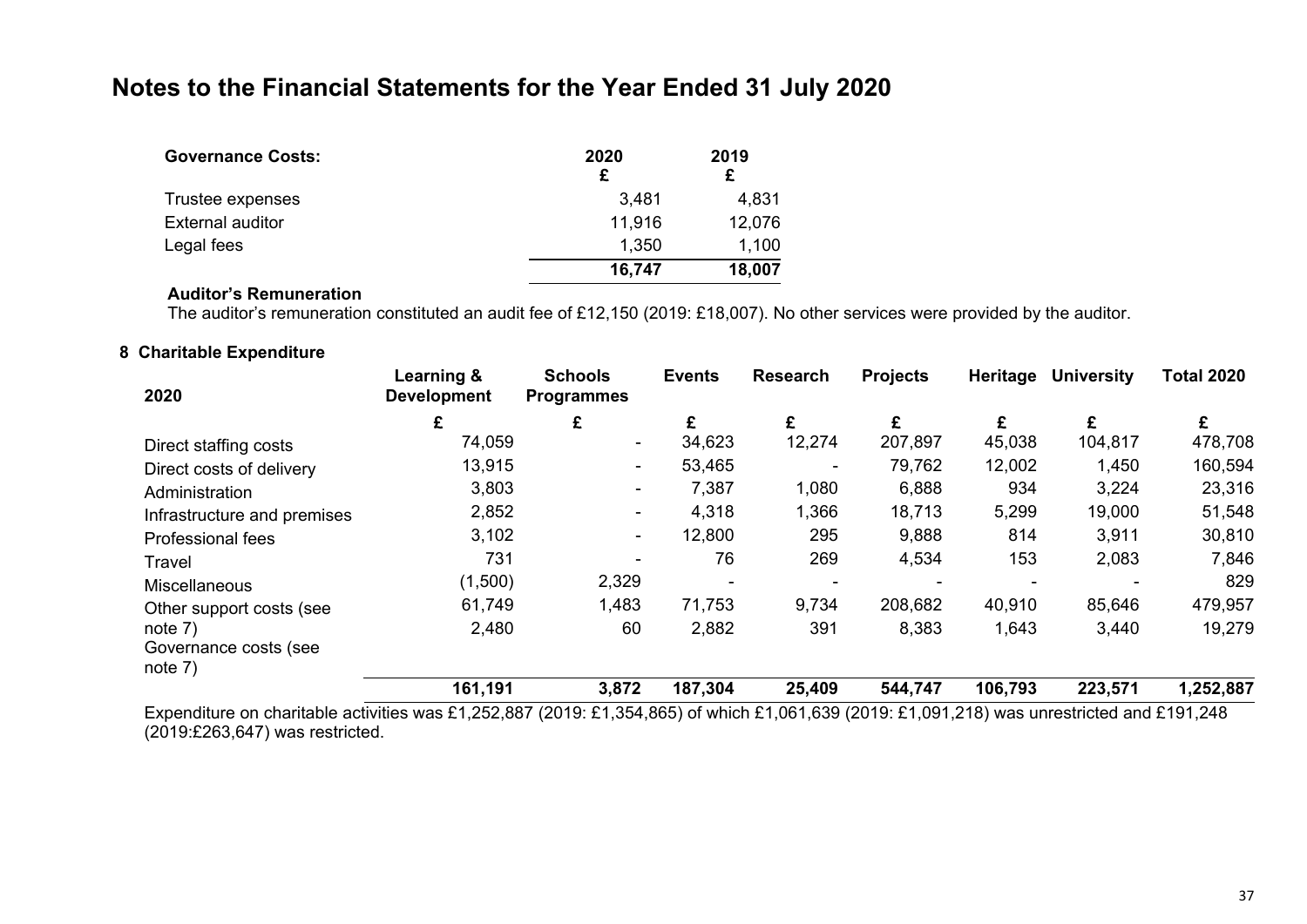# Notes to the Financial Statements for the Year Ended 31 July 2020

| Governance Costs: | 2020 £ | 2019 £ |
|---|---|---|
| Trustee expenses | 3,481 | 4,831 |
| External auditor | 11,916 | 12,076 |
| Legal fees | 1,350 | 1,100 |
| | **16,747** | **18,007** |

**Auditor's Remuneration**

The auditor's remuneration constituted an audit fee of £12,150 (2019: £18,007). No other services were provided by the auditor.

## 8 Charitable Expenditure

| 2020 | Learning & Development | Schools Programmes | Events | Research | Projects | Heritage | University | Total 2020 |
|---|---|---|---|---|---|---|---|---|
| | £ | £ | £ | £ | £ | £ | £ | £ |
| Direct staffing costs | 74,059 | - | 34,623 | 12,274 | 207,897 | 45,038 | 104,817 | 478,708 |
| Direct costs of delivery | 13,915 | - | 53,465 | - | 79,762 | 12,002 | 1,450 | 160,594 |
| Administration | 3,803 | - | 7,387 | 1,080 | 6,888 | 934 | 3,224 | 23,316 |
| Infrastructure and premises | 2,852 | - | 4,318 | 1,366 | 18,713 | 5,299 | 19,000 | 51,548 |
| Professional fees | 3,102 | - | 12,800 | 295 | 9,888 | 814 | 3,911 | 30,810 |
| Travel | 731 | - | 76 | 269 | 4,534 | 153 | 2,083 | 7,846 |
| Miscellaneous | (1,500) | 2,329 | - | - | - | - | - | 829 |
| Other support costs (see note 7) | 61,749 | 1,483 | 71,753 | 9,734 | 208,682 | 40,910 | 85,646 | 479,957 |
| Governance costs (see note 7) | 2,480 | 60 | 2,882 | 391 | 8,383 | 1,643 | 3,440 | 19,279 |
| | **161,191** | **3,872** | **187,304** | **25,409** | **544,747** | **106,793** | **223,571** | **1,252,887** |

Expenditure on charitable activities was £1,252,887 (2019: £1,354,865) of which £1,061,639 (2019: £1,091,218) was unrestricted and £191,248 (2019:£263,647) was restricted.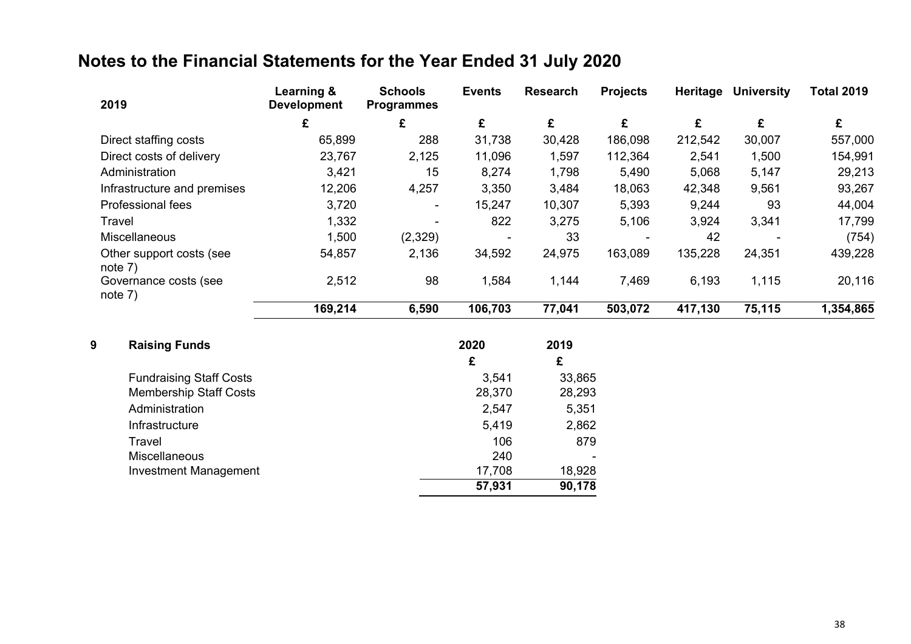# Notes to the Financial Statements for the Year Ended 31 July 2020

| 2019 | Learning & Development | Schools Programmes | Events | Research | Projects | Heritage | University | Total 2019 |
|---|---|---|---|---|---|---|---|---|
| | £ | £ | £ | £ | £ | £ | £ | £ |
| Direct staffing costs | 65,899 | 288 | 31,738 | 30,428 | 186,098 | 212,542 | 30,007 | 557,000 |
| Direct costs of delivery | 23,767 | 2,125 | 11,096 | 1,597 | 112,364 | 2,541 | 1,500 | 154,991 |
| Administration | 3,421 | 15 | 8,274 | 1,798 | 5,490 | 5,068 | 5,147 | 29,213 |
| Infrastructure and premises | 12,206 | 4,257 | 3,350 | 3,484 | 18,063 | 42,348 | 9,561 | 93,267 |
| Professional fees | 3,720 | - | 15,247 | 10,307 | 5,393 | 9,244 | 93 | 44,004 |
| Travel | 1,332 | - | 822 | 3,275 | 5,106 | 3,924 | 3,341 | 17,799 |
| Miscellaneous | 1,500 | (2,329) | - | 33 | - | 42 | - | (754) |
| Other support costs (see note 7) | 54,857 | 2,136 | 34,592 | 24,975 | 163,089 | 135,228 | 24,351 | 439,228 |
| Governance costs (see note 7) | 2,512 | 98 | 1,584 | 1,144 | 7,469 | 6,193 | 1,115 | 20,116 |
| | **169,214** | **6,590** | **106,703** | **77,041** | **503,072** | **417,130** | **75,115** | **1,354,865** |

## 9 Raising Funds

| | 2020 | 2019 |
|---|---|---|
| | £ | £ |
| Fundraising Staff Costs | 3,541 | 33,865 |
| Membership Staff Costs | 28,370 | 28,293 |
| Administration | 2,547 | 5,351 |
| Infrastructure | 5,419 | 2,862 |
| Travel | 106 | 879 |
| Miscellaneous | 240 | - |
| Investment Management | 17,708 | 18,928 |
| | **57,931** | **90,178** |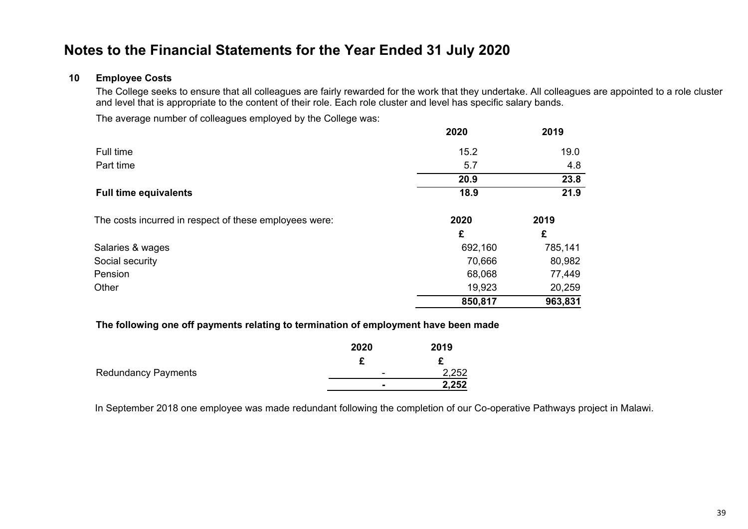# Notes to the Financial Statements for the Year Ended 31 July 2020

## 10 Employee Costs

The College seeks to ensure that all colleagues are fairly rewarded for the work that they undertake. All colleagues are appointed to a role cluster and level that is appropriate to the content of their role. Each role cluster and level has specific salary bands.

The average number of colleagues employed by the College was:

| | 2020 | 2019 |
|---|---|---|
| Full time | 15.2 | 19.0 |
| Part time | 5.7 | 4.8 |
| | **20.9** | **23.8** |
| **Full time equivalents** | **18.9** | **21.9** |

| The costs incurred in respect of these employees were: | 2020 | 2019 |
|---|---|---|
| | £ | £ |
| Salaries & wages | 692,160 | 785,141 |
| Social security | 70,666 | 80,982 |
| Pension | 68,068 | 77,449 |
| Other | 19,923 | 20,259 |
| | **850,817** | **963,831** |

**The following one off payments relating to termination of employment have been made**

| | 2020 | 2019 |
|---|---|---|
| | £ | £ |
| Redundancy Payments | - | 2,252 |
| | **-** | **2,252** |

In September 2018 one employee was made redundant following the completion of our Co-operative Pathways project in Malawi.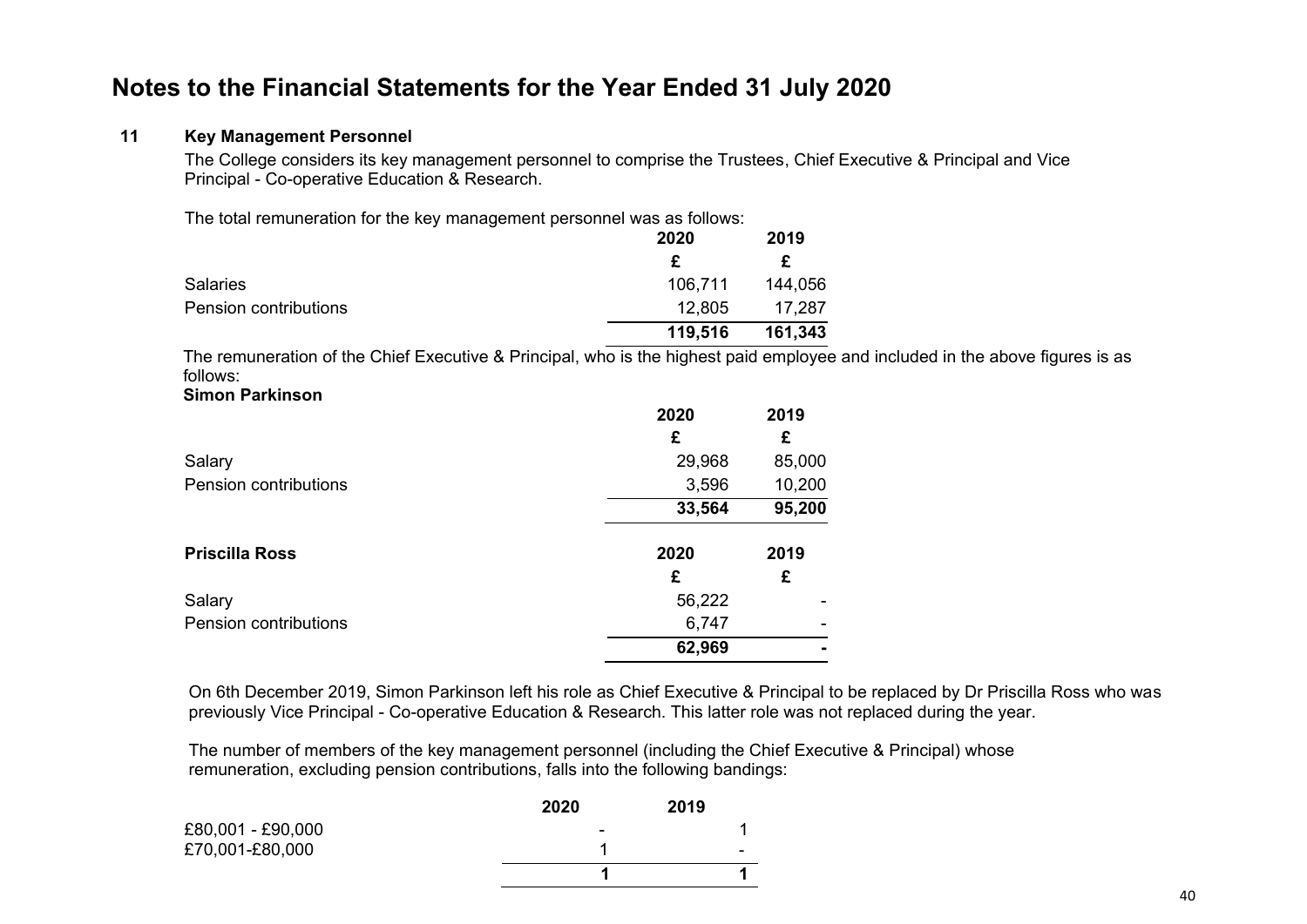# Notes to the Financial Statements for the Year Ended 31 July 2020

## 11 Key Management Personnel

The College considers its key management personnel to comprise the Trustees, Chief Executive & Principal and Vice Principal - Co-operative Education & Research.

The total remuneration for the key management personnel was as follows:

| | 2020 | 2019 |
|---|---|---|
| | £ | £ |
| Salaries | 106,711 | 144,056 |
| Pension contributions | 12,805 | 17,287 |
| | **119,516** | **161,343** |

The remuneration of the Chief Executive & Principal, who is the highest paid employee and included in the above figures is as follows:

**Simon Parkinson**

| | 2020 | 2019 |
|---|---|---|
| | £ | £ |
| Salary | 29,968 | 85,000 |
| Pension contributions | 3,596 | 10,200 |
| | **33,564** | **95,200** |

| **Priscilla Ross** | 2020 | 2019 |
|---|---|---|
| | £ | £ |
| Salary | 56,222 | - |
| Pension contributions | 6,747 | - |
| | **62,969** | **-** |

On 6th December 2019, Simon Parkinson left his role as Chief Executive & Principal to be replaced by Dr Priscilla Ross who was previously Vice Principal - Co-operative Education & Research. This latter role was not replaced during the year.

The number of members of the key management personnel (including the Chief Executive & Principal) whose remuneration, excluding pension contributions, falls into the following bandings:

| | 2020 | 2019 |
|---|---|---|
| £80,001 - £90,000 | - | 1 |
| £70,001-£80,000 | 1 | - |
| | **1** | **1** |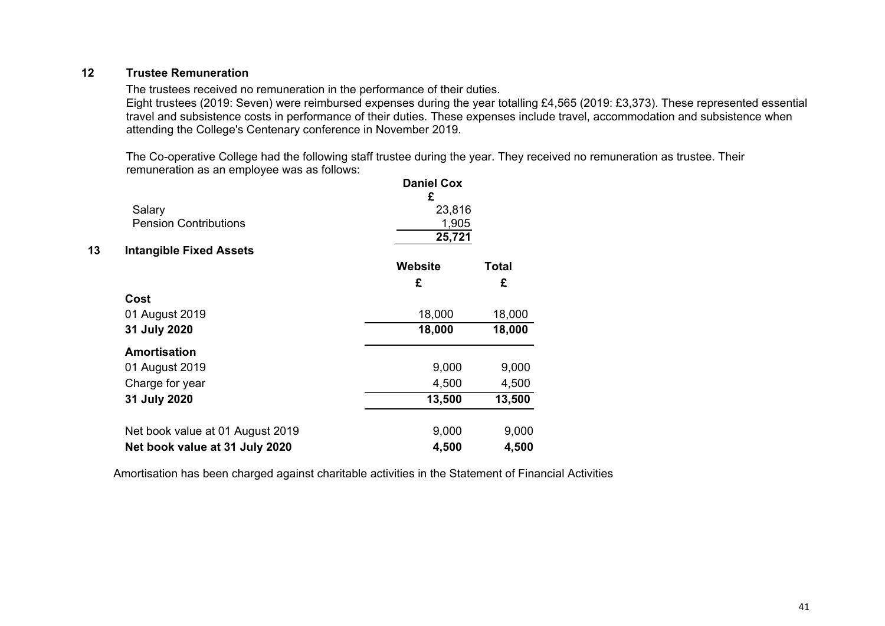## 12 Trustee Remuneration

The trustees received no remuneration in the performance of their duties.
Eight trustees (2019: Seven) were reimbursed expenses during the year totalling £4,565 (2019: £3,373). These represented essential travel and subsistence costs in performance of their duties. These expenses include travel, accommodation and subsistence when attending the College's Centenary conference in November 2019.

The Co-operative College had the following staff trustee during the year. They received no remuneration as trustee. Their remuneration as an employee was as follows:

| | **Daniel Cox** |
|---|---|
| | **£** |
| Salary | 23,816 |
| Pension Contributions | 1,905 |
| | **25,721** |

## 13 Intangible Fixed Assets

| | **Website** | **Total** |
|---|---|---|
| | **£** | **£** |
| **Cost** | | |
| 01 August 2019 | 18,000 | 18,000 |
| **31 July 2020** | **18,000** | **18,000** |
| **Amortisation** | | |
| 01 August 2019 | 9,000 | 9,000 |
| Charge for year | 4,500 | 4,500 |
| **31 July 2020** | **13,500** | **13,500** |
| Net book value at 01 August 2019 | 9,000 | 9,000 |
| **Net book value at 31 July 2020** | **4,500** | **4,500** |

Amortisation has been charged against charitable activities in the Statement of Financial Activities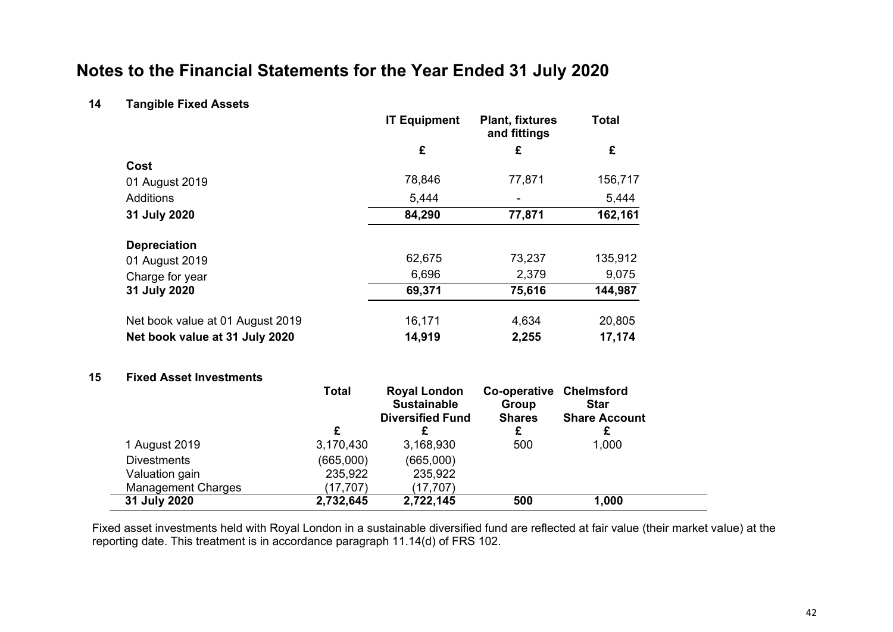# Notes to the Financial Statements for the Year Ended 31 July 2020

## 14 Tangible Fixed Assets

| | IT Equipment | Plant, fixtures and fittings | Total |
|---|---|---|---|
| | £ | £ | £ |
| **Cost** | | | |
| 01 August 2019 | 78,846 | 77,871 | 156,717 |
| Additions | 5,444 | - | 5,444 |
| **31 July 2020** | **84,290** | **77,871** | **162,161** |
| **Depreciation** | | | |
| 01 August 2019 | 62,675 | 73,237 | 135,912 |
| Charge for year | 6,696 | 2,379 | 9,075 |
| **31 July 2020** | **69,371** | **75,616** | **144,987** |
| Net book value at 01 August 2019 | 16,171 | 4,634 | 20,805 |
| **Net book value at 31 July 2020** | **14,919** | **2,255** | **17,174** |

## 15 Fixed Asset Investments

| | Total | Royal London Sustainable Diversified Fund | Co-operative Group Shares | Chelmsford Star Share Account |
|---|---|---|---|---|
| | £ | £ | £ | £ |
| 1 August 2019 | 3,170,430 | 3,168,930 | 500 | 1,000 |
| Divestments | (665,000) | (665,000) | | |
| Valuation gain | 235,922 | 235,922 | | |
| Management Charges | (17,707) | (17,707) | | |
| **31 July 2020** | **2,732,645** | **2,722,145** | **500** | **1,000** |

Fixed asset investments held with Royal London in a sustainable diversified fund are reflected at fair value (their market value) at the reporting date. This treatment is in accordance paragraph 11.14(d) of FRS 102.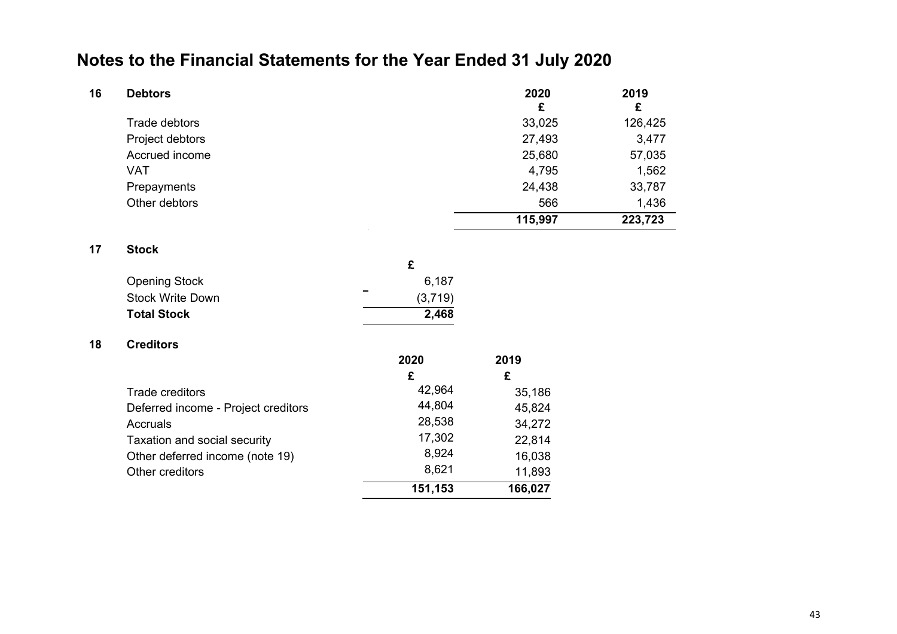# Notes to the Financial Statements for the Year Ended 31 July 2020

## 16 Debtors

| | 2020 | 2019 |
|---|---|---|
| | £ | £ |
| Trade debtors | 33,025 | 126,425 |
| Project debtors | 27,493 | 3,477 |
| Accrued income | 25,680 | 57,035 |
| VAT | 4,795 | 1,562 |
| Prepayments | 24,438 | 33,787 |
| Other debtors | 566 | 1,436 |
| | **115,997** | **223,723** |

## 17 Stock

| | £ |
|---|---|
| Opening Stock | 6,187 |
| Stock Write Down | (3,719) |
| **Total Stock** | **2,468** |

## 18 Creditors

| | 2020 | 2019 |
|---|---|---|
| | £ | £ |
| Trade creditors | 42,964 | 35,186 |
| Deferred income - Project creditors | 44,804 | 45,824 |
| Accruals | 28,538 | 34,272 |
| Taxation and social security | 17,302 | 22,814 |
| Other deferred income (note 19) | 8,924 | 16,038 |
| Other creditors | 8,621 | 11,893 |
| | **151,153** | **166,027** |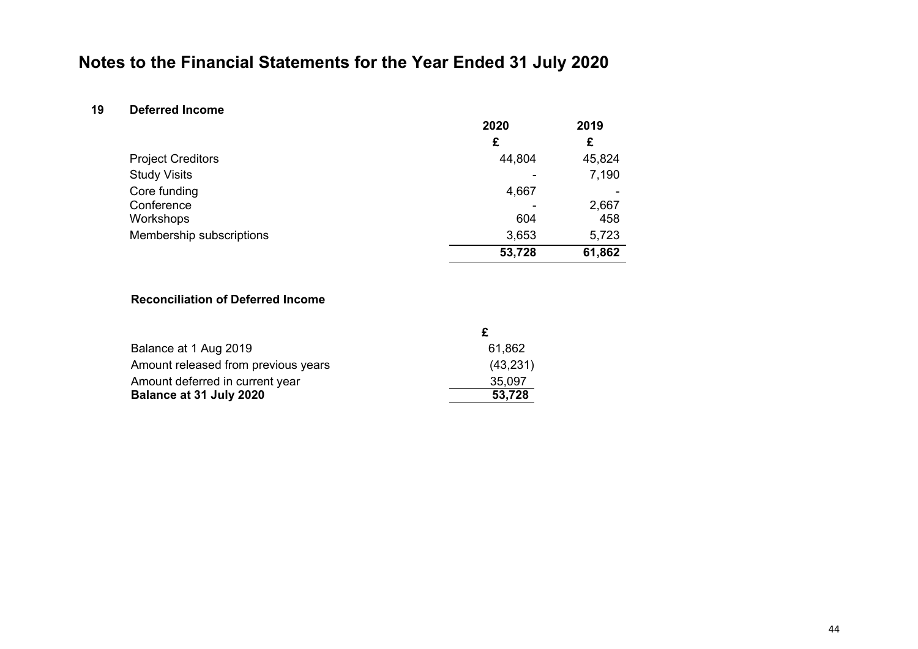# Notes to the Financial Statements for the Year Ended 31 July 2020

## 19 Deferred Income

| | 2020 | 2019 |
|---|---|---|
| | £ | £ |
| Project Creditors | 44,804 | 45,824 |
| Study Visits | - | 7,190 |
| Core funding | 4,667 | - |
| Conference | - | 2,667 |
| Workshops | 604 | 458 |
| Membership subscriptions | 3,653 | 5,723 |
| | **53,728** | **61,862** |

### Reconciliation of Deferred Income

| | £ |
|---|---|
| Balance at 1 Aug 2019 | 61,862 |
| Amount released from previous years | (43,231) |
| Amount deferred in current year | 35,097 |
| **Balance at 31 July 2020** | **53,728** |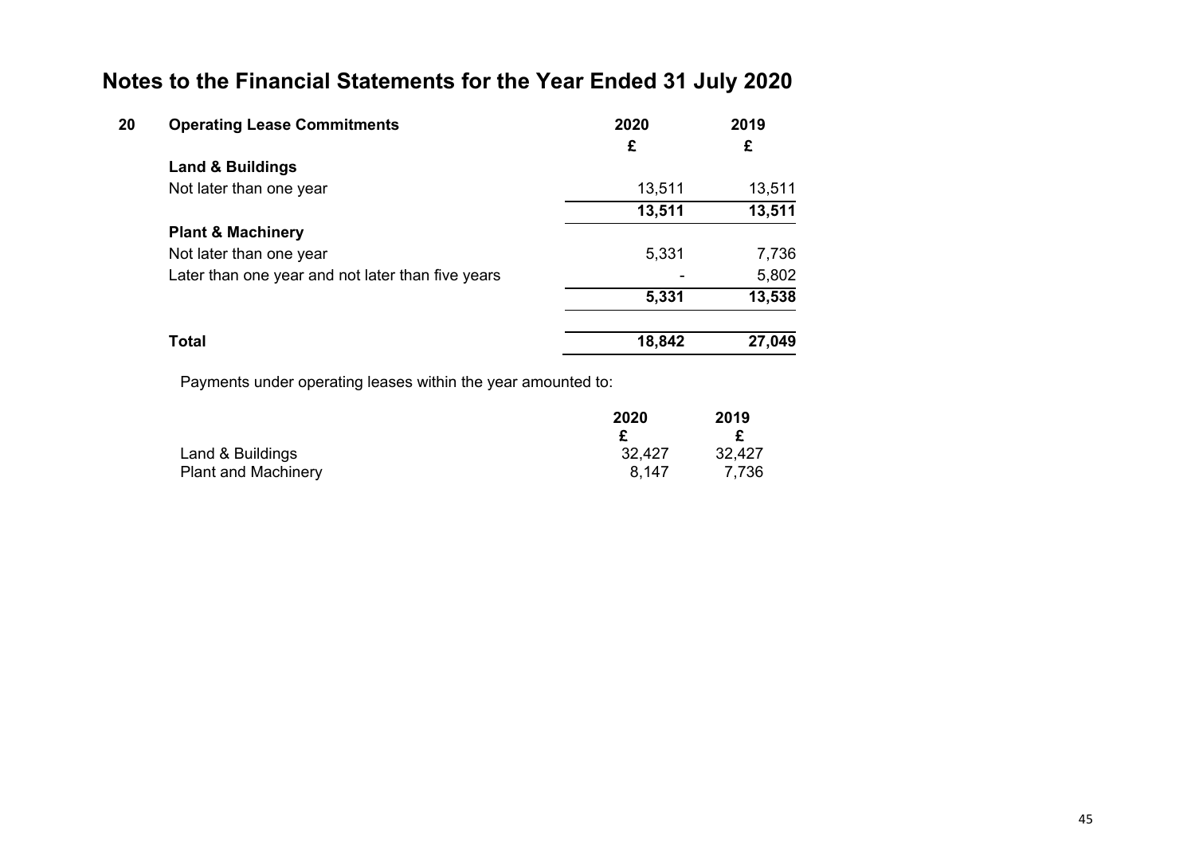# Notes to the Financial Statements for the Year Ended 31 July 2020

## 20 Operating Lease Commitments

| | 2020 | 2019 |
|---|---|---|
| | £ | £ |
| **Land & Buildings** | | |
| Not later than one year | 13,511 | 13,511 |
| | **13,511** | **13,511** |
| **Plant & Machinery** | | |
| Not later than one year | 5,331 | 7,736 |
| Later than one year and not later than five years | - | 5,802 |
| | **5,331** | **13,538** |
| **Total** | **18,842** | **27,049** |

Payments under operating leases within the year amounted to:

| | 2020 | 2019 |
|---|---|---|
| | £ | £ |
| Land & Buildings | 32,427 | 32,427 |
| Plant and Machinery | 8,147 | 7,736 |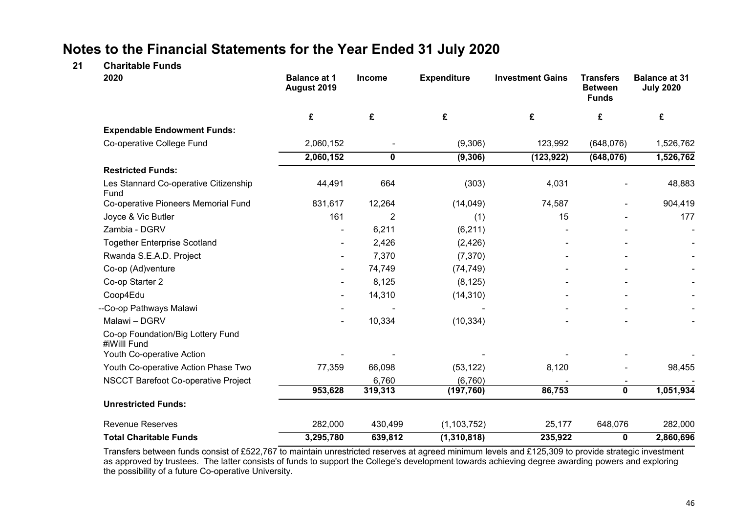# Notes to the Financial Statements for the Year Ended 31 July 2020

## 21 Charitable Funds

| 2020 | Balance at 1 August 2019 | Income | Expenditure | Investment Gains | Transfers Between Funds | Balance at 31 July 2020 |
|---|---|---|---|---|---|---|
| | £ | £ | £ | £ | £ | £ |
| **Expendable Endowment Funds:** | | | | | | |
| Co-operative College Fund | 2,060,152 | - | (9,306) | 123,992 | (648,076) | 1,526,762 |
| | **2,060,152** | **0** | **(9,306)** | **(123,922)** | **(648,076)** | **1,526,762** |
| **Restricted Funds:** | | | | | | |
| Les Stannard Co-operative Citizenship Fund | 44,491 | 664 | (303) | 4,031 | - | 48,883 |
| Co-operative Pioneers Memorial Fund | 831,617 | 12,264 | (14,049) | 74,587 | - | 904,419 |
| Joyce & Vic Butler | 161 | 2 | (1) | 15 | - | 177 |
| Zambia - DGRV | - | 6,211 | (6,211) | - | - | - |
| Together Enterprise Scotland | - | 2,426 | (2,426) | - | - | - |
| Rwanda S.E.A.D. Project | - | 7,370 | (7,370) | - | - | - |
| Co-op (Ad)venture | - | 74,749 | (74,749) | - | - | - |
| Co-op Starter 2 | - | 8,125 | (8,125) | - | - | - |
| Coop4Edu | - | 14,310 | (14,310) | - | - | - |
| --Co-op Pathways Malawi | - | - | - | - | - | - |
| Malawi – DGRV | - | 10,334 | (10,334) | - | - | - |
| Co-op Foundation/Big Lottery Fund #iWilll Fund | | | | | | |
| Youth Co-operative Action | - | - | - | - | - | - |
| Youth Co-operative Action Phase Two | 77,359 | 66,098 | (53,122) | 8,120 | - | 98,455 |
| NSCCT Barefoot Co-operative Project | | 6,760 | (6,760) | - | - | - |
| | **953,628** | **319,313** | **(197,760)** | **86,753** | **0** | **1,051,934** |
| **Unrestricted Funds:** | | | | | | |
| Revenue Reserves | 282,000 | 430,499 | (1,103,752) | 25,177 | 648,076 | 282,000 |
| **Total Charitable Funds** | **3,295,780** | **639,812** | **(1,310,818)** | **235,922** | **0** | **2,860,696** |

Transfers between funds consist of £522,767 to maintain unrestricted reserves at agreed minimum levels and £125,309 to provide strategic investment as approved by trustees. The latter consists of funds to support the College's development towards achieving degree awarding powers and exploring the possibility of a future Co-operative University.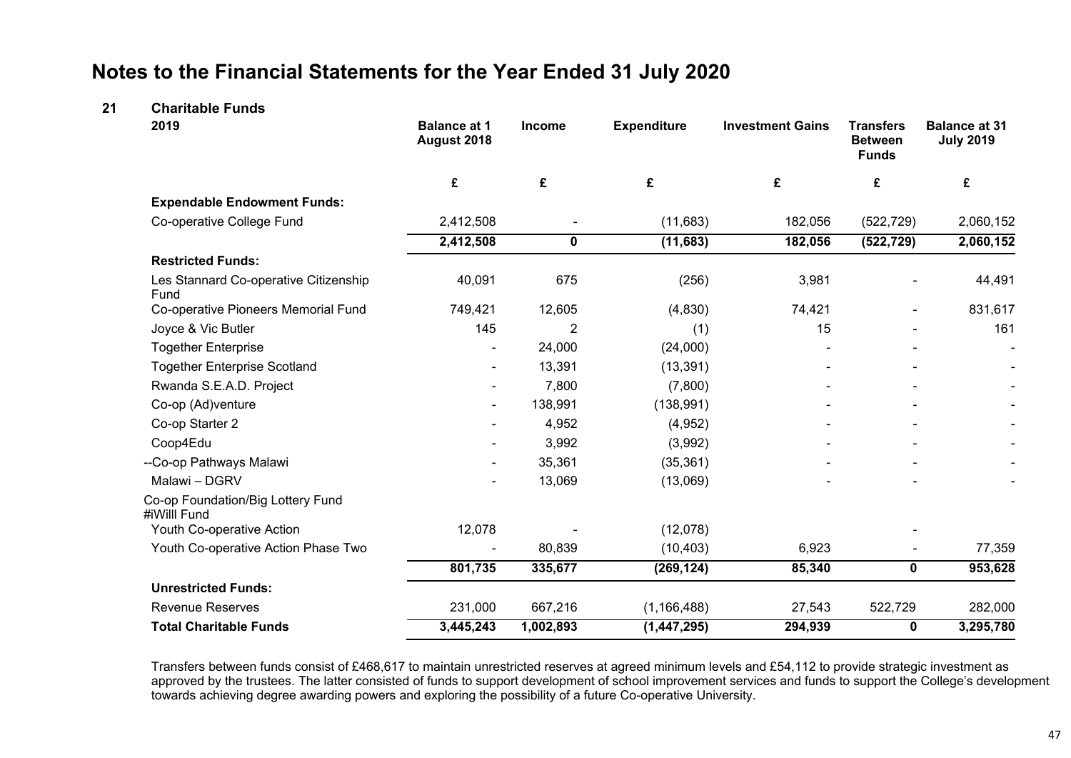# Notes to the Financial Statements for the Year Ended 31 July 2020

## 21 Charitable Funds

| 2019 | Balance at 1 August 2018 | Income | Expenditure | Investment Gains | Transfers Between Funds | Balance at 31 July 2019 |
|---|---|---|---|---|---|---|
| | £ | £ | £ | £ | £ | £ |
| **Expendable Endowment Funds:** | | | | | | |
| Co-operative College Fund | 2,412,508 | - | (11,683) | 182,056 | (522,729) | 2,060,152 |
| | **2,412,508** | **0** | **(11,683)** | **182,056** | **(522,729)** | **2,060,152** |
| **Restricted Funds:** | | | | | | |
| Les Stannard Co-operative Citizenship Fund | 40,091 | 675 | (256) | 3,981 | - | 44,491 |
| Co-operative Pioneers Memorial Fund | 749,421 | 12,605 | (4,830) | 74,421 | - | 831,617 |
| Joyce & Vic Butler | 145 | 2 | (1) | 15 | - | 161 |
| Together Enterprise | - | 24,000 | (24,000) | - | - | - |
| Together Enterprise Scotland | - | 13,391 | (13,391) | - | - | - |
| Rwanda S.E.A.D. Project | - | 7,800 | (7,800) | - | - | - |
| Co-op (Ad)venture | - | 138,991 | (138,991) | - | - | - |
| Co-op Starter 2 | - | 4,952 | (4,952) | - | - | - |
| Coop4Edu | - | 3,992 | (3,992) | - | - | - |
| --Co-op Pathways Malawi | - | 35,361 | (35,361) | - | - | - |
| Malawi – DGRV | - | 13,069 | (13,069) | - | - | - |
| Co-op Foundation/Big Lottery Fund #iWilll Fund | | | | | | |
| Youth Co-operative Action | 12,078 | - | (12,078) | | - | |
| Youth Co-operative Action Phase Two | - | 80,839 | (10,403) | 6,923 | - | 77,359 |
| | **801,735** | **335,677** | **(269,124)** | **85,340** | **0** | **953,628** |
| **Unrestricted Funds:** | | | | | | |
| Revenue Reserves | 231,000 | 667,216 | (1,166,488) | 27,543 | 522,729 | 282,000 |
| **Total Charitable Funds** | **3,445,243** | **1,002,893** | **(1,447,295)** | **294,939** | **0** | **3,295,780** |

Transfers between funds consist of £468,617 to maintain unrestricted reserves at agreed minimum levels and £54,112 to provide strategic investment as approved by the trustees. The latter consisted of funds to support development of school improvement services and funds to support the College's development towards achieving degree awarding powers and exploring the possibility of a future Co-operative University.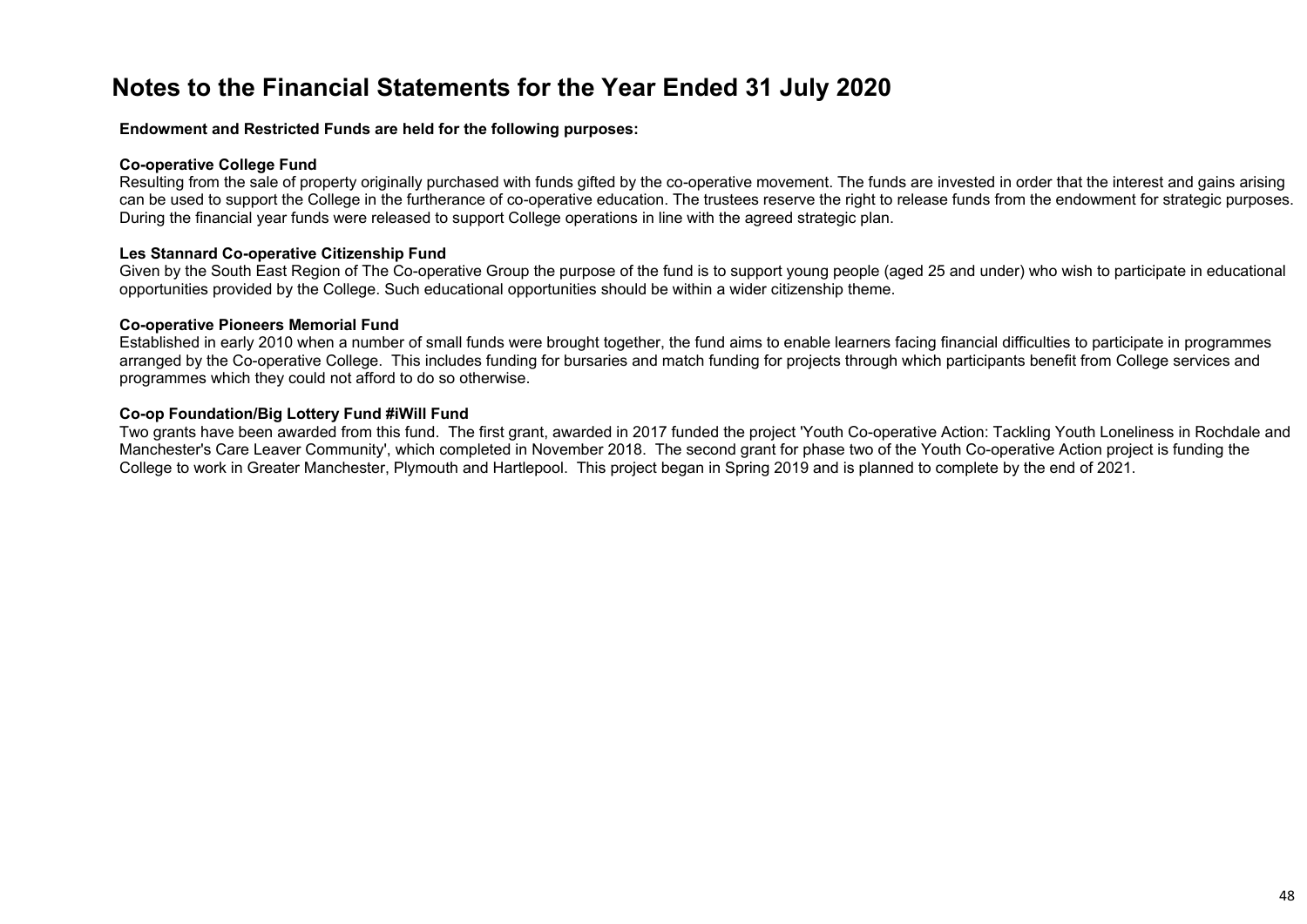# Notes to the Financial Statements for the Year Ended 31 July 2020

**Endowment and Restricted Funds are held for the following purposes:**

**Co-operative College Fund**

Resulting from the sale of property originally purchased with funds gifted by the co-operative movement. The funds are invested in order that the interest and gains arising can be used to support the College in the furtherance of co-operative education. The trustees reserve the right to release funds from the endowment for strategic purposes. During the financial year funds were released to support College operations in line with the agreed strategic plan.

**Les Stannard Co-operative Citizenship Fund**

Given by the South East Region of The Co-operative Group the purpose of the fund is to support young people (aged 25 and under) who wish to participate in educational opportunities provided by the College. Such educational opportunities should be within a wider citizenship theme.

**Co-operative Pioneers Memorial Fund**

Established in early 2010 when a number of small funds were brought together, the fund aims to enable learners facing financial difficulties to participate in programmes arranged by the Co-operative College. This includes funding for bursaries and match funding for projects through which participants benefit from College services and programmes which they could not afford to do so otherwise.

**Co-op Foundation/Big Lottery Fund #iWill Fund**

Two grants have been awarded from this fund. The first grant, awarded in 2017 funded the project 'Youth Co-operative Action: Tackling Youth Loneliness in Rochdale and Manchester's Care Leaver Community', which completed in November 2018. The second grant for phase two of the Youth Co-operative Action project is funding the College to work in Greater Manchester, Plymouth and Hartlepool. This project began in Spring 2019 and is planned to complete by the end of 2021.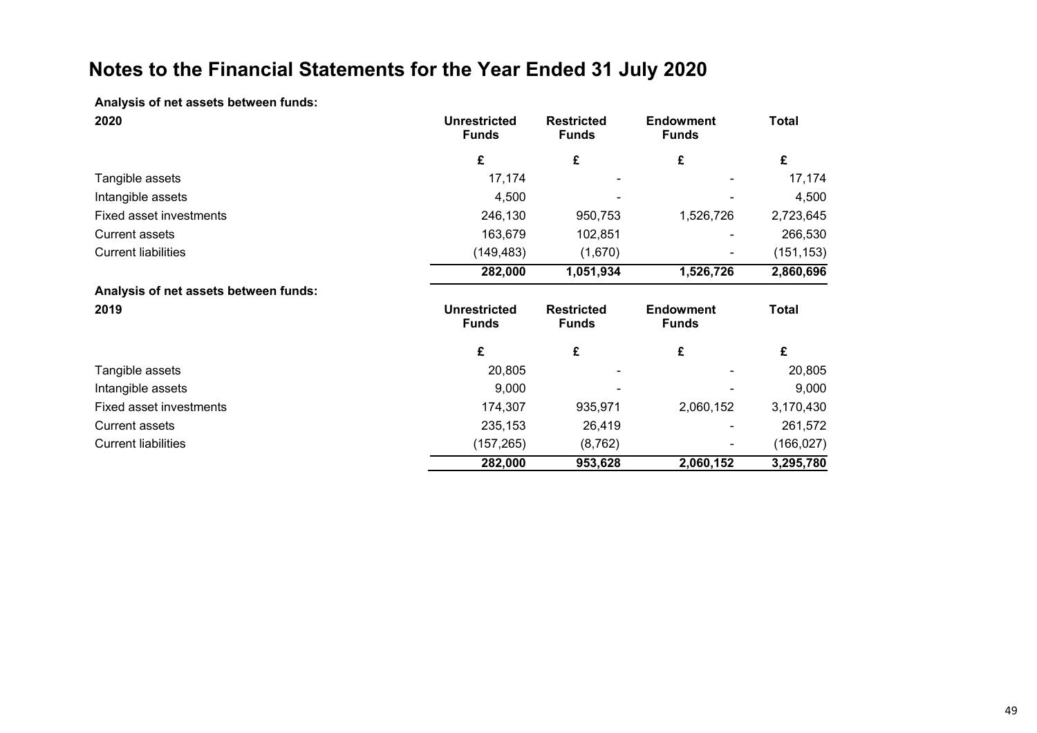# Notes to the Financial Statements for the Year Ended 31 July 2020

**Analysis of net assets between funds:**

| **2020** | **Unrestricted Funds** | **Restricted Funds** | **Endowment Funds** | **Total** |
|---|---|---|---|---|
| | **£** | **£** | **£** | **£** |
| Tangible assets | 17,174 | - | - | 17,174 |
| Intangible assets | 4,500 | - | - | 4,500 |
| Fixed asset investments | 246,130 | 950,753 | 1,526,726 | 2,723,645 |
| Current assets | 163,679 | 102,851 | - | 266,530 |
| Current liabilities | (149,483) | (1,670) | - | (151,153) |
| | **282,000** | **1,051,934** | **1,526,726** | **2,860,696** |

**Analysis of net assets between funds:**

| **2019** | **Unrestricted Funds** | **Restricted Funds** | **Endowment Funds** | **Total** |
|---|---|---|---|---|
| | **£** | **£** | **£** | **£** |
| Tangible assets | 20,805 | - | - | 20,805 |
| Intangible assets | 9,000 | - | - | 9,000 |
| Fixed asset investments | 174,307 | 935,971 | 2,060,152 | 3,170,430 |
| Current assets | 235,153 | 26,419 | - | 261,572 |
| Current liabilities | (157,265) | (8,762) | - | (166,027) |
| | **282,000** | **953,628** | **2,060,152** | **3,295,780** |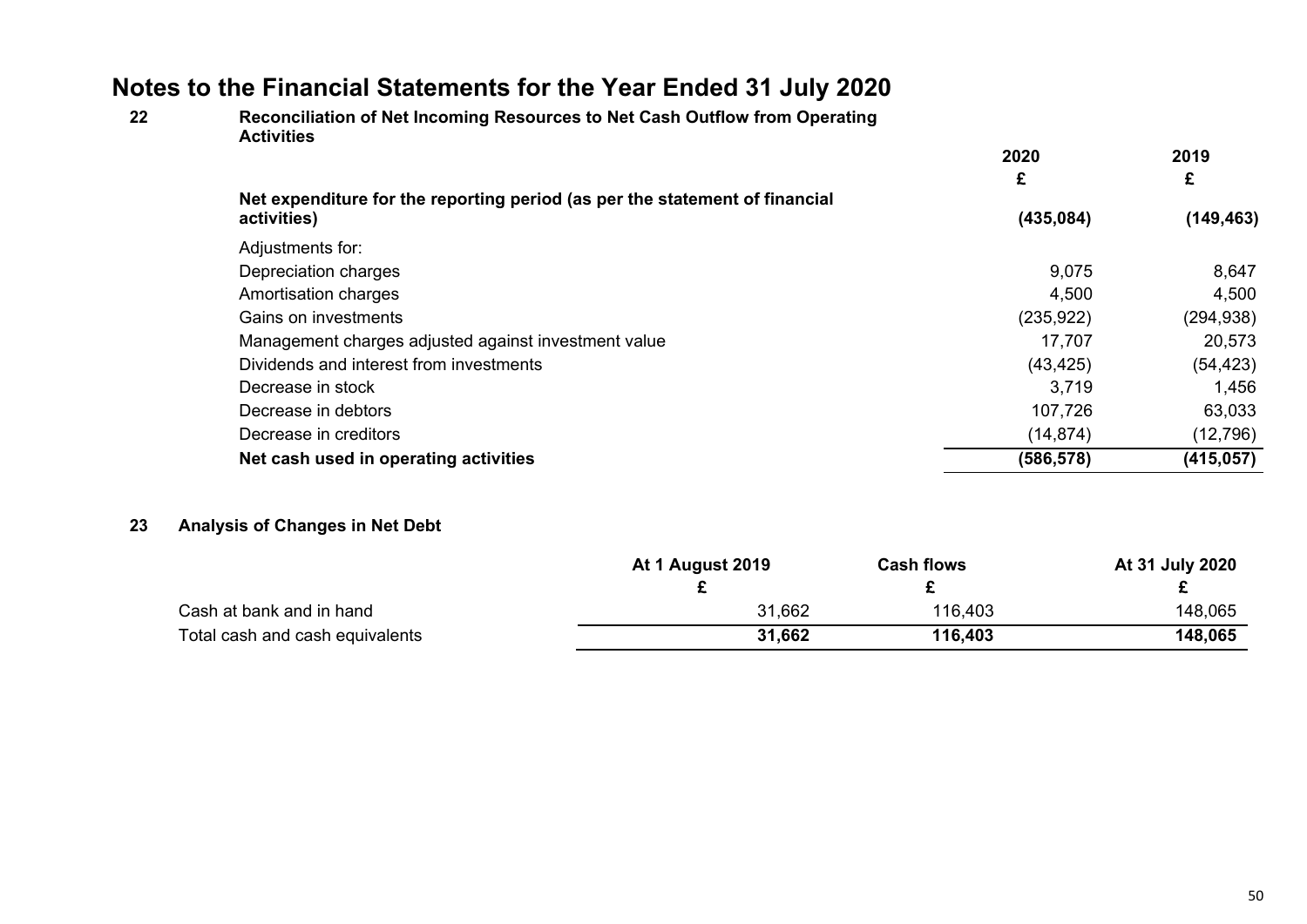# Notes to the Financial Statements for the Year Ended 31 July 2020

## 22 Reconciliation of Net Incoming Resources to Net Cash Outflow from Operating Activities

| | 2020 | 2019 |
|---|---|---|
| | £ | £ |
| **Net expenditure for the reporting period (as per the statement of financial activities)** | **(435,084)** | **(149,463)** |
| Adjustments for: | | |
| Depreciation charges | 9,075 | 8,647 |
| Amortisation charges | 4,500 | 4,500 |
| Gains on investments | (235,922) | (294,938) |
| Management charges adjusted against investment value | 17,707 | 20,573 |
| Dividends and interest from investments | (43,425) | (54,423) |
| Decrease in stock | 3,719 | 1,456 |
| Decrease in debtors | 107,726 | 63,033 |
| Decrease in creditors | (14,874) | (12,796) |
| **Net cash used in operating activities** | **(586,578)** | **(415,057)** |

## 23 Analysis of Changes in Net Debt

| | At 1 August 2019 | Cash flows | At 31 July 2020 |
|---|---|---|---|
| | £ | £ | £ |
| Cash at bank and in hand | 31,662 | 116,403 | 148,065 |
| Total cash and cash equivalents | **31,662** | **116,403** | **148,065** |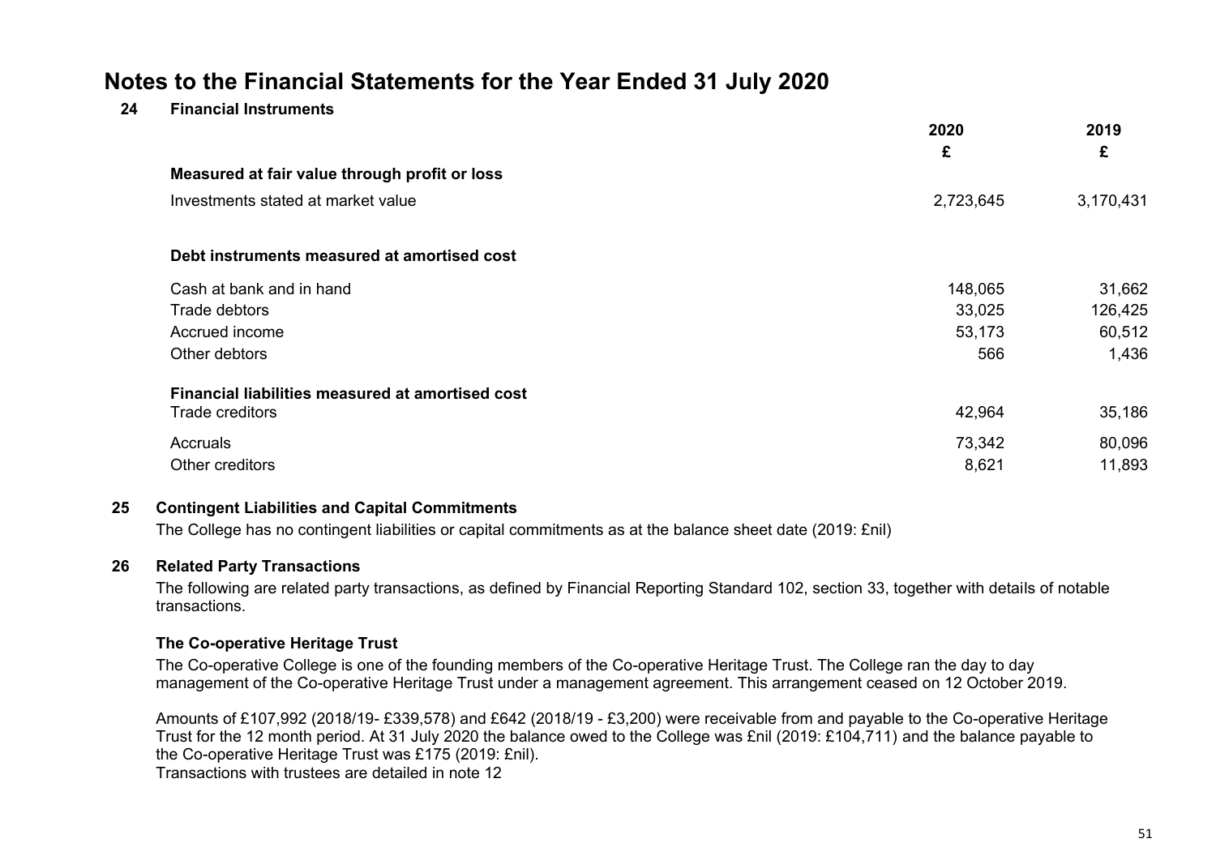# Notes to the Financial Statements for the Year Ended 31 July 2020

## 24 Financial Instruments

| | 2020 | 2019 |
|---|---|---|
| | £ | £ |
| **Measured at fair value through profit or loss** | | |
| Investments stated at market value | 2,723,645 | 3,170,431 |
| | | |
| **Debt instruments measured at amortised cost** | | |
| Cash at bank and in hand | 148,065 | 31,662 |
| Trade debtors | 33,025 | 126,425 |
| Accrued income | 53,173 | 60,512 |
| Other debtors | 566 | 1,436 |
| | | |
| **Financial liabilities measured at amortised cost** | | |
| Trade creditors | 42,964 | 35,186 |
| Accruals | 73,342 | 80,096 |
| Other creditors | 8,621 | 11,893 |

## 25 Contingent Liabilities and Capital Commitments

The College has no contingent liabilities or capital commitments as at the balance sheet date (2019: £nil)

## 26 Related Party Transactions

The following are related party transactions, as defined by Financial Reporting Standard 102, section 33, together with details of notable transactions.

### The Co-operative Heritage Trust

The Co-operative College is one of the founding members of the Co-operative Heritage Trust. The College ran the day to day management of the Co-operative Heritage Trust under a management agreement. This arrangement ceased on 12 October 2019.

Amounts of £107,992 (2018/19- £339,578) and £642 (2018/19 - £3,200) were receivable from and payable to the Co-operative Heritage Trust for the 12 month period. At 31 July 2020 the balance owed to the College was £nil (2019: £104,711) and the balance payable to the Co-operative Heritage Trust was £175 (2019: £nil).
Transactions with trustees are detailed in note 12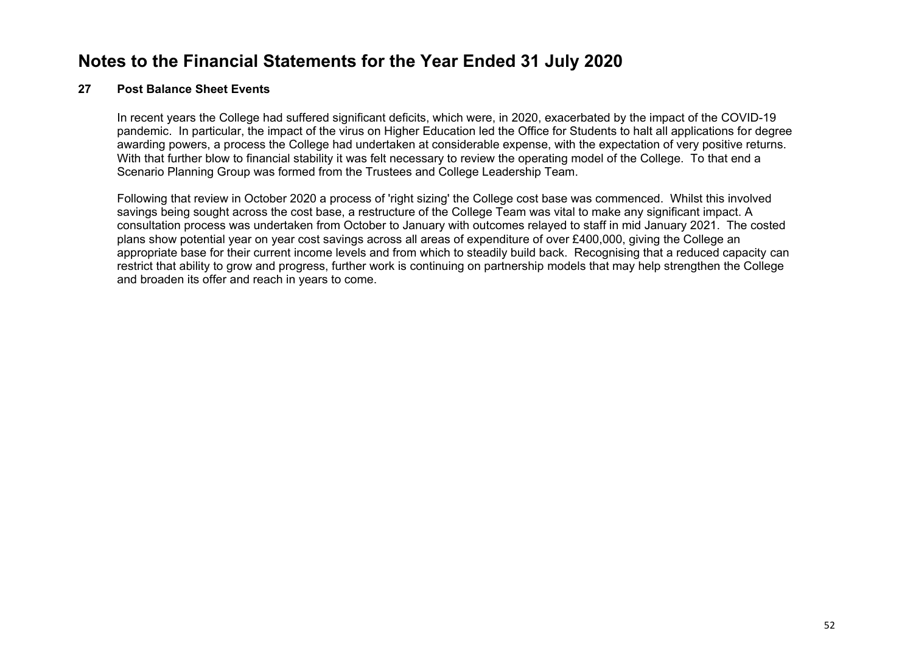# Notes to the Financial Statements for the Year Ended 31 July 2020

## 27 Post Balance Sheet Events

In recent years the College had suffered significant deficits, which were, in 2020, exacerbated by the impact of the COVID-19 pandemic. In particular, the impact of the virus on Higher Education led the Office for Students to halt all applications for degree awarding powers, a process the College had undertaken at considerable expense, with the expectation of very positive returns. With that further blow to financial stability it was felt necessary to review the operating model of the College. To that end a Scenario Planning Group was formed from the Trustees and College Leadership Team.

Following that review in October 2020 a process of 'right sizing' the College cost base was commenced. Whilst this involved savings being sought across the cost base, a restructure of the College Team was vital to make any significant impact. A consultation process was undertaken from October to January with outcomes relayed to staff in mid January 2021. The costed plans show potential year on year cost savings across all areas of expenditure of over £400,000, giving the College an appropriate base for their current income levels and from which to steadily build back. Recognising that a reduced capacity can restrict that ability to grow and progress, further work is continuing on partnership models that may help strengthen the College and broaden its offer and reach in years to come.